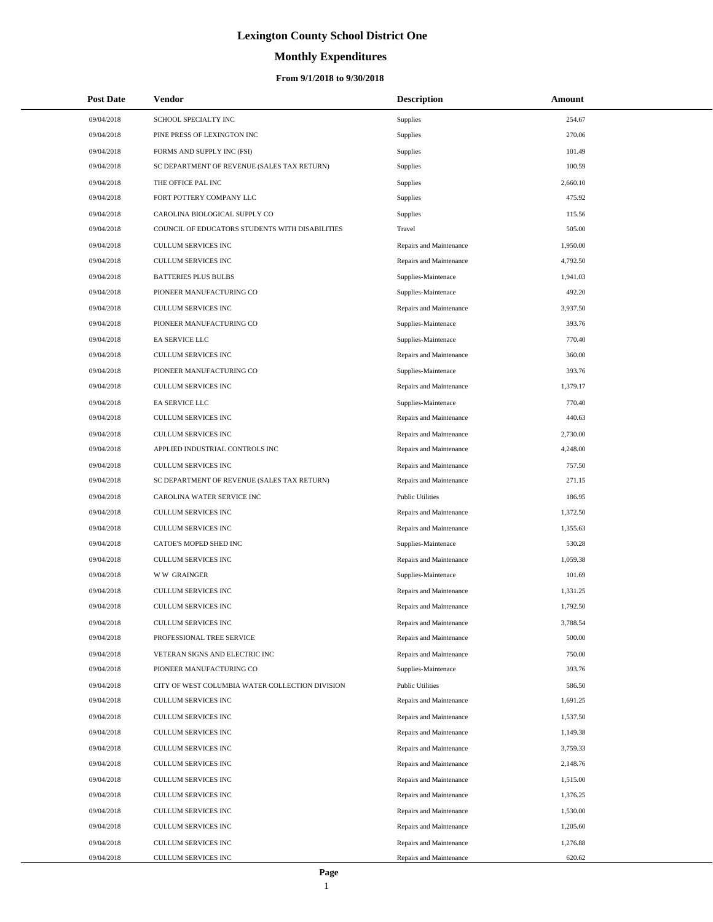# Lexington County School District One

## Monthly Expenditures

### From 9/1/2018 to 9/30/2018

| Post Date | Vendor | Description | Amount |
|---|---|---|---|
| 09/04/2018 | SCHOOL SPECIALTY INC | Supplies | 254.67 |
| 09/04/2018 | PINE PRESS OF LEXINGTON INC | Supplies | 270.06 |
| 09/04/2018 | FORMS AND SUPPLY INC (FSI) | Supplies | 101.49 |
| 09/04/2018 | SC DEPARTMENT OF REVENUE (SALES TAX RETURN) | Supplies | 100.59 |
| 09/04/2018 | THE OFFICE PAL INC | Supplies | 2,660.10 |
| 09/04/2018 | FORT POTTERY COMPANY LLC | Supplies | 475.92 |
| 09/04/2018 | CAROLINA BIOLOGICAL SUPPLY CO | Supplies | 115.56 |
| 09/04/2018 | COUNCIL OF EDUCATORS STUDENTS WITH DISABILITIES | Travel | 505.00 |
| 09/04/2018 | CULLUM SERVICES INC | Repairs and Maintenance | 1,950.00 |
| 09/04/2018 | CULLUM SERVICES INC | Repairs and Maintenance | 4,792.50 |
| 09/04/2018 | BATTERIES PLUS BULBS | Supplies-Maintenace | 1,941.03 |
| 09/04/2018 | PIONEER MANUFACTURING CO | Supplies-Maintenace | 492.20 |
| 09/04/2018 | CULLUM SERVICES INC | Repairs and Maintenance | 3,937.50 |
| 09/04/2018 | PIONEER MANUFACTURING CO | Supplies-Maintenace | 393.76 |
| 09/04/2018 | EA SERVICE LLC | Supplies-Maintenace | 770.40 |
| 09/04/2018 | CULLUM SERVICES INC | Repairs and Maintenance | 360.00 |
| 09/04/2018 | PIONEER MANUFACTURING CO | Supplies-Maintenace | 393.76 |
| 09/04/2018 | CULLUM SERVICES INC | Repairs and Maintenance | 1,379.17 |
| 09/04/2018 | EA SERVICE LLC | Supplies-Maintenace | 770.40 |
| 09/04/2018 | CULLUM SERVICES INC | Repairs and Maintenance | 440.63 |
| 09/04/2018 | CULLUM SERVICES INC | Repairs and Maintenance | 2,730.00 |
| 09/04/2018 | APPLIED INDUSTRIAL CONTROLS INC | Repairs and Maintenance | 4,248.00 |
| 09/04/2018 | CULLUM SERVICES INC | Repairs and Maintenance | 757.50 |
| 09/04/2018 | SC DEPARTMENT OF REVENUE (SALES TAX RETURN) | Repairs and Maintenance | 271.15 |
| 09/04/2018 | CAROLINA WATER SERVICE INC | Public Utilities | 186.95 |
| 09/04/2018 | CULLUM SERVICES INC | Repairs and Maintenance | 1,372.50 |
| 09/04/2018 | CULLUM SERVICES INC | Repairs and Maintenance | 1,355.63 |
| 09/04/2018 | CATOE'S MOPED SHED INC | Supplies-Maintenace | 530.28 |
| 09/04/2018 | CULLUM SERVICES INC | Repairs and Maintenance | 1,059.38 |
| 09/04/2018 | W W GRAINGER | Supplies-Maintenace | 101.69 |
| 09/04/2018 | CULLUM SERVICES INC | Repairs and Maintenance | 1,331.25 |
| 09/04/2018 | CULLUM SERVICES INC | Repairs and Maintenance | 1,792.50 |
| 09/04/2018 | CULLUM SERVICES INC | Repairs and Maintenance | 3,788.54 |
| 09/04/2018 | PROFESSIONAL TREE SERVICE | Repairs and Maintenance | 500.00 |
| 09/04/2018 | VETERAN SIGNS AND ELECTRIC INC | Repairs and Maintenance | 750.00 |
| 09/04/2018 | PIONEER MANUFACTURING CO | Supplies-Maintenace | 393.76 |
| 09/04/2018 | CITY OF WEST COLUMBIA WATER COLLECTION DIVISION | Public Utilities | 586.50 |
| 09/04/2018 | CULLUM SERVICES INC | Repairs and Maintenance | 1,691.25 |
| 09/04/2018 | CULLUM SERVICES INC | Repairs and Maintenance | 1,537.50 |
| 09/04/2018 | CULLUM SERVICES INC | Repairs and Maintenance | 1,149.38 |
| 09/04/2018 | CULLUM SERVICES INC | Repairs and Maintenance | 3,759.33 |
| 09/04/2018 | CULLUM SERVICES INC | Repairs and Maintenance | 2,148.76 |
| 09/04/2018 | CULLUM SERVICES INC | Repairs and Maintenance | 1,515.00 |
| 09/04/2018 | CULLUM SERVICES INC | Repairs and Maintenance | 1,376.25 |
| 09/04/2018 | CULLUM SERVICES INC | Repairs and Maintenance | 1,530.00 |
| 09/04/2018 | CULLUM SERVICES INC | Repairs and Maintenance | 1,205.60 |
| 09/04/2018 | CULLUM SERVICES INC | Repairs and Maintenance | 1,276.88 |
| 09/04/2018 | CULLUM SERVICES INC | Repairs and Maintenance | 620.62 |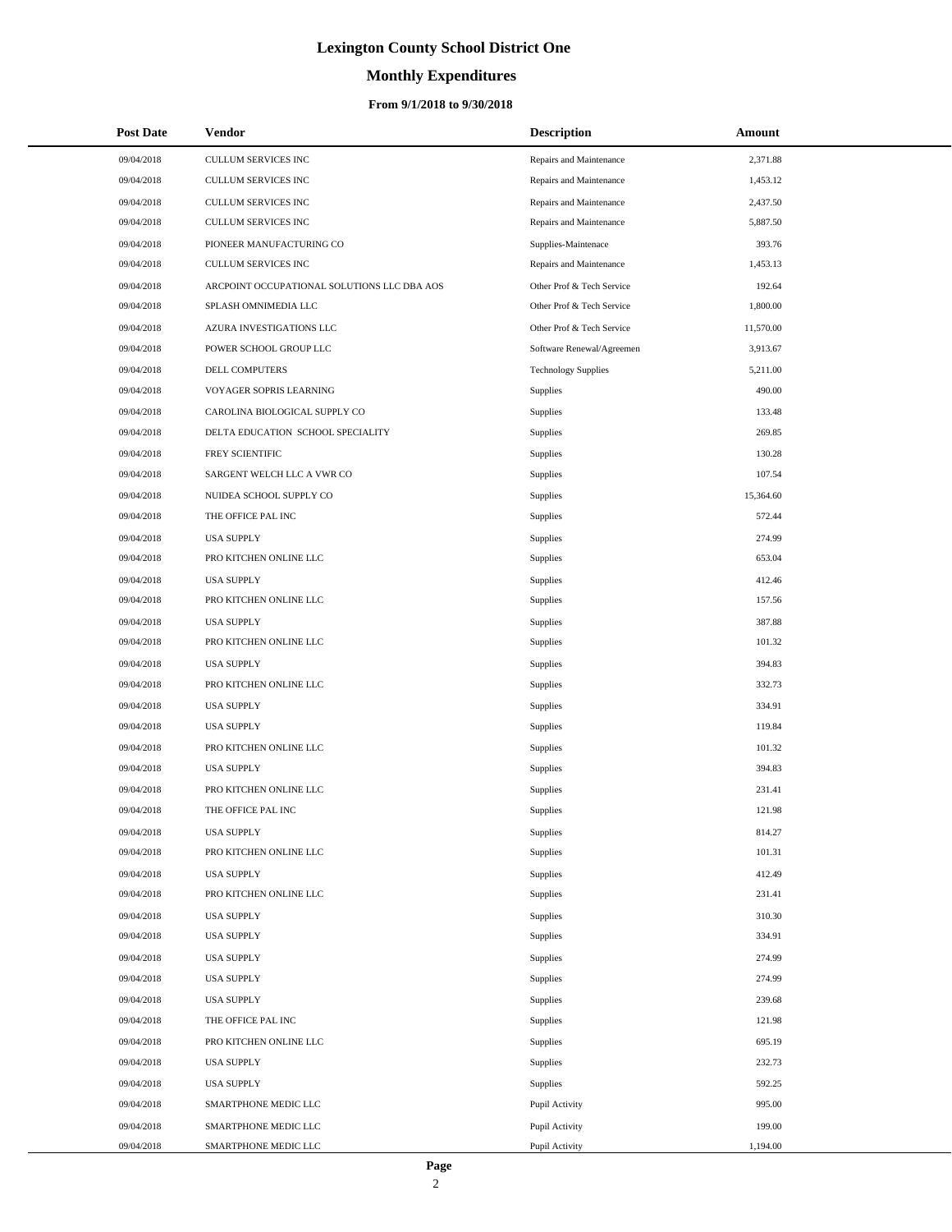# Lexington County School District One

## Monthly Expenditures

### From 9/1/2018 to 9/30/2018

| Post Date | Vendor | Description | Amount |
|---|---|---|---|
| 09/04/2018 | CULLUM SERVICES INC | Repairs and Maintenance | 2,371.88 |
| 09/04/2018 | CULLUM SERVICES INC | Repairs and Maintenance | 1,453.12 |
| 09/04/2018 | CULLUM SERVICES INC | Repairs and Maintenance | 2,437.50 |
| 09/04/2018 | CULLUM SERVICES INC | Repairs and Maintenance | 5,887.50 |
| 09/04/2018 | PIONEER MANUFACTURING CO | Supplies-Maintenace | 393.76 |
| 09/04/2018 | CULLUM SERVICES INC | Repairs and Maintenance | 1,453.13 |
| 09/04/2018 | ARCPOINT OCCUPATIONAL SOLUTIONS LLC DBA AOS | Other Prof & Tech Service | 192.64 |
| 09/04/2018 | SPLASH OMNIMEDIA LLC | Other Prof & Tech Service | 1,800.00 |
| 09/04/2018 | AZURA INVESTIGATIONS LLC | Other Prof & Tech Service | 11,570.00 |
| 09/04/2018 | POWER SCHOOL GROUP LLC | Software Renewal/Agreemen | 3,913.67 |
| 09/04/2018 | DELL COMPUTERS | Technology Supplies | 5,211.00 |
| 09/04/2018 | VOYAGER SOPRIS LEARNING | Supplies | 490.00 |
| 09/04/2018 | CAROLINA BIOLOGICAL SUPPLY CO | Supplies | 133.48 |
| 09/04/2018 | DELTA EDUCATION SCHOOL SPECIALITY | Supplies | 269.85 |
| 09/04/2018 | FREY SCIENTIFIC | Supplies | 130.28 |
| 09/04/2018 | SARGENT WELCH LLC A VWR CO | Supplies | 107.54 |
| 09/04/2018 | NUIDEA SCHOOL SUPPLY CO | Supplies | 15,364.60 |
| 09/04/2018 | THE OFFICE PAL INC | Supplies | 572.44 |
| 09/04/2018 | USA SUPPLY | Supplies | 274.99 |
| 09/04/2018 | PRO KITCHEN ONLINE LLC | Supplies | 653.04 |
| 09/04/2018 | USA SUPPLY | Supplies | 412.46 |
| 09/04/2018 | PRO KITCHEN ONLINE LLC | Supplies | 157.56 |
| 09/04/2018 | USA SUPPLY | Supplies | 387.88 |
| 09/04/2018 | PRO KITCHEN ONLINE LLC | Supplies | 101.32 |
| 09/04/2018 | USA SUPPLY | Supplies | 394.83 |
| 09/04/2018 | PRO KITCHEN ONLINE LLC | Supplies | 332.73 |
| 09/04/2018 | USA SUPPLY | Supplies | 334.91 |
| 09/04/2018 | USA SUPPLY | Supplies | 119.84 |
| 09/04/2018 | PRO KITCHEN ONLINE LLC | Supplies | 101.32 |
| 09/04/2018 | USA SUPPLY | Supplies | 394.83 |
| 09/04/2018 | PRO KITCHEN ONLINE LLC | Supplies | 231.41 |
| 09/04/2018 | THE OFFICE PAL INC | Supplies | 121.98 |
| 09/04/2018 | USA SUPPLY | Supplies | 814.27 |
| 09/04/2018 | PRO KITCHEN ONLINE LLC | Supplies | 101.31 |
| 09/04/2018 | USA SUPPLY | Supplies | 412.49 |
| 09/04/2018 | PRO KITCHEN ONLINE LLC | Supplies | 231.41 |
| 09/04/2018 | USA SUPPLY | Supplies | 310.30 |
| 09/04/2018 | USA SUPPLY | Supplies | 334.91 |
| 09/04/2018 | USA SUPPLY | Supplies | 274.99 |
| 09/04/2018 | USA SUPPLY | Supplies | 274.99 |
| 09/04/2018 | USA SUPPLY | Supplies | 239.68 |
| 09/04/2018 | THE OFFICE PAL INC | Supplies | 121.98 |
| 09/04/2018 | PRO KITCHEN ONLINE LLC | Supplies | 695.19 |
| 09/04/2018 | USA SUPPLY | Supplies | 232.73 |
| 09/04/2018 | USA SUPPLY | Supplies | 592.25 |
| 09/04/2018 | SMARTPHONE MEDIC LLC | Pupil Activity | 995.00 |
| 09/04/2018 | SMARTPHONE MEDIC LLC | Pupil Activity | 199.00 |
| 09/04/2018 | SMARTPHONE MEDIC LLC | Pupil Activity | 1,194.00 |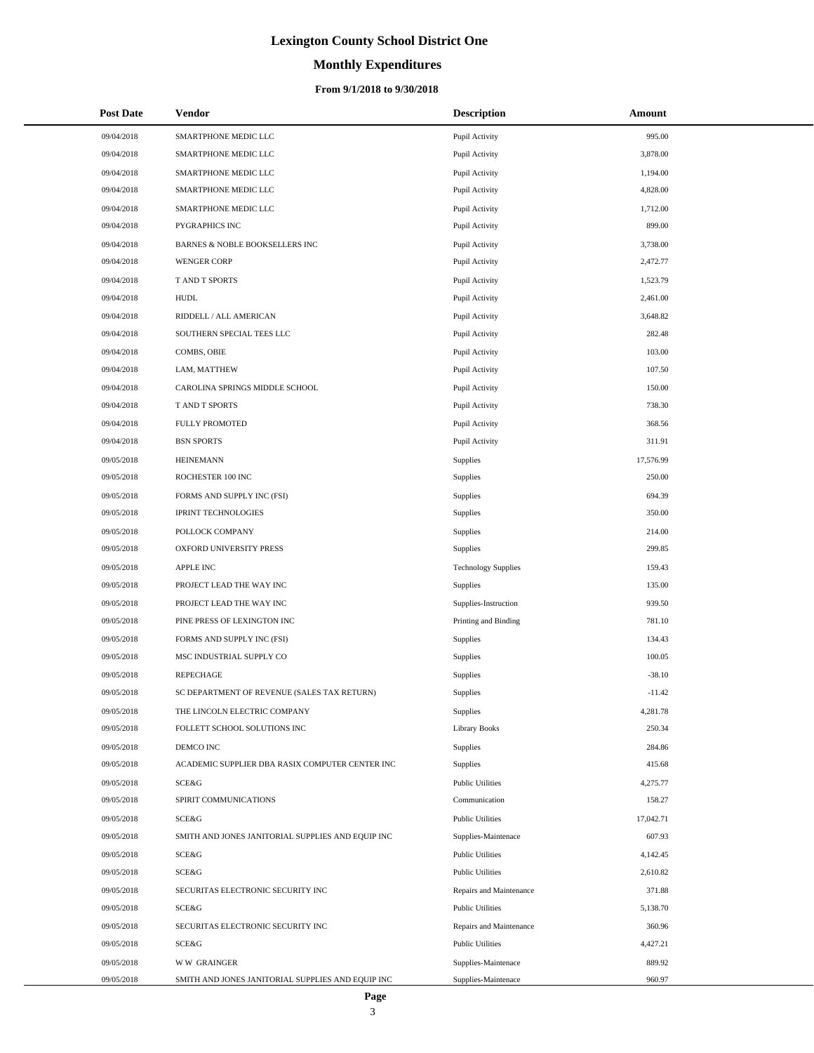# Lexington County School District One

## Monthly Expenditures

### From 9/1/2018 to 9/30/2018

| Post Date | Vendor | Description | Amount |
|---|---|---|---|
| 09/04/2018 | SMARTPHONE MEDIC LLC | Pupil Activity | 995.00 |
| 09/04/2018 | SMARTPHONE MEDIC LLC | Pupil Activity | 3,878.00 |
| 09/04/2018 | SMARTPHONE MEDIC LLC | Pupil Activity | 1,194.00 |
| 09/04/2018 | SMARTPHONE MEDIC LLC | Pupil Activity | 4,828.00 |
| 09/04/2018 | SMARTPHONE MEDIC LLC | Pupil Activity | 1,712.00 |
| 09/04/2018 | PYGRAPHICS INC | Pupil Activity | 899.00 |
| 09/04/2018 | BARNES & NOBLE BOOKSELLERS INC | Pupil Activity | 3,738.00 |
| 09/04/2018 | WENGER CORP | Pupil Activity | 2,472.77 |
| 09/04/2018 | T AND T SPORTS | Pupil Activity | 1,523.79 |
| 09/04/2018 | HUDL | Pupil Activity | 2,461.00 |
| 09/04/2018 | RIDDELL / ALL AMERICAN | Pupil Activity | 3,648.82 |
| 09/04/2018 | SOUTHERN SPECIAL TEES LLC | Pupil Activity | 282.48 |
| 09/04/2018 | COMBS, OBIE | Pupil Activity | 103.00 |
| 09/04/2018 | LAM, MATTHEW | Pupil Activity | 107.50 |
| 09/04/2018 | CAROLINA SPRINGS MIDDLE SCHOOL | Pupil Activity | 150.00 |
| 09/04/2018 | T AND T SPORTS | Pupil Activity | 738.30 |
| 09/04/2018 | FULLY PROMOTED | Pupil Activity | 368.56 |
| 09/04/2018 | BSN SPORTS | Pupil Activity | 311.91 |
| 09/05/2018 | HEINEMANN | Supplies | 17,576.99 |
| 09/05/2018 | ROCHESTER 100 INC | Supplies | 250.00 |
| 09/05/2018 | FORMS AND SUPPLY INC (FSI) | Supplies | 694.39 |
| 09/05/2018 | IPRINT TECHNOLOGIES | Supplies | 350.00 |
| 09/05/2018 | POLLOCK COMPANY | Supplies | 214.00 |
| 09/05/2018 | OXFORD UNIVERSITY PRESS | Supplies | 299.85 |
| 09/05/2018 | APPLE INC | Technology Supplies | 159.43 |
| 09/05/2018 | PROJECT LEAD THE WAY INC | Supplies | 135.00 |
| 09/05/2018 | PROJECT LEAD THE WAY INC | Supplies-Instruction | 939.50 |
| 09/05/2018 | PINE PRESS OF LEXINGTON INC | Printing and Binding | 781.10 |
| 09/05/2018 | FORMS AND SUPPLY INC (FSI) | Supplies | 134.43 |
| 09/05/2018 | MSC INDUSTRIAL SUPPLY CO | Supplies | 100.05 |
| 09/05/2018 | REPECHAGE | Supplies | -38.10 |
| 09/05/2018 | SC DEPARTMENT OF REVENUE (SALES TAX RETURN) | Supplies | -11.42 |
| 09/05/2018 | THE LINCOLN ELECTRIC COMPANY | Supplies | 4,281.78 |
| 09/05/2018 | FOLLETT SCHOOL SOLUTIONS INC | Library Books | 250.34 |
| 09/05/2018 | DEMCO INC | Supplies | 284.86 |
| 09/05/2018 | ACADEMIC SUPPLIER DBA RASIX COMPUTER CENTER INC | Supplies | 415.68 |
| 09/05/2018 | SCE&G | Public Utilities | 4,275.77 |
| 09/05/2018 | SPIRIT COMMUNICATIONS | Communication | 158.27 |
| 09/05/2018 | SCE&G | Public Utilities | 17,042.71 |
| 09/05/2018 | SMITH AND JONES JANITORIAL SUPPLIES AND EQUIP INC | Supplies-Maintenace | 607.93 |
| 09/05/2018 | SCE&G | Public Utilities | 4,142.45 |
| 09/05/2018 | SCE&G | Public Utilities | 2,610.82 |
| 09/05/2018 | SECURITAS ELECTRONIC SECURITY INC | Repairs and Maintenance | 371.88 |
| 09/05/2018 | SCE&G | Public Utilities | 5,138.70 |
| 09/05/2018 | SECURITAS ELECTRONIC SECURITY INC | Repairs and Maintenance | 360.96 |
| 09/05/2018 | SCE&G | Public Utilities | 4,427.21 |
| 09/05/2018 | W W GRAINGER | Supplies-Maintenace | 889.92 |
| 09/05/2018 | SMITH AND JONES JANITORIAL SUPPLIES AND EQUIP INC | Supplies-Maintenace | 960.97 |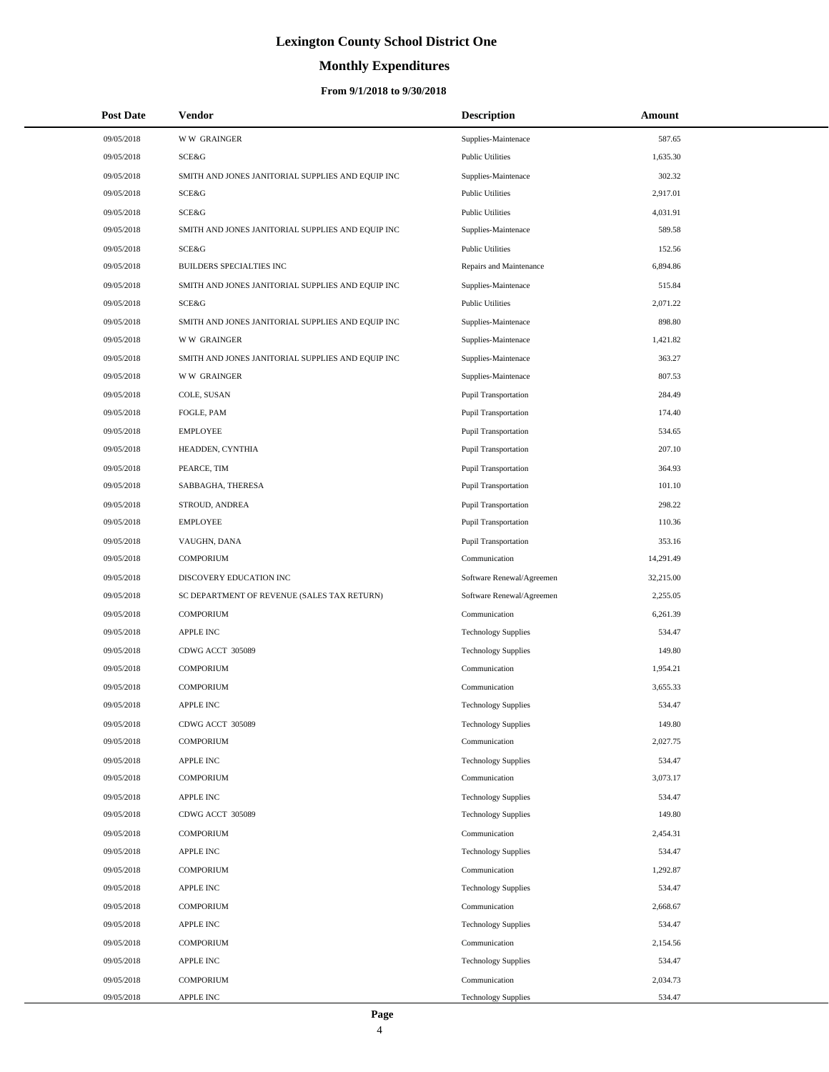# Lexington County School District One

## Monthly Expenditures

### From 9/1/2018 to 9/30/2018

| Post Date | Vendor | Description | Amount |
|---|---|---|---|
| 09/05/2018 | W W GRAINGER | Supplies-Maintenace | 587.65 |
| 09/05/2018 | SCE&G | Public Utilities | 1,635.30 |
| 09/05/2018 | SMITH AND JONES JANITORIAL SUPPLIES AND EQUIP INC | Supplies-Maintenace | 302.32 |
| 09/05/2018 | SCE&G | Public Utilities | 2,917.01 |
| 09/05/2018 | SCE&G | Public Utilities | 4,031.91 |
| 09/05/2018 | SMITH AND JONES JANITORIAL SUPPLIES AND EQUIP INC | Supplies-Maintenace | 589.58 |
| 09/05/2018 | SCE&G | Public Utilities | 152.56 |
| 09/05/2018 | BUILDERS SPECIALTIES INC | Repairs and Maintenance | 6,894.86 |
| 09/05/2018 | SMITH AND JONES JANITORIAL SUPPLIES AND EQUIP INC | Supplies-Maintenace | 515.84 |
| 09/05/2018 | SCE&G | Public Utilities | 2,071.22 |
| 09/05/2018 | SMITH AND JONES JANITORIAL SUPPLIES AND EQUIP INC | Supplies-Maintenace | 898.80 |
| 09/05/2018 | W W GRAINGER | Supplies-Maintenace | 1,421.82 |
| 09/05/2018 | SMITH AND JONES JANITORIAL SUPPLIES AND EQUIP INC | Supplies-Maintenace | 363.27 |
| 09/05/2018 | W W GRAINGER | Supplies-Maintenace | 807.53 |
| 09/05/2018 | COLE, SUSAN | Pupil Transportation | 284.49 |
| 09/05/2018 | FOGLE, PAM | Pupil Transportation | 174.40 |
| 09/05/2018 | EMPLOYEE | Pupil Transportation | 534.65 |
| 09/05/2018 | HEADDEN, CYNTHIA | Pupil Transportation | 207.10 |
| 09/05/2018 | PEARCE, TIM | Pupil Transportation | 364.93 |
| 09/05/2018 | SABBAGHA, THERESA | Pupil Transportation | 101.10 |
| 09/05/2018 | STROUD, ANDREA | Pupil Transportation | 298.22 |
| 09/05/2018 | EMPLOYEE | Pupil Transportation | 110.36 |
| 09/05/2018 | VAUGHN, DANA | Pupil Transportation | 353.16 |
| 09/05/2018 | COMPORIUM | Communication | 14,291.49 |
| 09/05/2018 | DISCOVERY EDUCATION INC | Software Renewal/Agreemen | 32,215.00 |
| 09/05/2018 | SC DEPARTMENT OF REVENUE (SALES TAX RETURN) | Software Renewal/Agreemen | 2,255.05 |
| 09/05/2018 | COMPORIUM | Communication | 6,261.39 |
| 09/05/2018 | APPLE INC | Technology Supplies | 534.47 |
| 09/05/2018 | CDWG ACCT 305089 | Technology Supplies | 149.80 |
| 09/05/2018 | COMPORIUM | Communication | 1,954.21 |
| 09/05/2018 | COMPORIUM | Communication | 3,655.33 |
| 09/05/2018 | APPLE INC | Technology Supplies | 534.47 |
| 09/05/2018 | CDWG ACCT 305089 | Technology Supplies | 149.80 |
| 09/05/2018 | COMPORIUM | Communication | 2,027.75 |
| 09/05/2018 | APPLE INC | Technology Supplies | 534.47 |
| 09/05/2018 | COMPORIUM | Communication | 3,073.17 |
| 09/05/2018 | APPLE INC | Technology Supplies | 534.47 |
| 09/05/2018 | CDWG ACCT 305089 | Technology Supplies | 149.80 |
| 09/05/2018 | COMPORIUM | Communication | 2,454.31 |
| 09/05/2018 | APPLE INC | Technology Supplies | 534.47 |
| 09/05/2018 | COMPORIUM | Communication | 1,292.87 |
| 09/05/2018 | APPLE INC | Technology Supplies | 534.47 |
| 09/05/2018 | COMPORIUM | Communication | 2,668.67 |
| 09/05/2018 | APPLE INC | Technology Supplies | 534.47 |
| 09/05/2018 | COMPORIUM | Communication | 2,154.56 |
| 09/05/2018 | APPLE INC | Technology Supplies | 534.47 |
| 09/05/2018 | COMPORIUM | Communication | 2,034.73 |
| 09/05/2018 | APPLE INC | Technology Supplies | 534.47 |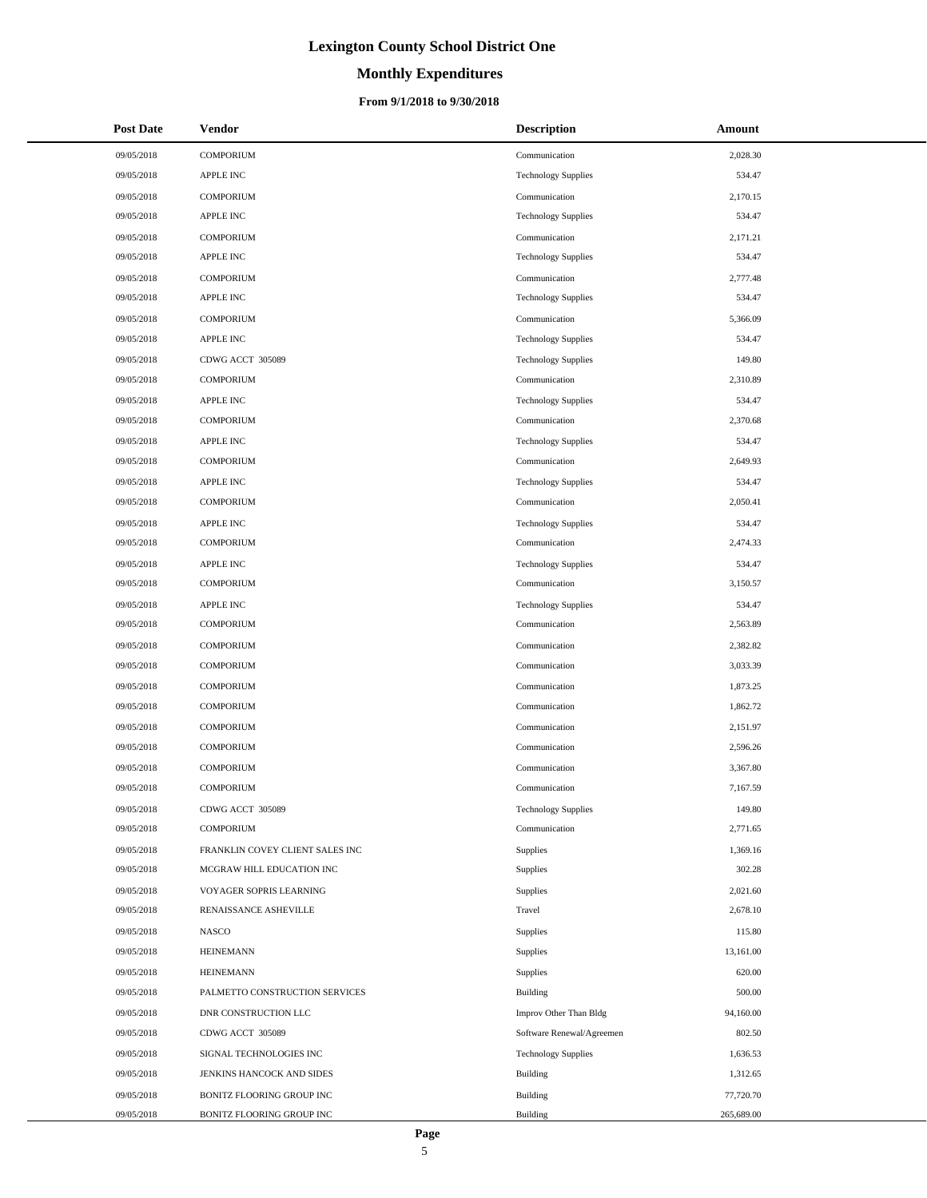# Lexington County School District One

## Monthly Expenditures

### From 9/1/2018 to 9/30/2018

| Post Date | Vendor | Description | Amount |
|---|---|---|---|
| 09/05/2018 | COMPORIUM | Communication | 2,028.30 |
| 09/05/2018 | APPLE INC | Technology Supplies | 534.47 |
| 09/05/2018 | COMPORIUM | Communication | 2,170.15 |
| 09/05/2018 | APPLE INC | Technology Supplies | 534.47 |
| 09/05/2018 | COMPORIUM | Communication | 2,171.21 |
| 09/05/2018 | APPLE INC | Technology Supplies | 534.47 |
| 09/05/2018 | COMPORIUM | Communication | 2,777.48 |
| 09/05/2018 | APPLE INC | Technology Supplies | 534.47 |
| 09/05/2018 | COMPORIUM | Communication | 5,366.09 |
| 09/05/2018 | APPLE INC | Technology Supplies | 534.47 |
| 09/05/2018 | CDWG ACCT 305089 | Technology Supplies | 149.80 |
| 09/05/2018 | COMPORIUM | Communication | 2,310.89 |
| 09/05/2018 | APPLE INC | Technology Supplies | 534.47 |
| 09/05/2018 | COMPORIUM | Communication | 2,370.68 |
| 09/05/2018 | APPLE INC | Technology Supplies | 534.47 |
| 09/05/2018 | COMPORIUM | Communication | 2,649.93 |
| 09/05/2018 | APPLE INC | Technology Supplies | 534.47 |
| 09/05/2018 | COMPORIUM | Communication | 2,050.41 |
| 09/05/2018 | APPLE INC | Technology Supplies | 534.47 |
| 09/05/2018 | COMPORIUM | Communication | 2,474.33 |
| 09/05/2018 | APPLE INC | Technology Supplies | 534.47 |
| 09/05/2018 | COMPORIUM | Communication | 3,150.57 |
| 09/05/2018 | APPLE INC | Technology Supplies | 534.47 |
| 09/05/2018 | COMPORIUM | Communication | 2,563.89 |
| 09/05/2018 | COMPORIUM | Communication | 2,382.82 |
| 09/05/2018 | COMPORIUM | Communication | 3,033.39 |
| 09/05/2018 | COMPORIUM | Communication | 1,873.25 |
| 09/05/2018 | COMPORIUM | Communication | 1,862.72 |
| 09/05/2018 | COMPORIUM | Communication | 2,151.97 |
| 09/05/2018 | COMPORIUM | Communication | 2,596.26 |
| 09/05/2018 | COMPORIUM | Communication | 3,367.80 |
| 09/05/2018 | COMPORIUM | Communication | 7,167.59 |
| 09/05/2018 | CDWG ACCT 305089 | Technology Supplies | 149.80 |
| 09/05/2018 | COMPORIUM | Communication | 2,771.65 |
| 09/05/2018 | FRANKLIN COVEY CLIENT SALES INC | Supplies | 1,369.16 |
| 09/05/2018 | MCGRAW HILL EDUCATION INC | Supplies | 302.28 |
| 09/05/2018 | VOYAGER SOPRIS LEARNING | Supplies | 2,021.60 |
| 09/05/2018 | RENAISSANCE ASHEVILLE | Travel | 2,678.10 |
| 09/05/2018 | NASCO | Supplies | 115.80 |
| 09/05/2018 | HEINEMANN | Supplies | 13,161.00 |
| 09/05/2018 | HEINEMANN | Supplies | 620.00 |
| 09/05/2018 | PALMETTO CONSTRUCTION SERVICES | Building | 500.00 |
| 09/05/2018 | DNR CONSTRUCTION LLC | Improv Other Than Bldg | 94,160.00 |
| 09/05/2018 | CDWG ACCT 305089 | Software Renewal/Agreemen | 802.50 |
| 09/05/2018 | SIGNAL TECHNOLOGIES INC | Technology Supplies | 1,636.53 |
| 09/05/2018 | JENKINS HANCOCK AND SIDES | Building | 1,312.65 |
| 09/05/2018 | BONITZ FLOORING GROUP INC | Building | 77,720.70 |
| 09/05/2018 | BONITZ FLOORING GROUP INC | Building | 265,689.00 |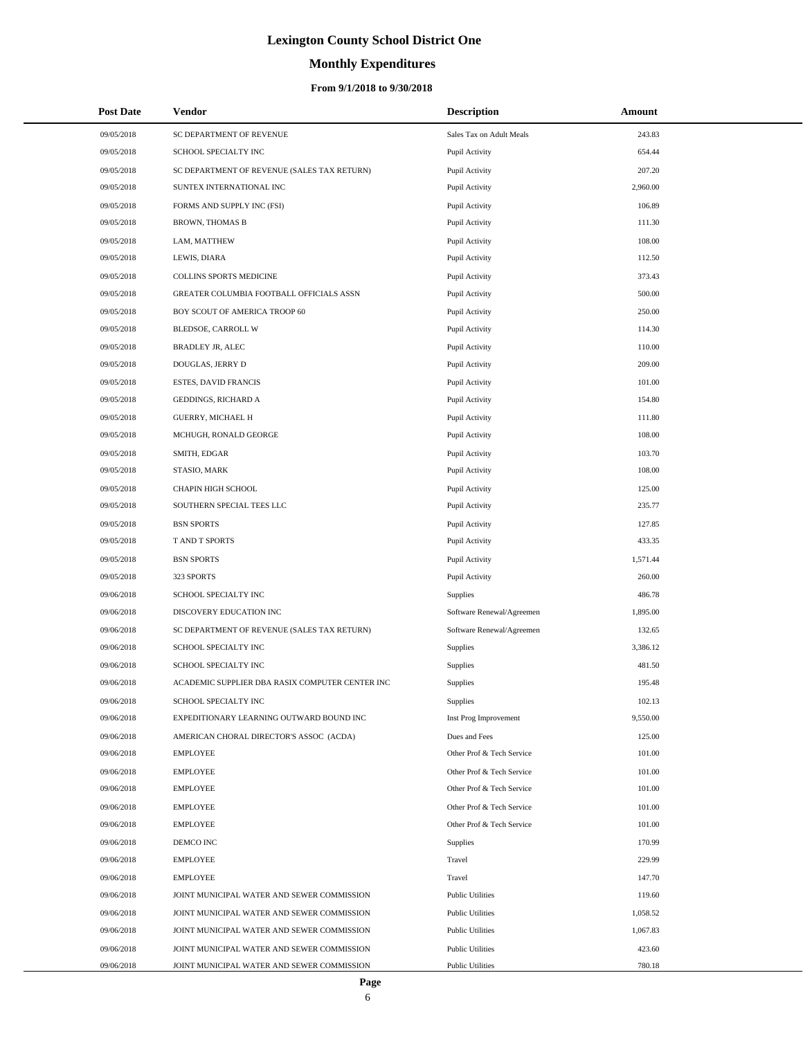# Lexington County School District One

## Monthly Expenditures

### From 9/1/2018 to 9/30/2018

| Post Date | Vendor | Description | Amount |
|---|---|---|---|
| 09/05/2018 | SC DEPARTMENT OF REVENUE | Sales Tax on Adult Meals | 243.83 |
| 09/05/2018 | SCHOOL SPECIALTY INC | Pupil Activity | 654.44 |
| 09/05/2018 | SC DEPARTMENT OF REVENUE (SALES TAX RETURN) | Pupil Activity | 207.20 |
| 09/05/2018 | SUNTEX INTERNATIONAL INC | Pupil Activity | 2,960.00 |
| 09/05/2018 | FORMS AND SUPPLY INC (FSI) | Pupil Activity | 106.89 |
| 09/05/2018 | BROWN, THOMAS B | Pupil Activity | 111.30 |
| 09/05/2018 | LAM, MATTHEW | Pupil Activity | 108.00 |
| 09/05/2018 | LEWIS, DIARA | Pupil Activity | 112.50 |
| 09/05/2018 | COLLINS SPORTS MEDICINE | Pupil Activity | 373.43 |
| 09/05/2018 | GREATER COLUMBIA FOOTBALL OFFICIALS ASSN | Pupil Activity | 500.00 |
| 09/05/2018 | BOY SCOUT OF AMERICA TROOP 60 | Pupil Activity | 250.00 |
| 09/05/2018 | BLEDSOE, CARROLL W | Pupil Activity | 114.30 |
| 09/05/2018 | BRADLEY JR, ALEC | Pupil Activity | 110.00 |
| 09/05/2018 | DOUGLAS, JERRY D | Pupil Activity | 209.00 |
| 09/05/2018 | ESTES, DAVID FRANCIS | Pupil Activity | 101.00 |
| 09/05/2018 | GEDDINGS, RICHARD A | Pupil Activity | 154.80 |
| 09/05/2018 | GUERRY, MICHAEL H | Pupil Activity | 111.80 |
| 09/05/2018 | MCHUGH, RONALD GEORGE | Pupil Activity | 108.00 |
| 09/05/2018 | SMITH, EDGAR | Pupil Activity | 103.70 |
| 09/05/2018 | STASIO, MARK | Pupil Activity | 108.00 |
| 09/05/2018 | CHAPIN HIGH SCHOOL | Pupil Activity | 125.00 |
| 09/05/2018 | SOUTHERN SPECIAL TEES LLC | Pupil Activity | 235.77 |
| 09/05/2018 | BSN SPORTS | Pupil Activity | 127.85 |
| 09/05/2018 | T AND T SPORTS | Pupil Activity | 433.35 |
| 09/05/2018 | BSN SPORTS | Pupil Activity | 1,571.44 |
| 09/05/2018 | 323 SPORTS | Pupil Activity | 260.00 |
| 09/06/2018 | SCHOOL SPECIALTY INC | Supplies | 486.78 |
| 09/06/2018 | DISCOVERY EDUCATION INC | Software Renewal/Agreemen | 1,895.00 |
| 09/06/2018 | SC DEPARTMENT OF REVENUE (SALES TAX RETURN) | Software Renewal/Agreemen | 132.65 |
| 09/06/2018 | SCHOOL SPECIALTY INC | Supplies | 3,386.12 |
| 09/06/2018 | SCHOOL SPECIALTY INC | Supplies | 481.50 |
| 09/06/2018 | ACADEMIC SUPPLIER DBA RASIX COMPUTER CENTER INC | Supplies | 195.48 |
| 09/06/2018 | SCHOOL SPECIALTY INC | Supplies | 102.13 |
| 09/06/2018 | EXPEDITIONARY LEARNING OUTWARD BOUND INC | Inst Prog Improvement | 9,550.00 |
| 09/06/2018 | AMERICAN CHORAL DIRECTOR'S ASSOC (ACDA) | Dues and Fees | 125.00 |
| 09/06/2018 | EMPLOYEE | Other Prof & Tech Service | 101.00 |
| 09/06/2018 | EMPLOYEE | Other Prof & Tech Service | 101.00 |
| 09/06/2018 | EMPLOYEE | Other Prof & Tech Service | 101.00 |
| 09/06/2018 | EMPLOYEE | Other Prof & Tech Service | 101.00 |
| 09/06/2018 | EMPLOYEE | Other Prof & Tech Service | 101.00 |
| 09/06/2018 | DEMCO INC | Supplies | 170.99 |
| 09/06/2018 | EMPLOYEE | Travel | 229.99 |
| 09/06/2018 | EMPLOYEE | Travel | 147.70 |
| 09/06/2018 | JOINT MUNICIPAL WATER AND SEWER COMMISSION | Public Utilities | 119.60 |
| 09/06/2018 | JOINT MUNICIPAL WATER AND SEWER COMMISSION | Public Utilities | 1,058.52 |
| 09/06/2018 | JOINT MUNICIPAL WATER AND SEWER COMMISSION | Public Utilities | 1,067.83 |
| 09/06/2018 | JOINT MUNICIPAL WATER AND SEWER COMMISSION | Public Utilities | 423.60 |
| 09/06/2018 | JOINT MUNICIPAL WATER AND SEWER COMMISSION | Public Utilities | 780.18 |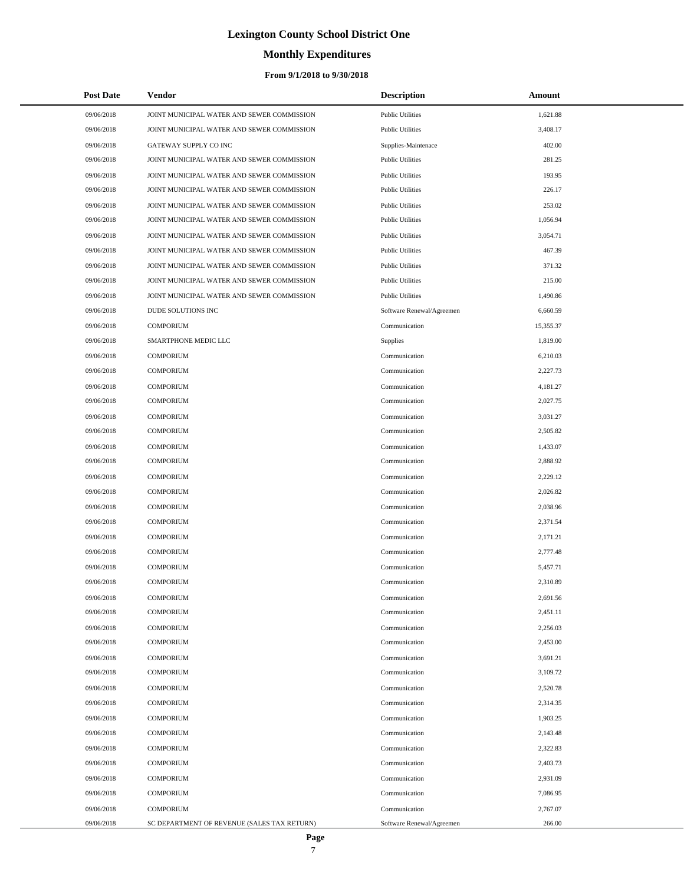# Lexington County School District One

## Monthly Expenditures

### From 9/1/2018 to 9/30/2018

| Post Date | Vendor | Description | Amount |
|---|---|---|---|
| 09/06/2018 | JOINT MUNICIPAL WATER AND SEWER COMMISSION | Public Utilities | 1,621.88 |
| 09/06/2018 | JOINT MUNICIPAL WATER AND SEWER COMMISSION | Public Utilities | 3,408.17 |
| 09/06/2018 | GATEWAY SUPPLY CO INC | Supplies-Maintenace | 402.00 |
| 09/06/2018 | JOINT MUNICIPAL WATER AND SEWER COMMISSION | Public Utilities | 281.25 |
| 09/06/2018 | JOINT MUNICIPAL WATER AND SEWER COMMISSION | Public Utilities | 193.95 |
| 09/06/2018 | JOINT MUNICIPAL WATER AND SEWER COMMISSION | Public Utilities | 226.17 |
| 09/06/2018 | JOINT MUNICIPAL WATER AND SEWER COMMISSION | Public Utilities | 253.02 |
| 09/06/2018 | JOINT MUNICIPAL WATER AND SEWER COMMISSION | Public Utilities | 1,056.94 |
| 09/06/2018 | JOINT MUNICIPAL WATER AND SEWER COMMISSION | Public Utilities | 3,054.71 |
| 09/06/2018 | JOINT MUNICIPAL WATER AND SEWER COMMISSION | Public Utilities | 467.39 |
| 09/06/2018 | JOINT MUNICIPAL WATER AND SEWER COMMISSION | Public Utilities | 371.32 |
| 09/06/2018 | JOINT MUNICIPAL WATER AND SEWER COMMISSION | Public Utilities | 215.00 |
| 09/06/2018 | JOINT MUNICIPAL WATER AND SEWER COMMISSION | Public Utilities | 1,490.86 |
| 09/06/2018 | DUDE SOLUTIONS INC | Software Renewal/Agreemen | 6,660.59 |
| 09/06/2018 | COMPORIUM | Communication | 15,355.37 |
| 09/06/2018 | SMARTPHONE MEDIC LLC | Supplies | 1,819.00 |
| 09/06/2018 | COMPORIUM | Communication | 6,210.03 |
| 09/06/2018 | COMPORIUM | Communication | 2,227.73 |
| 09/06/2018 | COMPORIUM | Communication | 4,181.27 |
| 09/06/2018 | COMPORIUM | Communication | 2,027.75 |
| 09/06/2018 | COMPORIUM | Communication | 3,031.27 |
| 09/06/2018 | COMPORIUM | Communication | 2,505.82 |
| 09/06/2018 | COMPORIUM | Communication | 1,433.07 |
| 09/06/2018 | COMPORIUM | Communication | 2,888.92 |
| 09/06/2018 | COMPORIUM | Communication | 2,229.12 |
| 09/06/2018 | COMPORIUM | Communication | 2,026.82 |
| 09/06/2018 | COMPORIUM | Communication | 2,038.96 |
| 09/06/2018 | COMPORIUM | Communication | 2,371.54 |
| 09/06/2018 | COMPORIUM | Communication | 2,171.21 |
| 09/06/2018 | COMPORIUM | Communication | 2,777.48 |
| 09/06/2018 | COMPORIUM | Communication | 5,457.71 |
| 09/06/2018 | COMPORIUM | Communication | 2,310.89 |
| 09/06/2018 | COMPORIUM | Communication | 2,691.56 |
| 09/06/2018 | COMPORIUM | Communication | 2,451.11 |
| 09/06/2018 | COMPORIUM | Communication | 2,256.03 |
| 09/06/2018 | COMPORIUM | Communication | 2,453.00 |
| 09/06/2018 | COMPORIUM | Communication | 3,691.21 |
| 09/06/2018 | COMPORIUM | Communication | 3,109.72 |
| 09/06/2018 | COMPORIUM | Communication | 2,520.78 |
| 09/06/2018 | COMPORIUM | Communication | 2,314.35 |
| 09/06/2018 | COMPORIUM | Communication | 1,903.25 |
| 09/06/2018 | COMPORIUM | Communication | 2,143.48 |
| 09/06/2018 | COMPORIUM | Communication | 2,322.83 |
| 09/06/2018 | COMPORIUM | Communication | 2,403.73 |
| 09/06/2018 | COMPORIUM | Communication | 2,931.09 |
| 09/06/2018 | COMPORIUM | Communication | 7,086.95 |
| 09/06/2018 | COMPORIUM | Communication | 2,767.07 |
| 09/06/2018 | SC DEPARTMENT OF REVENUE (SALES TAX RETURN) | Software Renewal/Agreemen | 266.00 |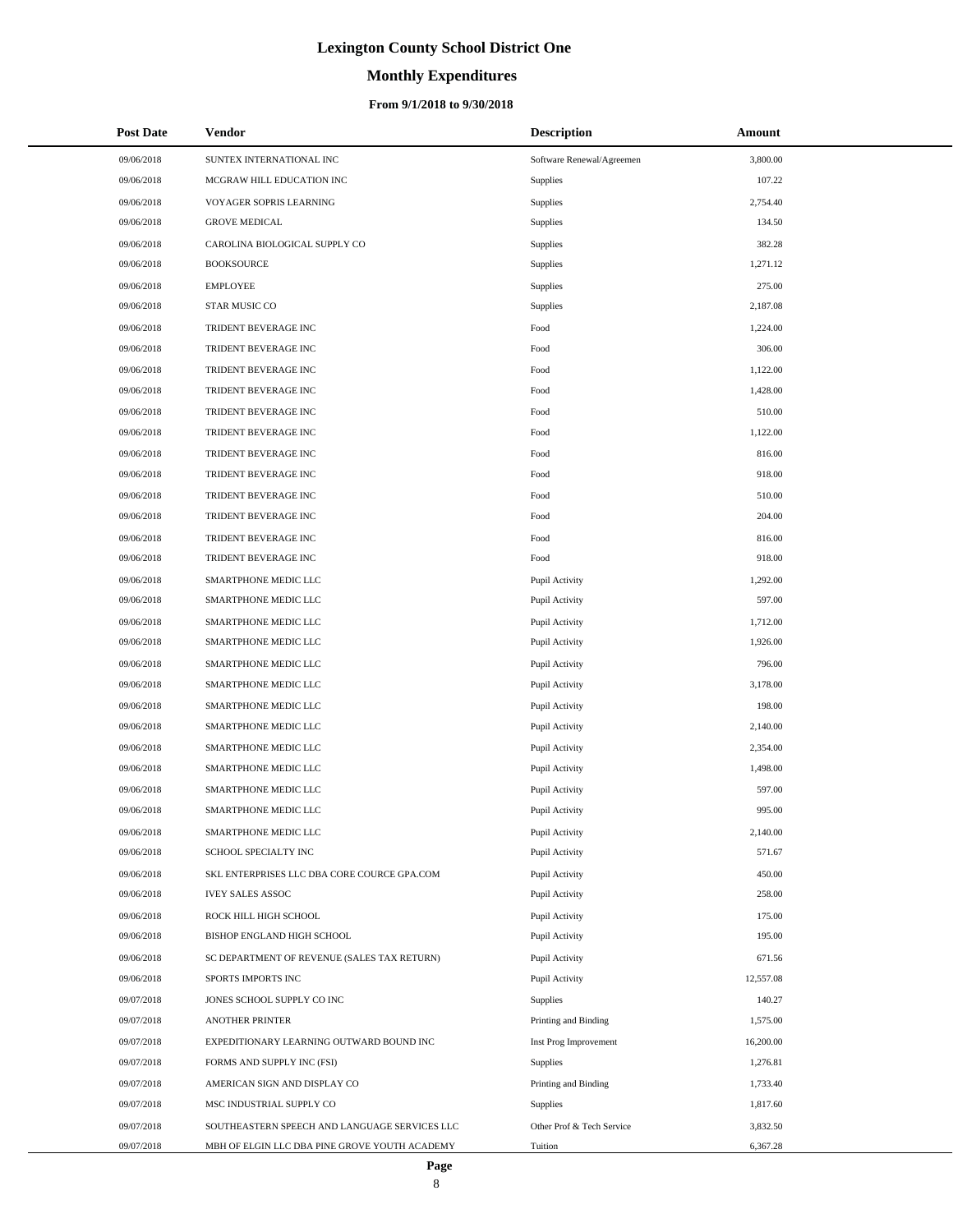# Lexington County School District One

## Monthly Expenditures

### From 9/1/2018 to 9/30/2018

| Post Date | Vendor | Description | Amount |
|---|---|---|---|
| 09/06/2018 | SUNTEX INTERNATIONAL INC | Software Renewal/Agreemen | 3,800.00 |
| 09/06/2018 | MCGRAW HILL EDUCATION INC | Supplies | 107.22 |
| 09/06/2018 | VOYAGER SOPRIS LEARNING | Supplies | 2,754.40 |
| 09/06/2018 | GROVE MEDICAL | Supplies | 134.50 |
| 09/06/2018 | CAROLINA BIOLOGICAL SUPPLY CO | Supplies | 382.28 |
| 09/06/2018 | BOOKSOURCE | Supplies | 1,271.12 |
| 09/06/2018 | EMPLOYEE | Supplies | 275.00 |
| 09/06/2018 | STAR MUSIC CO | Supplies | 2,187.08 |
| 09/06/2018 | TRIDENT BEVERAGE INC | Food | 1,224.00 |
| 09/06/2018 | TRIDENT BEVERAGE INC | Food | 306.00 |
| 09/06/2018 | TRIDENT BEVERAGE INC | Food | 1,122.00 |
| 09/06/2018 | TRIDENT BEVERAGE INC | Food | 1,428.00 |
| 09/06/2018 | TRIDENT BEVERAGE INC | Food | 510.00 |
| 09/06/2018 | TRIDENT BEVERAGE INC | Food | 1,122.00 |
| 09/06/2018 | TRIDENT BEVERAGE INC | Food | 816.00 |
| 09/06/2018 | TRIDENT BEVERAGE INC | Food | 918.00 |
| 09/06/2018 | TRIDENT BEVERAGE INC | Food | 510.00 |
| 09/06/2018 | TRIDENT BEVERAGE INC | Food | 204.00 |
| 09/06/2018 | TRIDENT BEVERAGE INC | Food | 816.00 |
| 09/06/2018 | TRIDENT BEVERAGE INC | Food | 918.00 |
| 09/06/2018 | SMARTPHONE MEDIC LLC | Pupil Activity | 1,292.00 |
| 09/06/2018 | SMARTPHONE MEDIC LLC | Pupil Activity | 597.00 |
| 09/06/2018 | SMARTPHONE MEDIC LLC | Pupil Activity | 1,712.00 |
| 09/06/2018 | SMARTPHONE MEDIC LLC | Pupil Activity | 1,926.00 |
| 09/06/2018 | SMARTPHONE MEDIC LLC | Pupil Activity | 796.00 |
| 09/06/2018 | SMARTPHONE MEDIC LLC | Pupil Activity | 3,178.00 |
| 09/06/2018 | SMARTPHONE MEDIC LLC | Pupil Activity | 198.00 |
| 09/06/2018 | SMARTPHONE MEDIC LLC | Pupil Activity | 2,140.00 |
| 09/06/2018 | SMARTPHONE MEDIC LLC | Pupil Activity | 2,354.00 |
| 09/06/2018 | SMARTPHONE MEDIC LLC | Pupil Activity | 1,498.00 |
| 09/06/2018 | SMARTPHONE MEDIC LLC | Pupil Activity | 597.00 |
| 09/06/2018 | SMARTPHONE MEDIC LLC | Pupil Activity | 995.00 |
| 09/06/2018 | SMARTPHONE MEDIC LLC | Pupil Activity | 2,140.00 |
| 09/06/2018 | SCHOOL SPECIALTY INC | Pupil Activity | 571.67 |
| 09/06/2018 | SKL ENTERPRISES LLC DBA CORE COURCE GPA.COM | Pupil Activity | 450.00 |
| 09/06/2018 | IVEY SALES ASSOC | Pupil Activity | 258.00 |
| 09/06/2018 | ROCK HILL HIGH SCHOOL | Pupil Activity | 175.00 |
| 09/06/2018 | BISHOP ENGLAND HIGH SCHOOL | Pupil Activity | 195.00 |
| 09/06/2018 | SC DEPARTMENT OF REVENUE (SALES TAX RETURN) | Pupil Activity | 671.56 |
| 09/06/2018 | SPORTS IMPORTS INC | Pupil Activity | 12,557.08 |
| 09/07/2018 | JONES SCHOOL SUPPLY CO INC | Supplies | 140.27 |
| 09/07/2018 | ANOTHER PRINTER | Printing and Binding | 1,575.00 |
| 09/07/2018 | EXPEDITIONARY LEARNING OUTWARD BOUND INC | Inst Prog Improvement | 16,200.00 |
| 09/07/2018 | FORMS AND SUPPLY INC (FSI) | Supplies | 1,276.81 |
| 09/07/2018 | AMERICAN SIGN AND DISPLAY CO | Printing and Binding | 1,733.40 |
| 09/07/2018 | MSC INDUSTRIAL SUPPLY CO | Supplies | 1,817.60 |
| 09/07/2018 | SOUTHEASTERN SPEECH AND LANGUAGE SERVICES LLC | Other Prof & Tech Service | 3,832.50 |
| 09/07/2018 | MBH OF ELGIN LLC DBA PINE GROVE YOUTH ACADEMY | Tuition | 6,367.28 |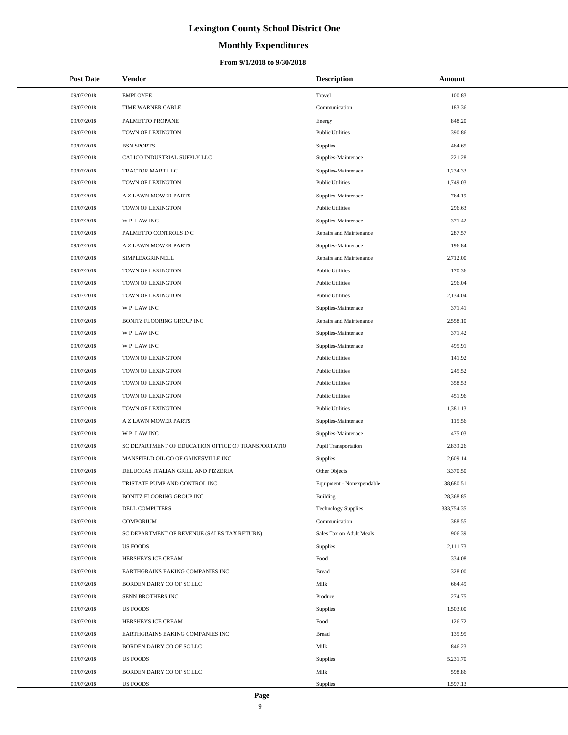# Lexington County School District One

## Monthly Expenditures

### From 9/1/2018 to 9/30/2018

| Post Date | Vendor | Description | Amount |
|---|---|---|---|
| 09/07/2018 | EMPLOYEE | Travel | 100.83 |
| 09/07/2018 | TIME WARNER CABLE | Communication | 183.36 |
| 09/07/2018 | PALMETTO PROPANE | Energy | 848.20 |
| 09/07/2018 | TOWN OF LEXINGTON | Public Utilities | 390.86 |
| 09/07/2018 | BSN SPORTS | Supplies | 464.65 |
| 09/07/2018 | CALICO INDUSTRIAL SUPPLY LLC | Supplies-Maintenace | 221.28 |
| 09/07/2018 | TRACTOR MART LLC | Supplies-Maintenace | 1,234.33 |
| 09/07/2018 | TOWN OF LEXINGTON | Public Utilities | 1,749.03 |
| 09/07/2018 | A Z LAWN MOWER PARTS | Supplies-Maintenace | 764.19 |
| 09/07/2018 | TOWN OF LEXINGTON | Public Utilities | 296.63 |
| 09/07/2018 | W P LAW INC | Supplies-Maintenace | 371.42 |
| 09/07/2018 | PALMETTO CONTROLS INC | Repairs and Maintenance | 287.57 |
| 09/07/2018 | A Z LAWN MOWER PARTS | Supplies-Maintenace | 196.84 |
| 09/07/2018 | SIMPLEXGRINNELL | Repairs and Maintenance | 2,712.00 |
| 09/07/2018 | TOWN OF LEXINGTON | Public Utilities | 170.36 |
| 09/07/2018 | TOWN OF LEXINGTON | Public Utilities | 296.04 |
| 09/07/2018 | TOWN OF LEXINGTON | Public Utilities | 2,134.04 |
| 09/07/2018 | W P LAW INC | Supplies-Maintenace | 371.41 |
| 09/07/2018 | BONITZ FLOORING GROUP INC | Repairs and Maintenance | 2,558.10 |
| 09/07/2018 | W P LAW INC | Supplies-Maintenace | 371.42 |
| 09/07/2018 | W P LAW INC | Supplies-Maintenace | 495.91 |
| 09/07/2018 | TOWN OF LEXINGTON | Public Utilities | 141.92 |
| 09/07/2018 | TOWN OF LEXINGTON | Public Utilities | 245.52 |
| 09/07/2018 | TOWN OF LEXINGTON | Public Utilities | 358.53 |
| 09/07/2018 | TOWN OF LEXINGTON | Public Utilities | 451.96 |
| 09/07/2018 | TOWN OF LEXINGTON | Public Utilities | 1,381.13 |
| 09/07/2018 | A Z LAWN MOWER PARTS | Supplies-Maintenace | 115.56 |
| 09/07/2018 | W P LAW INC | Supplies-Maintenace | 475.03 |
| 09/07/2018 | SC DEPARTMENT OF EDUCATION OFFICE OF TRANSPORTATIO | Pupil Transportation | 2,839.26 |
| 09/07/2018 | MANSFIELD OIL CO OF GAINESVILLE INC | Supplies | 2,609.14 |
| 09/07/2018 | DELUCCAS ITALIAN GRILL AND PIZZERIA | Other Objects | 3,370.50 |
| 09/07/2018 | TRISTATE PUMP AND CONTROL INC | Equipment - Nonexpendable | 38,680.51 |
| 09/07/2018 | BONITZ FLOORING GROUP INC | Building | 28,368.85 |
| 09/07/2018 | DELL COMPUTERS | Technology Supplies | 333,754.35 |
| 09/07/2018 | COMPORIUM | Communication | 388.55 |
| 09/07/2018 | SC DEPARTMENT OF REVENUE (SALES TAX RETURN) | Sales Tax on Adult Meals | 906.39 |
| 09/07/2018 | US FOODS | Supplies | 2,111.73 |
| 09/07/2018 | HERSHEYS ICE CREAM | Food | 334.08 |
| 09/07/2018 | EARTHGRAINS BAKING COMPANIES INC | Bread | 328.00 |
| 09/07/2018 | BORDEN DAIRY CO OF SC LLC | Milk | 664.49 |
| 09/07/2018 | SENN BROTHERS INC | Produce | 274.75 |
| 09/07/2018 | US FOODS | Supplies | 1,503.00 |
| 09/07/2018 | HERSHEYS ICE CREAM | Food | 126.72 |
| 09/07/2018 | EARTHGRAINS BAKING COMPANIES INC | Bread | 135.95 |
| 09/07/2018 | BORDEN DAIRY CO OF SC LLC | Milk | 846.23 |
| 09/07/2018 | US FOODS | Supplies | 5,231.70 |
| 09/07/2018 | BORDEN DAIRY CO OF SC LLC | Milk | 598.86 |
| 09/07/2018 | US FOODS | Supplies | 1,597.13 |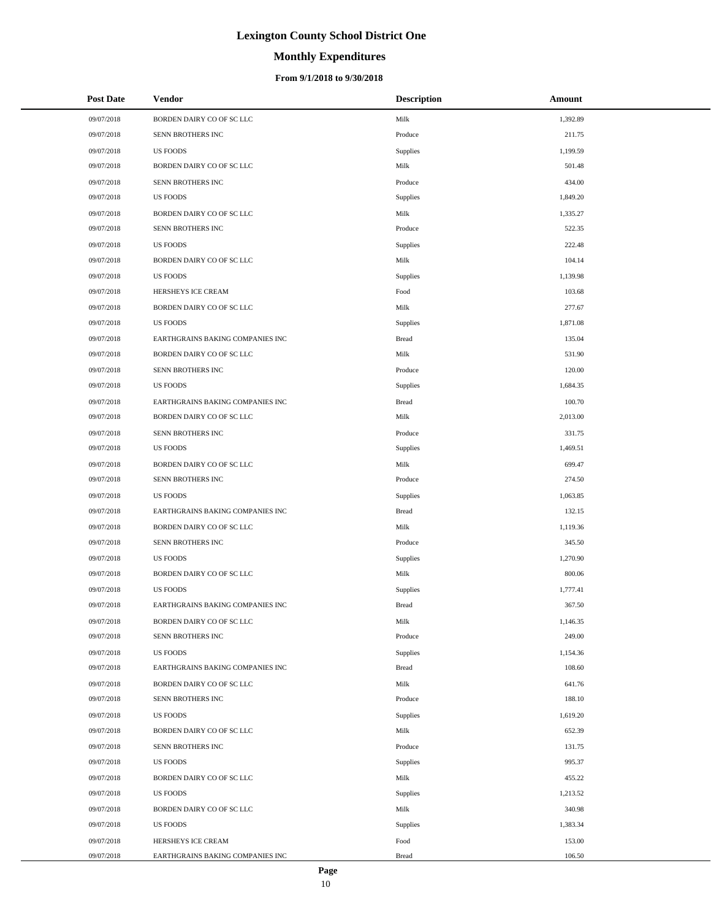# Lexington County School District One

## Monthly Expenditures

### From 9/1/2018 to 9/30/2018

| Post Date | Vendor | Description | Amount |
|---|---|---|---|
| 09/07/2018 | BORDEN DAIRY CO OF SC LLC | Milk | 1,392.89 |
| 09/07/2018 | SENN BROTHERS INC | Produce | 211.75 |
| 09/07/2018 | US FOODS | Supplies | 1,199.59 |
| 09/07/2018 | BORDEN DAIRY CO OF SC LLC | Milk | 501.48 |
| 09/07/2018 | SENN BROTHERS INC | Produce | 434.00 |
| 09/07/2018 | US FOODS | Supplies | 1,849.20 |
| 09/07/2018 | BORDEN DAIRY CO OF SC LLC | Milk | 1,335.27 |
| 09/07/2018 | SENN BROTHERS INC | Produce | 522.35 |
| 09/07/2018 | US FOODS | Supplies | 222.48 |
| 09/07/2018 | BORDEN DAIRY CO OF SC LLC | Milk | 104.14 |
| 09/07/2018 | US FOODS | Supplies | 1,139.98 |
| 09/07/2018 | HERSHEYS ICE CREAM | Food | 103.68 |
| 09/07/2018 | BORDEN DAIRY CO OF SC LLC | Milk | 277.67 |
| 09/07/2018 | US FOODS | Supplies | 1,871.08 |
| 09/07/2018 | EARTHGRAINS BAKING COMPANIES INC | Bread | 135.04 |
| 09/07/2018 | BORDEN DAIRY CO OF SC LLC | Milk | 531.90 |
| 09/07/2018 | SENN BROTHERS INC | Produce | 120.00 |
| 09/07/2018 | US FOODS | Supplies | 1,684.35 |
| 09/07/2018 | EARTHGRAINS BAKING COMPANIES INC | Bread | 100.70 |
| 09/07/2018 | BORDEN DAIRY CO OF SC LLC | Milk | 2,013.00 |
| 09/07/2018 | SENN BROTHERS INC | Produce | 331.75 |
| 09/07/2018 | US FOODS | Supplies | 1,469.51 |
| 09/07/2018 | BORDEN DAIRY CO OF SC LLC | Milk | 699.47 |
| 09/07/2018 | SENN BROTHERS INC | Produce | 274.50 |
| 09/07/2018 | US FOODS | Supplies | 1,063.85 |
| 09/07/2018 | EARTHGRAINS BAKING COMPANIES INC | Bread | 132.15 |
| 09/07/2018 | BORDEN DAIRY CO OF SC LLC | Milk | 1,119.36 |
| 09/07/2018 | SENN BROTHERS INC | Produce | 345.50 |
| 09/07/2018 | US FOODS | Supplies | 1,270.90 |
| 09/07/2018 | BORDEN DAIRY CO OF SC LLC | Milk | 800.06 |
| 09/07/2018 | US FOODS | Supplies | 1,777.41 |
| 09/07/2018 | EARTHGRAINS BAKING COMPANIES INC | Bread | 367.50 |
| 09/07/2018 | BORDEN DAIRY CO OF SC LLC | Milk | 1,146.35 |
| 09/07/2018 | SENN BROTHERS INC | Produce | 249.00 |
| 09/07/2018 | US FOODS | Supplies | 1,154.36 |
| 09/07/2018 | EARTHGRAINS BAKING COMPANIES INC | Bread | 108.60 |
| 09/07/2018 | BORDEN DAIRY CO OF SC LLC | Milk | 641.76 |
| 09/07/2018 | SENN BROTHERS INC | Produce | 188.10 |
| 09/07/2018 | US FOODS | Supplies | 1,619.20 |
| 09/07/2018 | BORDEN DAIRY CO OF SC LLC | Milk | 652.39 |
| 09/07/2018 | SENN BROTHERS INC | Produce | 131.75 |
| 09/07/2018 | US FOODS | Supplies | 995.37 |
| 09/07/2018 | BORDEN DAIRY CO OF SC LLC | Milk | 455.22 |
| 09/07/2018 | US FOODS | Supplies | 1,213.52 |
| 09/07/2018 | BORDEN DAIRY CO OF SC LLC | Milk | 340.98 |
| 09/07/2018 | US FOODS | Supplies | 1,383.34 |
| 09/07/2018 | HERSHEYS ICE CREAM | Food | 153.00 |
| 09/07/2018 | EARTHGRAINS BAKING COMPANIES INC | Bread | 106.50 |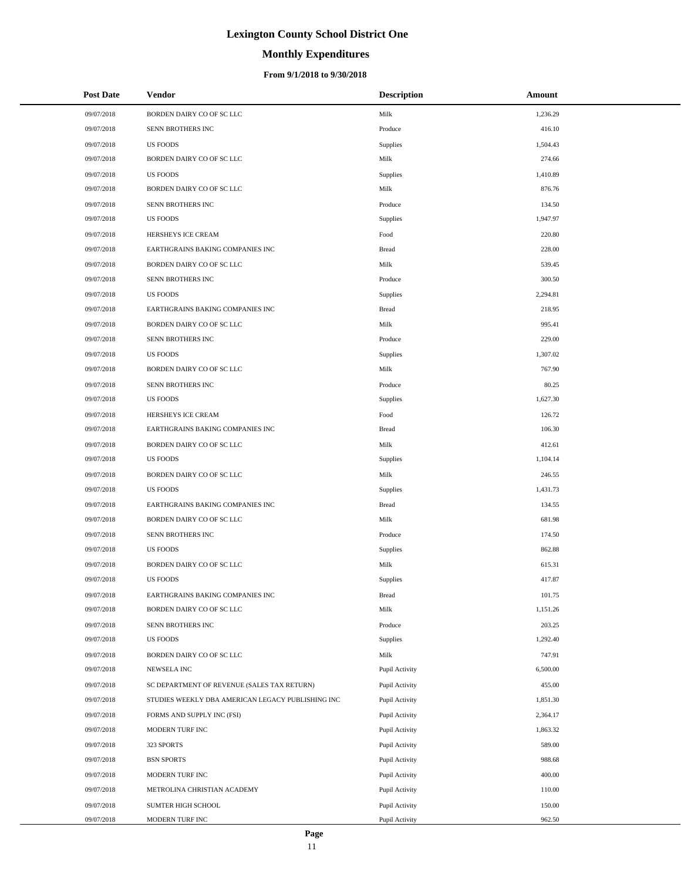# Lexington County School District One

## Monthly Expenditures

### From 9/1/2018 to 9/30/2018

| Post Date | Vendor | Description | Amount |
|---|---|---|---|
| 09/07/2018 | BORDEN DAIRY CO OF SC LLC | Milk | 1,236.29 |
| 09/07/2018 | SENN BROTHERS INC | Produce | 416.10 |
| 09/07/2018 | US FOODS | Supplies | 1,504.43 |
| 09/07/2018 | BORDEN DAIRY CO OF SC LLC | Milk | 274.66 |
| 09/07/2018 | US FOODS | Supplies | 1,410.89 |
| 09/07/2018 | BORDEN DAIRY CO OF SC LLC | Milk | 876.76 |
| 09/07/2018 | SENN BROTHERS INC | Produce | 134.50 |
| 09/07/2018 | US FOODS | Supplies | 1,947.97 |
| 09/07/2018 | HERSHEYS ICE CREAM | Food | 220.80 |
| 09/07/2018 | EARTHGRAINS BAKING COMPANIES INC | Bread | 228.00 |
| 09/07/2018 | BORDEN DAIRY CO OF SC LLC | Milk | 539.45 |
| 09/07/2018 | SENN BROTHERS INC | Produce | 300.50 |
| 09/07/2018 | US FOODS | Supplies | 2,294.81 |
| 09/07/2018 | EARTHGRAINS BAKING COMPANIES INC | Bread | 218.95 |
| 09/07/2018 | BORDEN DAIRY CO OF SC LLC | Milk | 995.41 |
| 09/07/2018 | SENN BROTHERS INC | Produce | 229.00 |
| 09/07/2018 | US FOODS | Supplies | 1,307.02 |
| 09/07/2018 | BORDEN DAIRY CO OF SC LLC | Milk | 767.90 |
| 09/07/2018 | SENN BROTHERS INC | Produce | 80.25 |
| 09/07/2018 | US FOODS | Supplies | 1,627.30 |
| 09/07/2018 | HERSHEYS ICE CREAM | Food | 126.72 |
| 09/07/2018 | EARTHGRAINS BAKING COMPANIES INC | Bread | 106.30 |
| 09/07/2018 | BORDEN DAIRY CO OF SC LLC | Milk | 412.61 |
| 09/07/2018 | US FOODS | Supplies | 1,104.14 |
| 09/07/2018 | BORDEN DAIRY CO OF SC LLC | Milk | 246.55 |
| 09/07/2018 | US FOODS | Supplies | 1,431.73 |
| 09/07/2018 | EARTHGRAINS BAKING COMPANIES INC | Bread | 134.55 |
| 09/07/2018 | BORDEN DAIRY CO OF SC LLC | Milk | 681.98 |
| 09/07/2018 | SENN BROTHERS INC | Produce | 174.50 |
| 09/07/2018 | US FOODS | Supplies | 862.88 |
| 09/07/2018 | BORDEN DAIRY CO OF SC LLC | Milk | 615.31 |
| 09/07/2018 | US FOODS | Supplies | 417.87 |
| 09/07/2018 | EARTHGRAINS BAKING COMPANIES INC | Bread | 101.75 |
| 09/07/2018 | BORDEN DAIRY CO OF SC LLC | Milk | 1,151.26 |
| 09/07/2018 | SENN BROTHERS INC | Produce | 203.25 |
| 09/07/2018 | US FOODS | Supplies | 1,292.40 |
| 09/07/2018 | BORDEN DAIRY CO OF SC LLC | Milk | 747.91 |
| 09/07/2018 | NEWSELA INC | Pupil Activity | 6,500.00 |
| 09/07/2018 | SC DEPARTMENT OF REVENUE (SALES TAX RETURN) | Pupil Activity | 455.00 |
| 09/07/2018 | STUDIES WEEKLY DBA AMERICAN LEGACY PUBLISHING INC | Pupil Activity | 1,851.30 |
| 09/07/2018 | FORMS AND SUPPLY INC (FSI) | Pupil Activity | 2,364.17 |
| 09/07/2018 | MODERN TURF INC | Pupil Activity | 1,863.32 |
| 09/07/2018 | 323 SPORTS | Pupil Activity | 589.00 |
| 09/07/2018 | BSN SPORTS | Pupil Activity | 988.68 |
| 09/07/2018 | MODERN TURF INC | Pupil Activity | 400.00 |
| 09/07/2018 | METROLINA CHRISTIAN ACADEMY | Pupil Activity | 110.00 |
| 09/07/2018 | SUMTER HIGH SCHOOL | Pupil Activity | 150.00 |
| 09/07/2018 | MODERN TURF INC | Pupil Activity | 962.50 |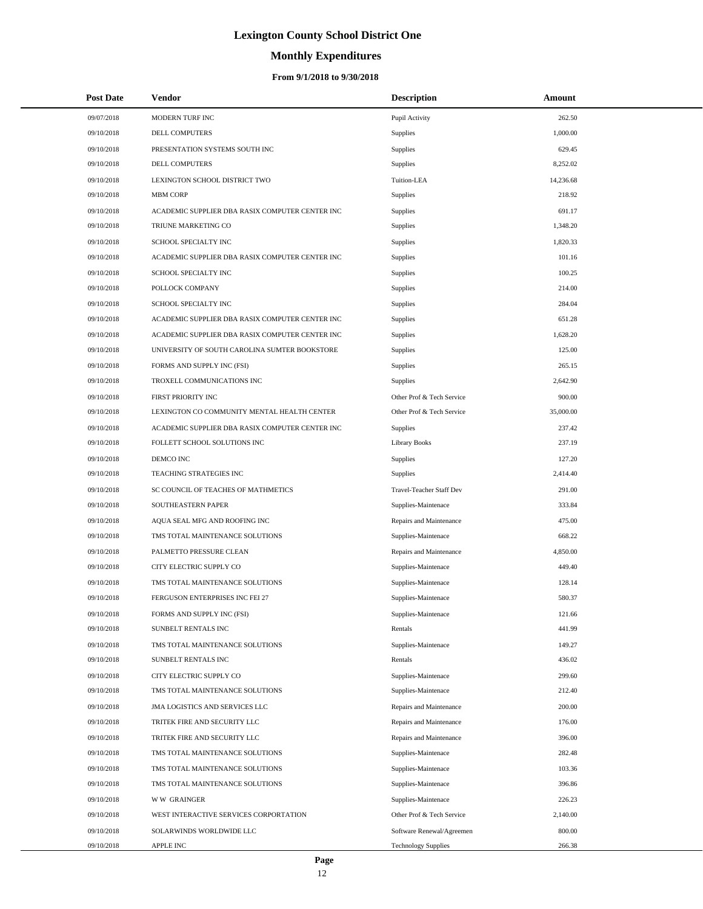# Lexington County School District One

## Monthly Expenditures

### From 9/1/2018 to 9/30/2018

| Post Date | Vendor | Description | Amount |
|---|---|---|---|
| 09/07/2018 | MODERN TURF INC | Pupil Activity | 262.50 |
| 09/10/2018 | DELL COMPUTERS | Supplies | 1,000.00 |
| 09/10/2018 | PRESENTATION SYSTEMS SOUTH INC | Supplies | 629.45 |
| 09/10/2018 | DELL COMPUTERS | Supplies | 8,252.02 |
| 09/10/2018 | LEXINGTON SCHOOL DISTRICT TWO | Tuition-LEA | 14,236.68 |
| 09/10/2018 | MBM CORP | Supplies | 218.92 |
| 09/10/2018 | ACADEMIC SUPPLIER DBA RASIX COMPUTER CENTER INC | Supplies | 691.17 |
| 09/10/2018 | TRIUNE MARKETING CO | Supplies | 1,348.20 |
| 09/10/2018 | SCHOOL SPECIALTY INC | Supplies | 1,820.33 |
| 09/10/2018 | ACADEMIC SUPPLIER DBA RASIX COMPUTER CENTER INC | Supplies | 101.16 |
| 09/10/2018 | SCHOOL SPECIALTY INC | Supplies | 100.25 |
| 09/10/2018 | POLLOCK COMPANY | Supplies | 214.00 |
| 09/10/2018 | SCHOOL SPECIALTY INC | Supplies | 284.04 |
| 09/10/2018 | ACADEMIC SUPPLIER DBA RASIX COMPUTER CENTER INC | Supplies | 651.28 |
| 09/10/2018 | ACADEMIC SUPPLIER DBA RASIX COMPUTER CENTER INC | Supplies | 1,628.20 |
| 09/10/2018 | UNIVERSITY OF SOUTH CAROLINA SUMTER BOOKSTORE | Supplies | 125.00 |
| 09/10/2018 | FORMS AND SUPPLY INC (FSI) | Supplies | 265.15 |
| 09/10/2018 | TROXELL COMMUNICATIONS INC | Supplies | 2,642.90 |
| 09/10/2018 | FIRST PRIORITY INC | Other Prof & Tech Service | 900.00 |
| 09/10/2018 | LEXINGTON CO COMMUNITY MENTAL HEALTH CENTER | Other Prof & Tech Service | 35,000.00 |
| 09/10/2018 | ACADEMIC SUPPLIER DBA RASIX COMPUTER CENTER INC | Supplies | 237.42 |
| 09/10/2018 | FOLLETT SCHOOL SOLUTIONS INC | Library Books | 237.19 |
| 09/10/2018 | DEMCO INC | Supplies | 127.20 |
| 09/10/2018 | TEACHING STRATEGIES INC | Supplies | 2,414.40 |
| 09/10/2018 | SC COUNCIL OF TEACHES OF MATHMETICS | Travel-Teacher Staff Dev | 291.00 |
| 09/10/2018 | SOUTHEASTERN PAPER | Supplies-Maintenace | 333.84 |
| 09/10/2018 | AQUA SEAL MFG AND ROOFING INC | Repairs and Maintenance | 475.00 |
| 09/10/2018 | TMS TOTAL MAINTENANCE SOLUTIONS | Supplies-Maintenace | 668.22 |
| 09/10/2018 | PALMETTO PRESSURE CLEAN | Repairs and Maintenance | 4,850.00 |
| 09/10/2018 | CITY ELECTRIC SUPPLY CO | Supplies-Maintenace | 449.40 |
| 09/10/2018 | TMS TOTAL MAINTENANCE SOLUTIONS | Supplies-Maintenace | 128.14 |
| 09/10/2018 | FERGUSON ENTERPRISES INC FEI 27 | Supplies-Maintenace | 580.37 |
| 09/10/2018 | FORMS AND SUPPLY INC (FSI) | Supplies-Maintenace | 121.66 |
| 09/10/2018 | SUNBELT RENTALS INC | Rentals | 441.99 |
| 09/10/2018 | TMS TOTAL MAINTENANCE SOLUTIONS | Supplies-Maintenace | 149.27 |
| 09/10/2018 | SUNBELT RENTALS INC | Rentals | 436.02 |
| 09/10/2018 | CITY ELECTRIC SUPPLY CO | Supplies-Maintenace | 299.60 |
| 09/10/2018 | TMS TOTAL MAINTENANCE SOLUTIONS | Supplies-Maintenace | 212.40 |
| 09/10/2018 | JMA LOGISTICS AND SERVICES LLC | Repairs and Maintenance | 200.00 |
| 09/10/2018 | TRITEK FIRE AND SECURITY LLC | Repairs and Maintenance | 176.00 |
| 09/10/2018 | TRITEK FIRE AND SECURITY LLC | Repairs and Maintenance | 396.00 |
| 09/10/2018 | TMS TOTAL MAINTENANCE SOLUTIONS | Supplies-Maintenace | 282.48 |
| 09/10/2018 | TMS TOTAL MAINTENANCE SOLUTIONS | Supplies-Maintenace | 103.36 |
| 09/10/2018 | TMS TOTAL MAINTENANCE SOLUTIONS | Supplies-Maintenace | 396.86 |
| 09/10/2018 | W W GRAINGER | Supplies-Maintenace | 226.23 |
| 09/10/2018 | WEST INTERACTIVE SERVICES CORPORTATION | Other Prof & Tech Service | 2,140.00 |
| 09/10/2018 | SOLARWINDS WORLDWIDE LLC | Software Renewal/Agreemen | 800.00 |
| 09/10/2018 | APPLE INC | Technology Supplies | 266.38 |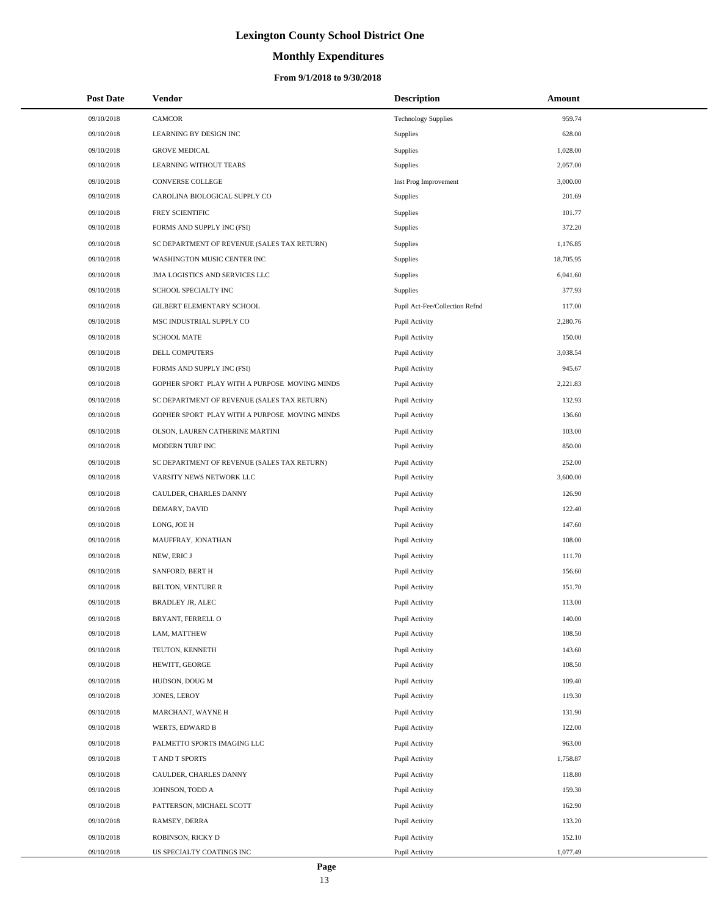# Lexington County School District One

## Monthly Expenditures

### From 9/1/2018 to 9/30/2018

| Post Date | Vendor | Description | Amount |
|---|---|---|---|
| 09/10/2018 | CAMCOR | Technology Supplies | 959.74 |
| 09/10/2018 | LEARNING BY DESIGN INC | Supplies | 628.00 |
| 09/10/2018 | GROVE MEDICAL | Supplies | 1,028.00 |
| 09/10/2018 | LEARNING WITHOUT TEARS | Supplies | 2,057.00 |
| 09/10/2018 | CONVERSE COLLEGE | Inst Prog Improvement | 3,000.00 |
| 09/10/2018 | CAROLINA BIOLOGICAL SUPPLY CO | Supplies | 201.69 |
| 09/10/2018 | FREY SCIENTIFIC | Supplies | 101.77 |
| 09/10/2018 | FORMS AND SUPPLY INC (FSI) | Supplies | 372.20 |
| 09/10/2018 | SC DEPARTMENT OF REVENUE (SALES TAX RETURN) | Supplies | 1,176.85 |
| 09/10/2018 | WASHINGTON MUSIC CENTER INC | Supplies | 18,705.95 |
| 09/10/2018 | JMA LOGISTICS AND SERVICES LLC | Supplies | 6,041.60 |
| 09/10/2018 | SCHOOL SPECIALTY INC | Supplies | 377.93 |
| 09/10/2018 | GILBERT ELEMENTARY SCHOOL | Pupil Act-Fee/Collection Refnd | 117.00 |
| 09/10/2018 | MSC INDUSTRIAL SUPPLY CO | Pupil Activity | 2,280.76 |
| 09/10/2018 | SCHOOL MATE | Pupil Activity | 150.00 |
| 09/10/2018 | DELL COMPUTERS | Pupil Activity | 3,038.54 |
| 09/10/2018 | FORMS AND SUPPLY INC (FSI) | Pupil Activity | 945.67 |
| 09/10/2018 | GOPHER SPORT PLAY WITH A PURPOSE MOVING MINDS | Pupil Activity | 2,221.83 |
| 09/10/2018 | SC DEPARTMENT OF REVENUE (SALES TAX RETURN) | Pupil Activity | 132.93 |
| 09/10/2018 | GOPHER SPORT PLAY WITH A PURPOSE MOVING MINDS | Pupil Activity | 136.60 |
| 09/10/2018 | OLSON, LAUREN CATHERINE MARTINI | Pupil Activity | 103.00 |
| 09/10/2018 | MODERN TURF INC | Pupil Activity | 850.00 |
| 09/10/2018 | SC DEPARTMENT OF REVENUE (SALES TAX RETURN) | Pupil Activity | 252.00 |
| 09/10/2018 | VARSITY NEWS NETWORK LLC | Pupil Activity | 3,600.00 |
| 09/10/2018 | CAULDER, CHARLES DANNY | Pupil Activity | 126.90 |
| 09/10/2018 | DEMARY, DAVID | Pupil Activity | 122.40 |
| 09/10/2018 | LONG, JOE H | Pupil Activity | 147.60 |
| 09/10/2018 | MAUFFRAY, JONATHAN | Pupil Activity | 108.00 |
| 09/10/2018 | NEW, ERIC J | Pupil Activity | 111.70 |
| 09/10/2018 | SANFORD, BERT H | Pupil Activity | 156.60 |
| 09/10/2018 | BELTON, VENTURE R | Pupil Activity | 151.70 |
| 09/10/2018 | BRADLEY JR, ALEC | Pupil Activity | 113.00 |
| 09/10/2018 | BRYANT, FERRELL O | Pupil Activity | 140.00 |
| 09/10/2018 | LAM, MATTHEW | Pupil Activity | 108.50 |
| 09/10/2018 | TEUTON, KENNETH | Pupil Activity | 143.60 |
| 09/10/2018 | HEWITT, GEORGE | Pupil Activity | 108.50 |
| 09/10/2018 | HUDSON, DOUG M | Pupil Activity | 109.40 |
| 09/10/2018 | JONES, LEROY | Pupil Activity | 119.30 |
| 09/10/2018 | MARCHANT, WAYNE H | Pupil Activity | 131.90 |
| 09/10/2018 | WERTS, EDWARD B | Pupil Activity | 122.00 |
| 09/10/2018 | PALMETTO SPORTS IMAGING LLC | Pupil Activity | 963.00 |
| 09/10/2018 | T AND T SPORTS | Pupil Activity | 1,758.87 |
| 09/10/2018 | CAULDER, CHARLES DANNY | Pupil Activity | 118.80 |
| 09/10/2018 | JOHNSON, TODD A | Pupil Activity | 159.30 |
| 09/10/2018 | PATTERSON, MICHAEL SCOTT | Pupil Activity | 162.90 |
| 09/10/2018 | RAMSEY, DERRA | Pupil Activity | 133.20 |
| 09/10/2018 | ROBINSON, RICKY D | Pupil Activity | 152.10 |
| 09/10/2018 | US SPECIALTY COATINGS INC | Pupil Activity | 1,077.49 |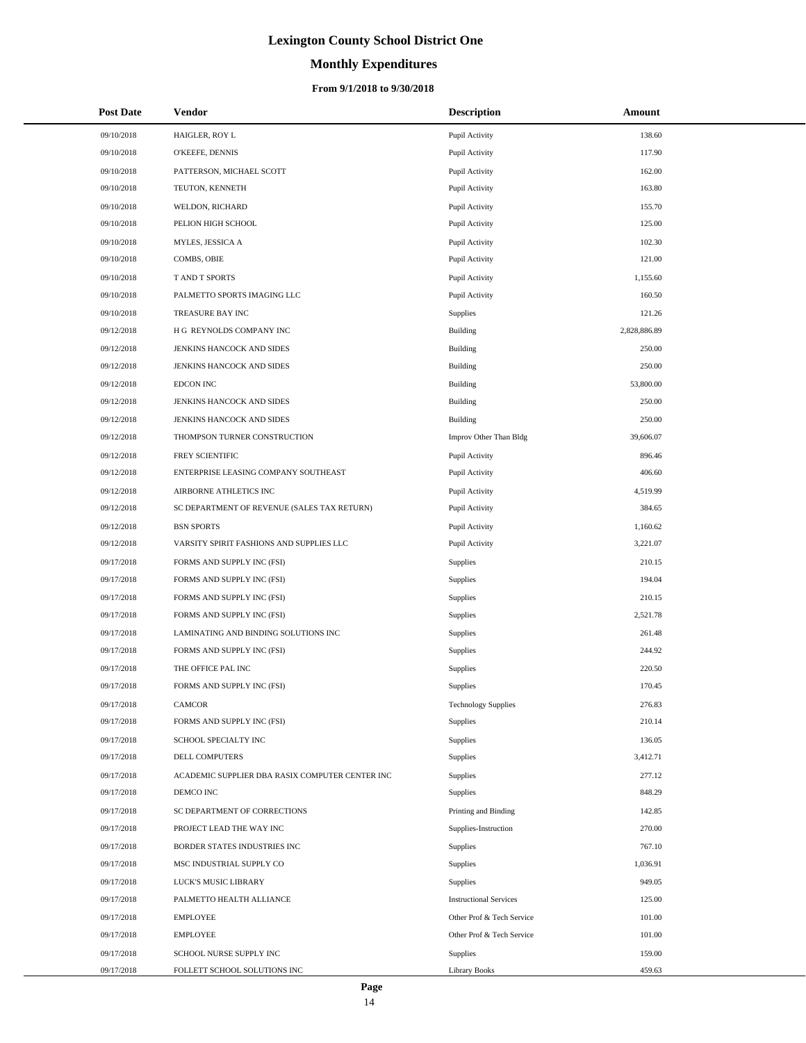# Lexington County School District One

## Monthly Expenditures

### From 9/1/2018 to 9/30/2018

| Post Date | Vendor | Description | Amount |
|---|---|---|---|
| 09/10/2018 | HAIGLER, ROY L | Pupil Activity | 138.60 |
| 09/10/2018 | O'KEEFE, DENNIS | Pupil Activity | 117.90 |
| 09/10/2018 | PATTERSON, MICHAEL SCOTT | Pupil Activity | 162.00 |
| 09/10/2018 | TEUTON, KENNETH | Pupil Activity | 163.80 |
| 09/10/2018 | WELDON, RICHARD | Pupil Activity | 155.70 |
| 09/10/2018 | PELION HIGH SCHOOL | Pupil Activity | 125.00 |
| 09/10/2018 | MYLES, JESSICA A | Pupil Activity | 102.30 |
| 09/10/2018 | COMBS, OBIE | Pupil Activity | 121.00 |
| 09/10/2018 | T AND T SPORTS | Pupil Activity | 1,155.60 |
| 09/10/2018 | PALMETTO SPORTS IMAGING LLC | Pupil Activity | 160.50 |
| 09/10/2018 | TREASURE BAY INC | Supplies | 121.26 |
| 09/12/2018 | H G REYNOLDS COMPANY INC | Building | 2,828,886.89 |
| 09/12/2018 | JENKINS HANCOCK AND SIDES | Building | 250.00 |
| 09/12/2018 | JENKINS HANCOCK AND SIDES | Building | 250.00 |
| 09/12/2018 | EDCON INC | Building | 53,800.00 |
| 09/12/2018 | JENKINS HANCOCK AND SIDES | Building | 250.00 |
| 09/12/2018 | JENKINS HANCOCK AND SIDES | Building | 250.00 |
| 09/12/2018 | THOMPSON TURNER CONSTRUCTION | Improv Other Than Bldg | 39,606.07 |
| 09/12/2018 | FREY SCIENTIFIC | Pupil Activity | 896.46 |
| 09/12/2018 | ENTERPRISE LEASING COMPANY SOUTHEAST | Pupil Activity | 406.60 |
| 09/12/2018 | AIRBORNE ATHLETICS INC | Pupil Activity | 4,519.99 |
| 09/12/2018 | SC DEPARTMENT OF REVENUE (SALES TAX RETURN) | Pupil Activity | 384.65 |
| 09/12/2018 | BSN SPORTS | Pupil Activity | 1,160.62 |
| 09/12/2018 | VARSITY SPIRIT FASHIONS AND SUPPLIES LLC | Pupil Activity | 3,221.07 |
| 09/17/2018 | FORMS AND SUPPLY INC (FSI) | Supplies | 210.15 |
| 09/17/2018 | FORMS AND SUPPLY INC (FSI) | Supplies | 194.04 |
| 09/17/2018 | FORMS AND SUPPLY INC (FSI) | Supplies | 210.15 |
| 09/17/2018 | FORMS AND SUPPLY INC (FSI) | Supplies | 2,521.78 |
| 09/17/2018 | LAMINATING AND BINDING SOLUTIONS INC | Supplies | 261.48 |
| 09/17/2018 | FORMS AND SUPPLY INC (FSI) | Supplies | 244.92 |
| 09/17/2018 | THE OFFICE PAL INC | Supplies | 220.50 |
| 09/17/2018 | FORMS AND SUPPLY INC (FSI) | Supplies | 170.45 |
| 09/17/2018 | CAMCOR | Technology Supplies | 276.83 |
| 09/17/2018 | FORMS AND SUPPLY INC (FSI) | Supplies | 210.14 |
| 09/17/2018 | SCHOOL SPECIALTY INC | Supplies | 136.05 |
| 09/17/2018 | DELL COMPUTERS | Supplies | 3,412.71 |
| 09/17/2018 | ACADEMIC SUPPLIER DBA RASIX COMPUTER CENTER INC | Supplies | 277.12 |
| 09/17/2018 | DEMCO INC | Supplies | 848.29 |
| 09/17/2018 | SC DEPARTMENT OF CORRECTIONS | Printing and Binding | 142.85 |
| 09/17/2018 | PROJECT LEAD THE WAY INC | Supplies-Instruction | 270.00 |
| 09/17/2018 | BORDER STATES INDUSTRIES INC | Supplies | 767.10 |
| 09/17/2018 | MSC INDUSTRIAL SUPPLY CO | Supplies | 1,036.91 |
| 09/17/2018 | LUCK'S MUSIC LIBRARY | Supplies | 949.05 |
| 09/17/2018 | PALMETTO HEALTH ALLIANCE | Instructional Services | 125.00 |
| 09/17/2018 | EMPLOYEE | Other Prof & Tech Service | 101.00 |
| 09/17/2018 | EMPLOYEE | Other Prof & Tech Service | 101.00 |
| 09/17/2018 | SCHOOL NURSE SUPPLY INC | Supplies | 159.00 |
| 09/17/2018 | FOLLETT SCHOOL SOLUTIONS INC | Library Books | 459.63 |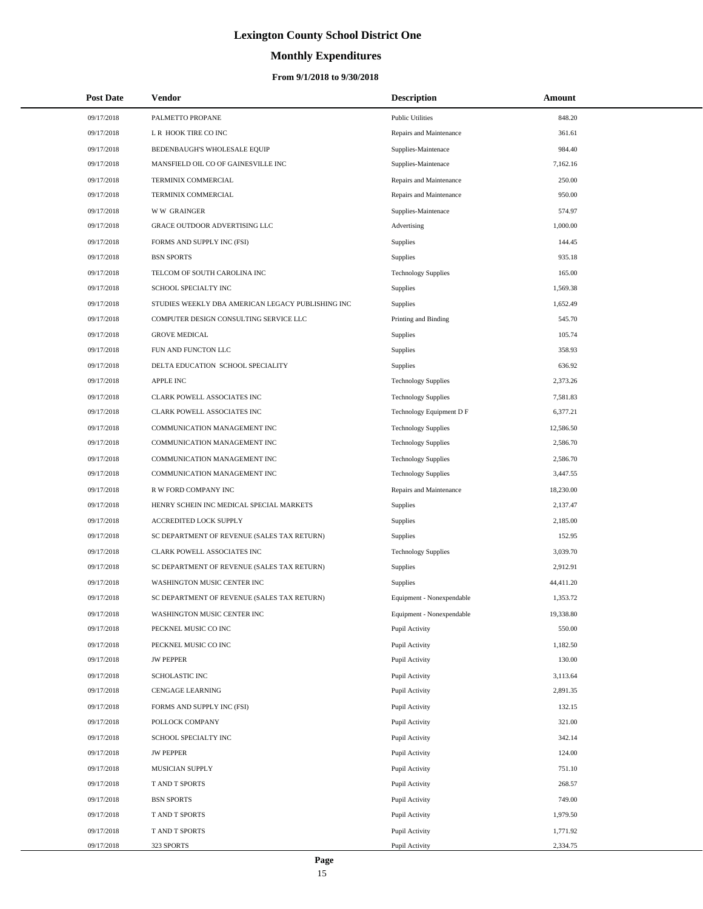# Lexington County School District One

## Monthly Expenditures

### From 9/1/2018 to 9/30/2018

| Post Date | Vendor | Description | Amount |
|---|---|---|---|
| 09/17/2018 | PALMETTO PROPANE | Public Utilities | 848.20 |
| 09/17/2018 | L R HOOK TIRE CO INC | Repairs and Maintenance | 361.61 |
| 09/17/2018 | BEDENBAUGH'S WHOLESALE EQUIP | Supplies-Maintenace | 984.40 |
| 09/17/2018 | MANSFIELD OIL CO OF GAINESVILLE INC | Supplies-Maintenace | 7,162.16 |
| 09/17/2018 | TERMINIX COMMERCIAL | Repairs and Maintenance | 250.00 |
| 09/17/2018 | TERMINIX COMMERCIAL | Repairs and Maintenance | 950.00 |
| 09/17/2018 | W W GRAINGER | Supplies-Maintenace | 574.97 |
| 09/17/2018 | GRACE OUTDOOR ADVERTISING LLC | Advertising | 1,000.00 |
| 09/17/2018 | FORMS AND SUPPLY INC (FSI) | Supplies | 144.45 |
| 09/17/2018 | BSN SPORTS | Supplies | 935.18 |
| 09/17/2018 | TELCOM OF SOUTH CAROLINA INC | Technology Supplies | 165.00 |
| 09/17/2018 | SCHOOL SPECIALTY INC | Supplies | 1,569.38 |
| 09/17/2018 | STUDIES WEEKLY DBA AMERICAN LEGACY PUBLISHING INC | Supplies | 1,652.49 |
| 09/17/2018 | COMPUTER DESIGN CONSULTING SERVICE LLC | Printing and Binding | 545.70 |
| 09/17/2018 | GROVE MEDICAL | Supplies | 105.74 |
| 09/17/2018 | FUN AND FUNCTON LLC | Supplies | 358.93 |
| 09/17/2018 | DELTA EDUCATION SCHOOL SPECIALITY | Supplies | 636.92 |
| 09/17/2018 | APPLE INC | Technology Supplies | 2,373.26 |
| 09/17/2018 | CLARK POWELL ASSOCIATES INC | Technology Supplies | 7,581.83 |
| 09/17/2018 | CLARK POWELL ASSOCIATES INC | Technology Equipment D F | 6,377.21 |
| 09/17/2018 | COMMUNICATION MANAGEMENT INC | Technology Supplies | 12,586.50 |
| 09/17/2018 | COMMUNICATION MANAGEMENT INC | Technology Supplies | 2,586.70 |
| 09/17/2018 | COMMUNICATION MANAGEMENT INC | Technology Supplies | 2,586.70 |
| 09/17/2018 | COMMUNICATION MANAGEMENT INC | Technology Supplies | 3,447.55 |
| 09/17/2018 | R W FORD COMPANY INC | Repairs and Maintenance | 18,230.00 |
| 09/17/2018 | HENRY SCHEIN INC MEDICAL SPECIAL MARKETS | Supplies | 2,137.47 |
| 09/17/2018 | ACCREDITED LOCK SUPPLY | Supplies | 2,185.00 |
| 09/17/2018 | SC DEPARTMENT OF REVENUE (SALES TAX RETURN) | Supplies | 152.95 |
| 09/17/2018 | CLARK POWELL ASSOCIATES INC | Technology Supplies | 3,039.70 |
| 09/17/2018 | SC DEPARTMENT OF REVENUE (SALES TAX RETURN) | Supplies | 2,912.91 |
| 09/17/2018 | WASHINGTON MUSIC CENTER INC | Supplies | 44,411.20 |
| 09/17/2018 | SC DEPARTMENT OF REVENUE (SALES TAX RETURN) | Equipment - Nonexpendable | 1,353.72 |
| 09/17/2018 | WASHINGTON MUSIC CENTER INC | Equipment - Nonexpendable | 19,338.80 |
| 09/17/2018 | PECKNEL MUSIC CO INC | Pupil Activity | 550.00 |
| 09/17/2018 | PECKNEL MUSIC CO INC | Pupil Activity | 1,182.50 |
| 09/17/2018 | JW PEPPER | Pupil Activity | 130.00 |
| 09/17/2018 | SCHOLASTIC INC | Pupil Activity | 3,113.64 |
| 09/17/2018 | CENGAGE LEARNING | Pupil Activity | 2,891.35 |
| 09/17/2018 | FORMS AND SUPPLY INC (FSI) | Pupil Activity | 132.15 |
| 09/17/2018 | POLLOCK COMPANY | Pupil Activity | 321.00 |
| 09/17/2018 | SCHOOL SPECIALTY INC | Pupil Activity | 342.14 |
| 09/17/2018 | JW PEPPER | Pupil Activity | 124.00 |
| 09/17/2018 | MUSICIAN SUPPLY | Pupil Activity | 751.10 |
| 09/17/2018 | T AND T SPORTS | Pupil Activity | 268.57 |
| 09/17/2018 | BSN SPORTS | Pupil Activity | 749.00 |
| 09/17/2018 | T AND T SPORTS | Pupil Activity | 1,979.50 |
| 09/17/2018 | T AND T SPORTS | Pupil Activity | 1,771.92 |
| 09/17/2018 | 323 SPORTS | Pupil Activity | 2,334.75 |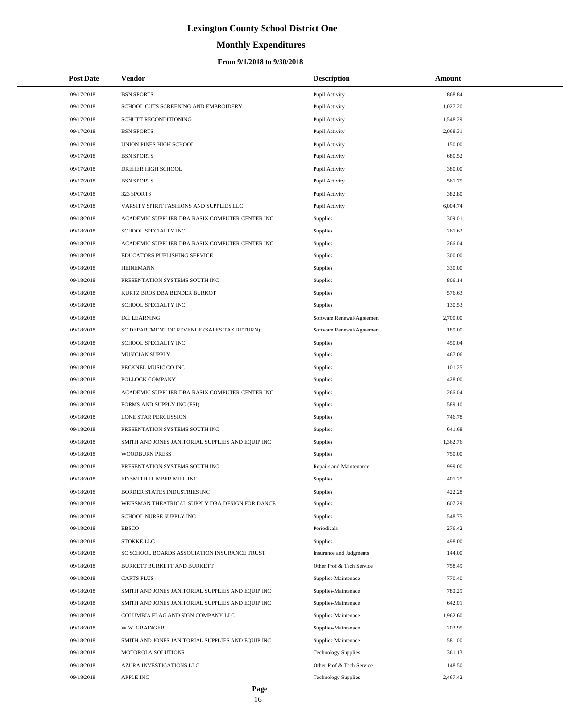# Lexington County School District One

## Monthly Expenditures

### From 9/1/2018 to 9/30/2018

| Post Date | Vendor | Description | Amount |
|---|---|---|---|
| 09/17/2018 | BSN SPORTS | Pupil Activity | 868.84 |
| 09/17/2018 | SCHOOL CUTS SCREENING AND EMBROIDERY | Pupil Activity | 1,027.20 |
| 09/17/2018 | SCHUTT RECONDITIONING | Pupil Activity | 1,548.29 |
| 09/17/2018 | BSN SPORTS | Pupil Activity | 2,068.31 |
| 09/17/2018 | UNION PINES HIGH SCHOOL | Pupil Activity | 150.00 |
| 09/17/2018 | BSN SPORTS | Pupil Activity | 680.52 |
| 09/17/2018 | DREHER HIGH SCHOOL | Pupil Activity | 380.00 |
| 09/17/2018 | BSN SPORTS | Pupil Activity | 561.75 |
| 09/17/2018 | 323 SPORTS | Pupil Activity | 382.80 |
| 09/17/2018 | VARSITY SPIRIT FASHIONS AND SUPPLIES LLC | Pupil Activity | 6,004.74 |
| 09/18/2018 | ACADEMIC SUPPLIER DBA RASIX COMPUTER CENTER INC | Supplies | 309.01 |
| 09/18/2018 | SCHOOL SPECIALTY INC | Supplies | 261.62 |
| 09/18/2018 | ACADEMIC SUPPLIER DBA RASIX COMPUTER CENTER INC | Supplies | 266.04 |
| 09/18/2018 | EDUCATORS PUBLISHING SERVICE | Supplies | 300.00 |
| 09/18/2018 | HEINEMANN | Supplies | 330.00 |
| 09/18/2018 | PRESENTATION SYSTEMS SOUTH INC | Supplies | 806.14 |
| 09/18/2018 | KURTZ BROS DBA BENDER BURKOT | Supplies | 576.63 |
| 09/18/2018 | SCHOOL SPECIALTY INC | Supplies | 130.53 |
| 09/18/2018 | IXL LEARNING | Software Renewal/Agreemen | 2,700.00 |
| 09/18/2018 | SC DEPARTMENT OF REVENUE (SALES TAX RETURN) | Software Renewal/Agreemen | 189.00 |
| 09/18/2018 | SCHOOL SPECIALTY INC | Supplies | 450.04 |
| 09/18/2018 | MUSICIAN SUPPLY | Supplies | 467.06 |
| 09/18/2018 | PECKNEL MUSIC CO INC | Supplies | 101.25 |
| 09/18/2018 | POLLOCK COMPANY | Supplies | 428.00 |
| 09/18/2018 | ACADEMIC SUPPLIER DBA RASIX COMPUTER CENTER INC | Supplies | 266.04 |
| 09/18/2018 | FORMS AND SUPPLY INC (FSI) | Supplies | 589.10 |
| 09/18/2018 | LONE STAR PERCUSSION | Supplies | 746.78 |
| 09/18/2018 | PRESENTATION SYSTEMS SOUTH INC | Supplies | 641.68 |
| 09/18/2018 | SMITH AND JONES JANITORIAL SUPPLIES AND EQUIP INC | Supplies | 1,362.76 |
| 09/18/2018 | WOODBURN PRESS | Supplies | 750.00 |
| 09/18/2018 | PRESENTATION SYSTEMS SOUTH INC | Repairs and Maintenance | 999.00 |
| 09/18/2018 | ED SMITH LUMBER MILL INC | Supplies | 401.25 |
| 09/18/2018 | BORDER STATES INDUSTRIES INC | Supplies | 422.28 |
| 09/18/2018 | WEISSMAN THEATRICAL SUPPLY DBA DESIGN FOR DANCE | Supplies | 607.29 |
| 09/18/2018 | SCHOOL NURSE SUPPLY INC | Supplies | 548.75 |
| 09/18/2018 | EBSCO | Periodicals | 276.42 |
| 09/18/2018 | STOKKE LLC | Supplies | 498.00 |
| 09/18/2018 | SC SCHOOL BOARDS ASSOCIATION INSURANCE TRUST | Insurance and Judgments | 144.00 |
| 09/18/2018 | BURKETT BURKETT AND BURKETT | Other Prof & Tech Service | 758.49 |
| 09/18/2018 | CARTS PLUS | Supplies-Maintenace | 770.40 |
| 09/18/2018 | SMITH AND JONES JANITORIAL SUPPLIES AND EQUIP INC | Supplies-Maintenace | 780.29 |
| 09/18/2018 | SMITH AND JONES JANITORIAL SUPPLIES AND EQUIP INC | Supplies-Maintenace | 642.01 |
| 09/18/2018 | COLUMBIA FLAG AND SIGN COMPANY LLC | Supplies-Maintenace | 1,962.60 |
| 09/18/2018 | W W GRAINGER | Supplies-Maintenace | 203.95 |
| 09/18/2018 | SMITH AND JONES JANITORIAL SUPPLIES AND EQUIP INC | Supplies-Maintenace | 581.00 |
| 09/18/2018 | MOTOROLA SOLUTIONS | Technology Supplies | 361.13 |
| 09/18/2018 | AZURA INVESTIGATIONS LLC | Other Prof & Tech Service | 148.50 |
| 09/18/2018 | APPLE INC | Technology Supplies | 2,467.42 |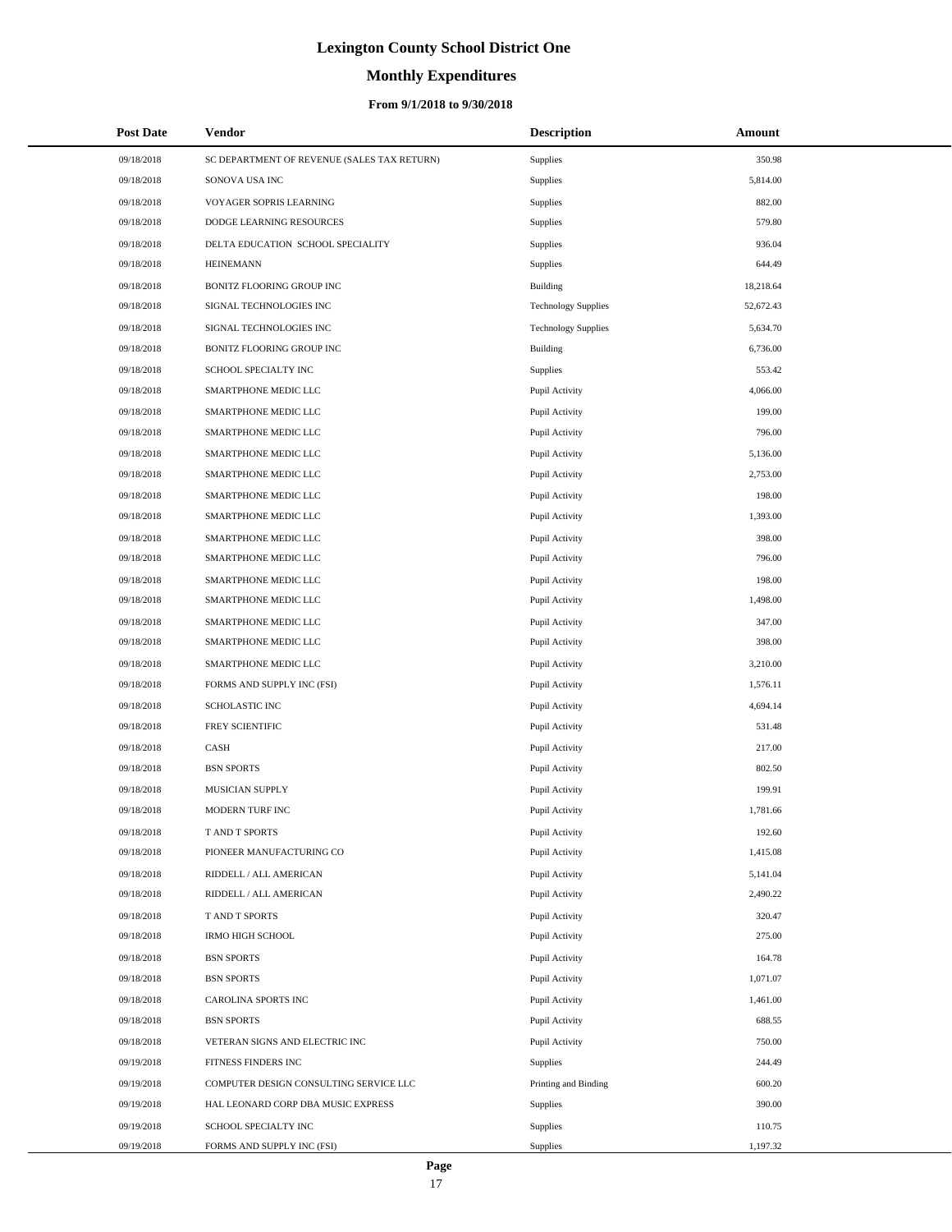# Lexington County School District One

## Monthly Expenditures

### From 9/1/2018 to 9/30/2018

| Post Date | Vendor | Description | Amount |
|---|---|---|---|
| 09/18/2018 | SC DEPARTMENT OF REVENUE (SALES TAX RETURN) | Supplies | 350.98 |
| 09/18/2018 | SONOVA USA INC | Supplies | 5,814.00 |
| 09/18/2018 | VOYAGER SOPRIS LEARNING | Supplies | 882.00 |
| 09/18/2018 | DODGE LEARNING RESOURCES | Supplies | 579.80 |
| 09/18/2018 | DELTA EDUCATION SCHOOL SPECIALITY | Supplies | 936.04 |
| 09/18/2018 | HEINEMANN | Supplies | 644.49 |
| 09/18/2018 | BONITZ FLOORING GROUP INC | Building | 18,218.64 |
| 09/18/2018 | SIGNAL TECHNOLOGIES INC | Technology Supplies | 52,672.43 |
| 09/18/2018 | SIGNAL TECHNOLOGIES INC | Technology Supplies | 5,634.70 |
| 09/18/2018 | BONITZ FLOORING GROUP INC | Building | 6,736.00 |
| 09/18/2018 | SCHOOL SPECIALTY INC | Supplies | 553.42 |
| 09/18/2018 | SMARTPHONE MEDIC LLC | Pupil Activity | 4,066.00 |
| 09/18/2018 | SMARTPHONE MEDIC LLC | Pupil Activity | 199.00 |
| 09/18/2018 | SMARTPHONE MEDIC LLC | Pupil Activity | 796.00 |
| 09/18/2018 | SMARTPHONE MEDIC LLC | Pupil Activity | 5,136.00 |
| 09/18/2018 | SMARTPHONE MEDIC LLC | Pupil Activity | 2,753.00 |
| 09/18/2018 | SMARTPHONE MEDIC LLC | Pupil Activity | 198.00 |
| 09/18/2018 | SMARTPHONE MEDIC LLC | Pupil Activity | 1,393.00 |
| 09/18/2018 | SMARTPHONE MEDIC LLC | Pupil Activity | 398.00 |
| 09/18/2018 | SMARTPHONE MEDIC LLC | Pupil Activity | 796.00 |
| 09/18/2018 | SMARTPHONE MEDIC LLC | Pupil Activity | 198.00 |
| 09/18/2018 | SMARTPHONE MEDIC LLC | Pupil Activity | 1,498.00 |
| 09/18/2018 | SMARTPHONE MEDIC LLC | Pupil Activity | 347.00 |
| 09/18/2018 | SMARTPHONE MEDIC LLC | Pupil Activity | 398.00 |
| 09/18/2018 | SMARTPHONE MEDIC LLC | Pupil Activity | 3,210.00 |
| 09/18/2018 | FORMS AND SUPPLY INC (FSI) | Pupil Activity | 1,576.11 |
| 09/18/2018 | SCHOLASTIC INC | Pupil Activity | 4,694.14 |
| 09/18/2018 | FREY SCIENTIFIC | Pupil Activity | 531.48 |
| 09/18/2018 | CASH | Pupil Activity | 217.00 |
| 09/18/2018 | BSN SPORTS | Pupil Activity | 802.50 |
| 09/18/2018 | MUSICIAN SUPPLY | Pupil Activity | 199.91 |
| 09/18/2018 | MODERN TURF INC | Pupil Activity | 1,781.66 |
| 09/18/2018 | T AND T SPORTS | Pupil Activity | 192.60 |
| 09/18/2018 | PIONEER MANUFACTURING CO | Pupil Activity | 1,415.08 |
| 09/18/2018 | RIDDELL / ALL AMERICAN | Pupil Activity | 5,141.04 |
| 09/18/2018 | RIDDELL / ALL AMERICAN | Pupil Activity | 2,490.22 |
| 09/18/2018 | T AND T SPORTS | Pupil Activity | 320.47 |
| 09/18/2018 | IRMO HIGH SCHOOL | Pupil Activity | 275.00 |
| 09/18/2018 | BSN SPORTS | Pupil Activity | 164.78 |
| 09/18/2018 | BSN SPORTS | Pupil Activity | 1,071.07 |
| 09/18/2018 | CAROLINA SPORTS INC | Pupil Activity | 1,461.00 |
| 09/18/2018 | BSN SPORTS | Pupil Activity | 688.55 |
| 09/18/2018 | VETERAN SIGNS AND ELECTRIC INC | Pupil Activity | 750.00 |
| 09/19/2018 | FITNESS FINDERS INC | Supplies | 244.49 |
| 09/19/2018 | COMPUTER DESIGN CONSULTING SERVICE LLC | Printing and Binding | 600.20 |
| 09/19/2018 | HAL LEONARD CORP DBA MUSIC EXPRESS | Supplies | 390.00 |
| 09/19/2018 | SCHOOL SPECIALTY INC | Supplies | 110.75 |
| 09/19/2018 | FORMS AND SUPPLY INC (FSI) | Supplies | 1,197.32 |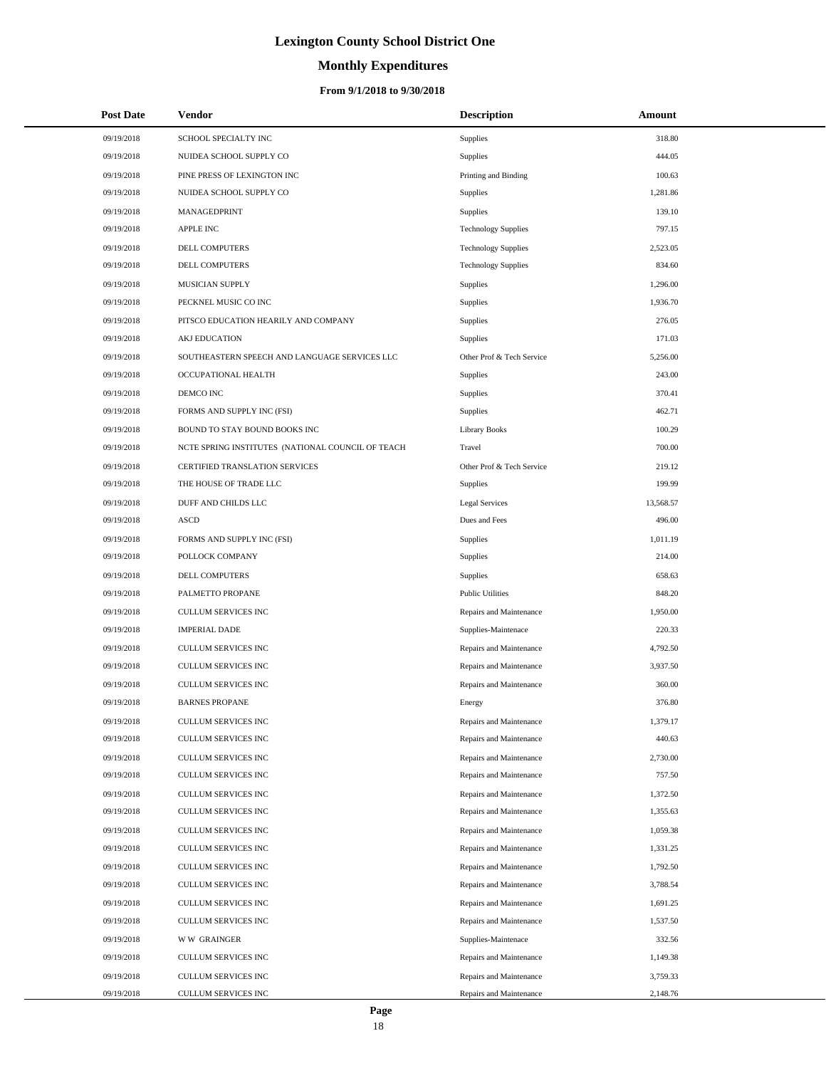# Lexington County School District One

## Monthly Expenditures

### From 9/1/2018 to 9/30/2018

| Post Date | Vendor | Description | Amount |
|---|---|---|---|
| 09/19/2018 | SCHOOL SPECIALTY INC | Supplies | 318.80 |
| 09/19/2018 | NUIDEA SCHOOL SUPPLY CO | Supplies | 444.05 |
| 09/19/2018 | PINE PRESS OF LEXINGTON INC | Printing and Binding | 100.63 |
| 09/19/2018 | NUIDEA SCHOOL SUPPLY CO | Supplies | 1,281.86 |
| 09/19/2018 | MANAGEDPRINT | Supplies | 139.10 |
| 09/19/2018 | APPLE INC | Technology Supplies | 797.15 |
| 09/19/2018 | DELL COMPUTERS | Technology Supplies | 2,523.05 |
| 09/19/2018 | DELL COMPUTERS | Technology Supplies | 834.60 |
| 09/19/2018 | MUSICIAN SUPPLY | Supplies | 1,296.00 |
| 09/19/2018 | PECKNEL MUSIC CO INC | Supplies | 1,936.70 |
| 09/19/2018 | PITSCO EDUCATION HEARILY AND COMPANY | Supplies | 276.05 |
| 09/19/2018 | AKJ EDUCATION | Supplies | 171.03 |
| 09/19/2018 | SOUTHEASTERN SPEECH AND LANGUAGE SERVICES LLC | Other Prof & Tech Service | 5,256.00 |
| 09/19/2018 | OCCUPATIONAL HEALTH | Supplies | 243.00 |
| 09/19/2018 | DEMCO INC | Supplies | 370.41 |
| 09/19/2018 | FORMS AND SUPPLY INC (FSI) | Supplies | 462.71 |
| 09/19/2018 | BOUND TO STAY BOUND BOOKS INC | Library Books | 100.29 |
| 09/19/2018 | NCTE SPRING INSTITUTES (NATIONAL COUNCIL OF TEACH | Travel | 700.00 |
| 09/19/2018 | CERTIFIED TRANSLATION SERVICES | Other Prof & Tech Service | 219.12 |
| 09/19/2018 | THE HOUSE OF TRADE LLC | Supplies | 199.99 |
| 09/19/2018 | DUFF AND CHILDS LLC | Legal Services | 13,568.57 |
| 09/19/2018 | ASCD | Dues and Fees | 496.00 |
| 09/19/2018 | FORMS AND SUPPLY INC (FSI) | Supplies | 1,011.19 |
| 09/19/2018 | POLLOCK COMPANY | Supplies | 214.00 |
| 09/19/2018 | DELL COMPUTERS | Supplies | 658.63 |
| 09/19/2018 | PALMETTO PROPANE | Public Utilities | 848.20 |
| 09/19/2018 | CULLUM SERVICES INC | Repairs and Maintenance | 1,950.00 |
| 09/19/2018 | IMPERIAL DADE | Supplies-Maintenace | 220.33 |
| 09/19/2018 | CULLUM SERVICES INC | Repairs and Maintenance | 4,792.50 |
| 09/19/2018 | CULLUM SERVICES INC | Repairs and Maintenance | 3,937.50 |
| 09/19/2018 | CULLUM SERVICES INC | Repairs and Maintenance | 360.00 |
| 09/19/2018 | BARNES PROPANE | Energy | 376.80 |
| 09/19/2018 | CULLUM SERVICES INC | Repairs and Maintenance | 1,379.17 |
| 09/19/2018 | CULLUM SERVICES INC | Repairs and Maintenance | 440.63 |
| 09/19/2018 | CULLUM SERVICES INC | Repairs and Maintenance | 2,730.00 |
| 09/19/2018 | CULLUM SERVICES INC | Repairs and Maintenance | 757.50 |
| 09/19/2018 | CULLUM SERVICES INC | Repairs and Maintenance | 1,372.50 |
| 09/19/2018 | CULLUM SERVICES INC | Repairs and Maintenance | 1,355.63 |
| 09/19/2018 | CULLUM SERVICES INC | Repairs and Maintenance | 1,059.38 |
| 09/19/2018 | CULLUM SERVICES INC | Repairs and Maintenance | 1,331.25 |
| 09/19/2018 | CULLUM SERVICES INC | Repairs and Maintenance | 1,792.50 |
| 09/19/2018 | CULLUM SERVICES INC | Repairs and Maintenance | 3,788.54 |
| 09/19/2018 | CULLUM SERVICES INC | Repairs and Maintenance | 1,691.25 |
| 09/19/2018 | CULLUM SERVICES INC | Repairs and Maintenance | 1,537.50 |
| 09/19/2018 | W W GRAINGER | Supplies-Maintenace | 332.56 |
| 09/19/2018 | CULLUM SERVICES INC | Repairs and Maintenance | 1,149.38 |
| 09/19/2018 | CULLUM SERVICES INC | Repairs and Maintenance | 3,759.33 |
| 09/19/2018 | CULLUM SERVICES INC | Repairs and Maintenance | 2,148.76 |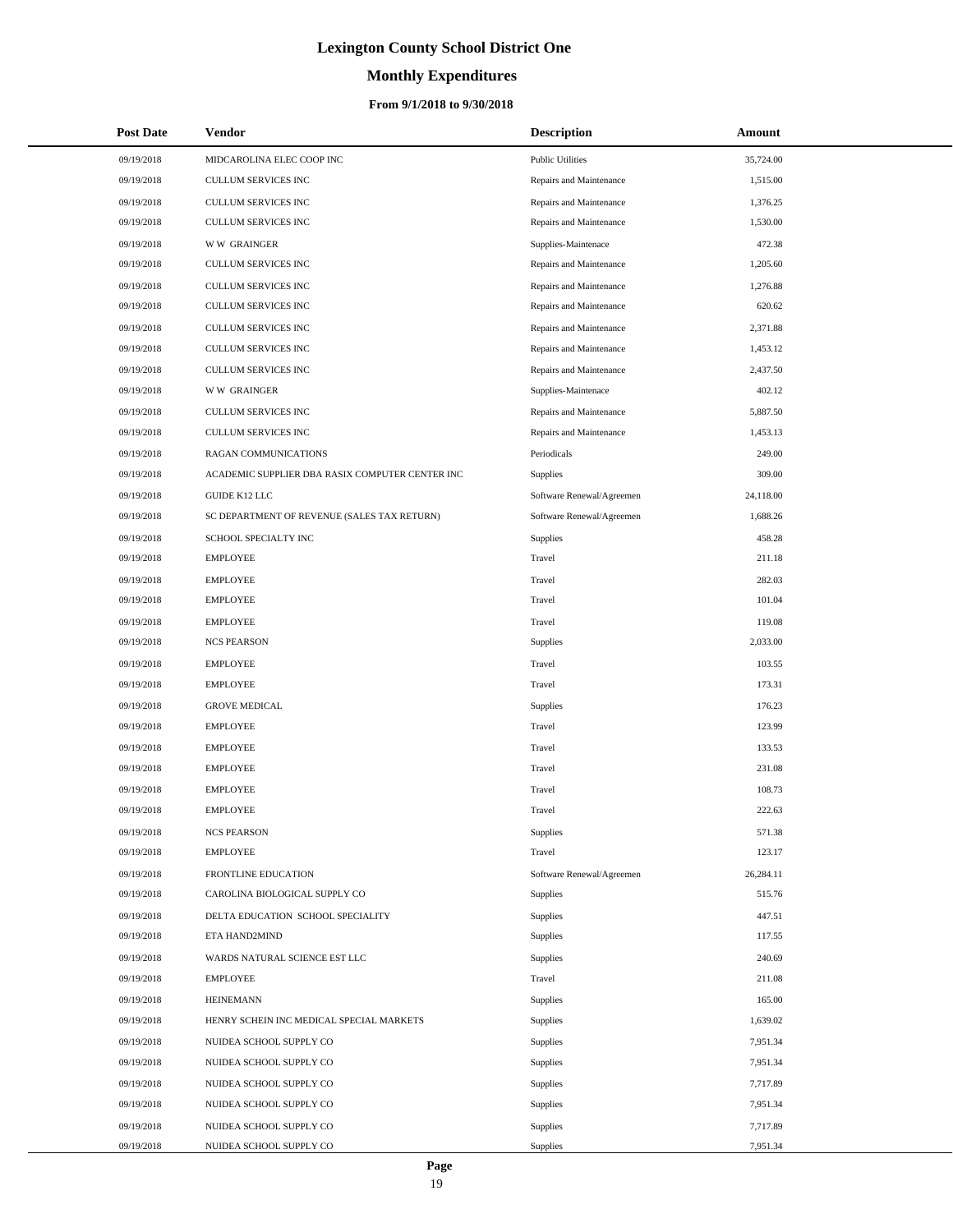# Lexington County School District One

## Monthly Expenditures

### From 9/1/2018 to 9/30/2018

| Post Date | Vendor | Description | Amount |
|---|---|---|---|
| 09/19/2018 | MIDCAROLINA ELEC COOP INC | Public Utilities | 35,724.00 |
| 09/19/2018 | CULLUM SERVICES INC | Repairs and Maintenance | 1,515.00 |
| 09/19/2018 | CULLUM SERVICES INC | Repairs and Maintenance | 1,376.25 |
| 09/19/2018 | CULLUM SERVICES INC | Repairs and Maintenance | 1,530.00 |
| 09/19/2018 | W W GRAINGER | Supplies-Maintenace | 472.38 |
| 09/19/2018 | CULLUM SERVICES INC | Repairs and Maintenance | 1,205.60 |
| 09/19/2018 | CULLUM SERVICES INC | Repairs and Maintenance | 1,276.88 |
| 09/19/2018 | CULLUM SERVICES INC | Repairs and Maintenance | 620.62 |
| 09/19/2018 | CULLUM SERVICES INC | Repairs and Maintenance | 2,371.88 |
| 09/19/2018 | CULLUM SERVICES INC | Repairs and Maintenance | 1,453.12 |
| 09/19/2018 | CULLUM SERVICES INC | Repairs and Maintenance | 2,437.50 |
| 09/19/2018 | W W GRAINGER | Supplies-Maintenace | 402.12 |
| 09/19/2018 | CULLUM SERVICES INC | Repairs and Maintenance | 5,887.50 |
| 09/19/2018 | CULLUM SERVICES INC | Repairs and Maintenance | 1,453.13 |
| 09/19/2018 | RAGAN COMMUNICATIONS | Periodicals | 249.00 |
| 09/19/2018 | ACADEMIC SUPPLIER DBA RASIX COMPUTER CENTER INC | Supplies | 309.00 |
| 09/19/2018 | GUIDE K12 LLC | Software Renewal/Agreemen | 24,118.00 |
| 09/19/2018 | SC DEPARTMENT OF REVENUE (SALES TAX RETURN) | Software Renewal/Agreemen | 1,688.26 |
| 09/19/2018 | SCHOOL SPECIALTY INC | Supplies | 458.28 |
| 09/19/2018 | EMPLOYEE | Travel | 211.18 |
| 09/19/2018 | EMPLOYEE | Travel | 282.03 |
| 09/19/2018 | EMPLOYEE | Travel | 101.04 |
| 09/19/2018 | EMPLOYEE | Travel | 119.08 |
| 09/19/2018 | NCS PEARSON | Supplies | 2,033.00 |
| 09/19/2018 | EMPLOYEE | Travel | 103.55 |
| 09/19/2018 | EMPLOYEE | Travel | 173.31 |
| 09/19/2018 | GROVE MEDICAL | Supplies | 176.23 |
| 09/19/2018 | EMPLOYEE | Travel | 123.99 |
| 09/19/2018 | EMPLOYEE | Travel | 133.53 |
| 09/19/2018 | EMPLOYEE | Travel | 231.08 |
| 09/19/2018 | EMPLOYEE | Travel | 108.73 |
| 09/19/2018 | EMPLOYEE | Travel | 222.63 |
| 09/19/2018 | NCS PEARSON | Supplies | 571.38 |
| 09/19/2018 | EMPLOYEE | Travel | 123.17 |
| 09/19/2018 | FRONTLINE EDUCATION | Software Renewal/Agreemen | 26,284.11 |
| 09/19/2018 | CAROLINA BIOLOGICAL SUPPLY CO | Supplies | 515.76 |
| 09/19/2018 | DELTA EDUCATION SCHOOL SPECIALITY | Supplies | 447.51 |
| 09/19/2018 | ETA HAND2MIND | Supplies | 117.55 |
| 09/19/2018 | WARDS NATURAL SCIENCE EST LLC | Supplies | 240.69 |
| 09/19/2018 | EMPLOYEE | Travel | 211.08 |
| 09/19/2018 | HEINEMANN | Supplies | 165.00 |
| 09/19/2018 | HENRY SCHEIN INC MEDICAL SPECIAL MARKETS | Supplies | 1,639.02 |
| 09/19/2018 | NUIDEA SCHOOL SUPPLY CO | Supplies | 7,951.34 |
| 09/19/2018 | NUIDEA SCHOOL SUPPLY CO | Supplies | 7,951.34 |
| 09/19/2018 | NUIDEA SCHOOL SUPPLY CO | Supplies | 7,717.89 |
| 09/19/2018 | NUIDEA SCHOOL SUPPLY CO | Supplies | 7,951.34 |
| 09/19/2018 | NUIDEA SCHOOL SUPPLY CO | Supplies | 7,717.89 |
| 09/19/2018 | NUIDEA SCHOOL SUPPLY CO | Supplies | 7,951.34 |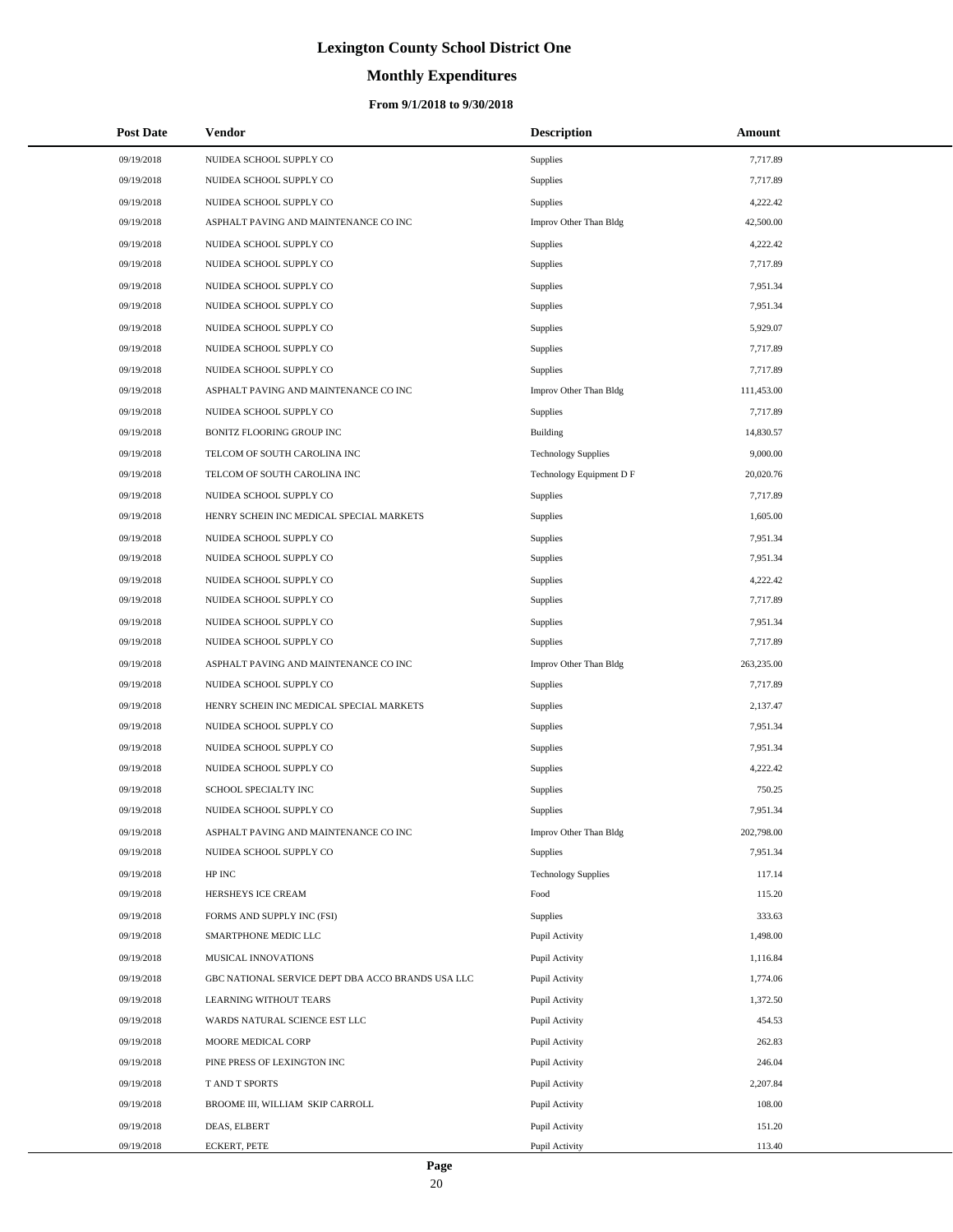# Lexington County School District One

## Monthly Expenditures

### From 9/1/2018 to 9/30/2018

| Post Date | Vendor | Description | Amount |
|---|---|---|---|
| 09/19/2018 | NUIDEA SCHOOL SUPPLY CO | Supplies | 7,717.89 |
| 09/19/2018 | NUIDEA SCHOOL SUPPLY CO | Supplies | 7,717.89 |
| 09/19/2018 | NUIDEA SCHOOL SUPPLY CO | Supplies | 4,222.42 |
| 09/19/2018 | ASPHALT PAVING AND MAINTENANCE CO INC | Improv Other Than Bldg | 42,500.00 |
| 09/19/2018 | NUIDEA SCHOOL SUPPLY CO | Supplies | 4,222.42 |
| 09/19/2018 | NUIDEA SCHOOL SUPPLY CO | Supplies | 7,717.89 |
| 09/19/2018 | NUIDEA SCHOOL SUPPLY CO | Supplies | 7,951.34 |
| 09/19/2018 | NUIDEA SCHOOL SUPPLY CO | Supplies | 7,951.34 |
| 09/19/2018 | NUIDEA SCHOOL SUPPLY CO | Supplies | 5,929.07 |
| 09/19/2018 | NUIDEA SCHOOL SUPPLY CO | Supplies | 7,717.89 |
| 09/19/2018 | NUIDEA SCHOOL SUPPLY CO | Supplies | 7,717.89 |
| 09/19/2018 | ASPHALT PAVING AND MAINTENANCE CO INC | Improv Other Than Bldg | 111,453.00 |
| 09/19/2018 | NUIDEA SCHOOL SUPPLY CO | Supplies | 7,717.89 |
| 09/19/2018 | BONITZ FLOORING GROUP INC | Building | 14,830.57 |
| 09/19/2018 | TELCOM OF SOUTH CAROLINA INC | Technology Supplies | 9,000.00 |
| 09/19/2018 | TELCOM OF SOUTH CAROLINA INC | Technology Equipment D F | 20,020.76 |
| 09/19/2018 | NUIDEA SCHOOL SUPPLY CO | Supplies | 7,717.89 |
| 09/19/2018 | HENRY SCHEIN INC MEDICAL SPECIAL MARKETS | Supplies | 1,605.00 |
| 09/19/2018 | NUIDEA SCHOOL SUPPLY CO | Supplies | 7,951.34 |
| 09/19/2018 | NUIDEA SCHOOL SUPPLY CO | Supplies | 7,951.34 |
| 09/19/2018 | NUIDEA SCHOOL SUPPLY CO | Supplies | 4,222.42 |
| 09/19/2018 | NUIDEA SCHOOL SUPPLY CO | Supplies | 7,717.89 |
| 09/19/2018 | NUIDEA SCHOOL SUPPLY CO | Supplies | 7,951.34 |
| 09/19/2018 | NUIDEA SCHOOL SUPPLY CO | Supplies | 7,717.89 |
| 09/19/2018 | ASPHALT PAVING AND MAINTENANCE CO INC | Improv Other Than Bldg | 263,235.00 |
| 09/19/2018 | NUIDEA SCHOOL SUPPLY CO | Supplies | 7,717.89 |
| 09/19/2018 | HENRY SCHEIN INC MEDICAL SPECIAL MARKETS | Supplies | 2,137.47 |
| 09/19/2018 | NUIDEA SCHOOL SUPPLY CO | Supplies | 7,951.34 |
| 09/19/2018 | NUIDEA SCHOOL SUPPLY CO | Supplies | 7,951.34 |
| 09/19/2018 | NUIDEA SCHOOL SUPPLY CO | Supplies | 4,222.42 |
| 09/19/2018 | SCHOOL SPECIALTY INC | Supplies | 750.25 |
| 09/19/2018 | NUIDEA SCHOOL SUPPLY CO | Supplies | 7,951.34 |
| 09/19/2018 | ASPHALT PAVING AND MAINTENANCE CO INC | Improv Other Than Bldg | 202,798.00 |
| 09/19/2018 | NUIDEA SCHOOL SUPPLY CO | Supplies | 7,951.34 |
| 09/19/2018 | HP INC | Technology Supplies | 117.14 |
| 09/19/2018 | HERSHEYS ICE CREAM | Food | 115.20 |
| 09/19/2018 | FORMS AND SUPPLY INC (FSI) | Supplies | 333.63 |
| 09/19/2018 | SMARTPHONE MEDIC LLC | Pupil Activity | 1,498.00 |
| 09/19/2018 | MUSICAL INNOVATIONS | Pupil Activity | 1,116.84 |
| 09/19/2018 | GBC NATIONAL SERVICE DEPT DBA ACCO BRANDS USA LLC | Pupil Activity | 1,774.06 |
| 09/19/2018 | LEARNING WITHOUT TEARS | Pupil Activity | 1,372.50 |
| 09/19/2018 | WARDS NATURAL SCIENCE EST LLC | Pupil Activity | 454.53 |
| 09/19/2018 | MOORE MEDICAL CORP | Pupil Activity | 262.83 |
| 09/19/2018 | PINE PRESS OF LEXINGTON INC | Pupil Activity | 246.04 |
| 09/19/2018 | T AND T SPORTS | Pupil Activity | 2,207.84 |
| 09/19/2018 | BROOME III, WILLIAM SKIP CARROLL | Pupil Activity | 108.00 |
| 09/19/2018 | DEAS, ELBERT | Pupil Activity | 151.20 |
| 09/19/2018 | ECKERT, PETE | Pupil Activity | 113.40 |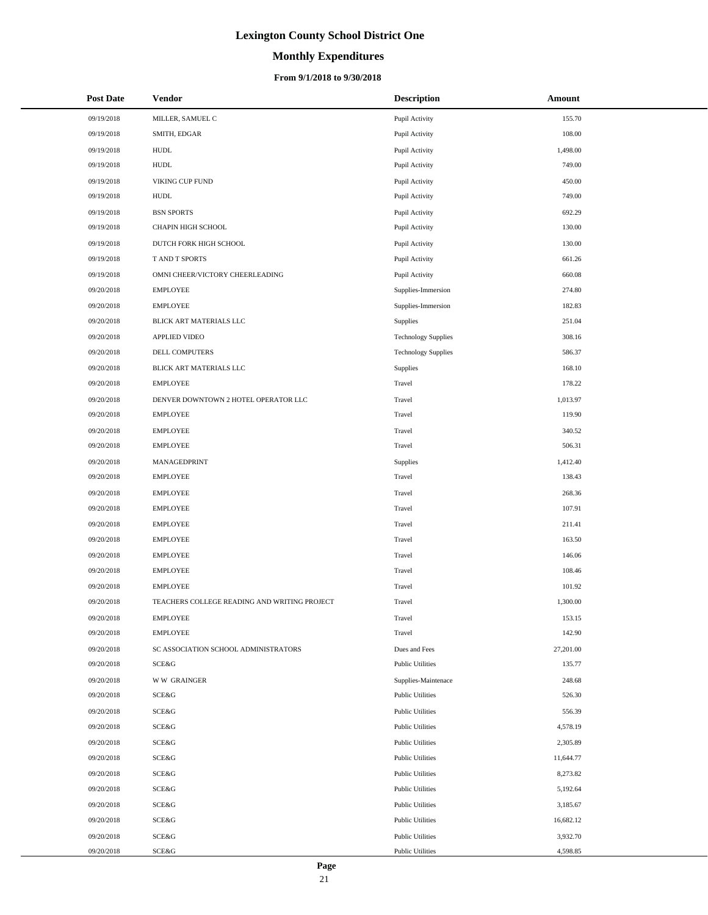# Lexington County School District One

## Monthly Expenditures

### From 9/1/2018 to 9/30/2018

| Post Date | Vendor | Description | Amount |
|---|---|---|---|
| 09/19/2018 | MILLER, SAMUEL C | Pupil Activity | 155.70 |
| 09/19/2018 | SMITH, EDGAR | Pupil Activity | 108.00 |
| 09/19/2018 | HUDL | Pupil Activity | 1,498.00 |
| 09/19/2018 | HUDL | Pupil Activity | 749.00 |
| 09/19/2018 | VIKING CUP FUND | Pupil Activity | 450.00 |
| 09/19/2018 | HUDL | Pupil Activity | 749.00 |
| 09/19/2018 | BSN SPORTS | Pupil Activity | 692.29 |
| 09/19/2018 | CHAPIN HIGH SCHOOL | Pupil Activity | 130.00 |
| 09/19/2018 | DUTCH FORK HIGH SCHOOL | Pupil Activity | 130.00 |
| 09/19/2018 | T AND T SPORTS | Pupil Activity | 661.26 |
| 09/19/2018 | OMNI CHEER/VICTORY CHEERLEADING | Pupil Activity | 660.08 |
| 09/20/2018 | EMPLOYEE | Supplies-Immersion | 274.80 |
| 09/20/2018 | EMPLOYEE | Supplies-Immersion | 182.83 |
| 09/20/2018 | BLICK ART MATERIALS LLC | Supplies | 251.04 |
| 09/20/2018 | APPLIED VIDEO | Technology Supplies | 308.16 |
| 09/20/2018 | DELL COMPUTERS | Technology Supplies | 586.37 |
| 09/20/2018 | BLICK ART MATERIALS LLC | Supplies | 168.10 |
| 09/20/2018 | EMPLOYEE | Travel | 178.22 |
| 09/20/2018 | DENVER DOWNTOWN 2 HOTEL OPERATOR LLC | Travel | 1,013.97 |
| 09/20/2018 | EMPLOYEE | Travel | 119.90 |
| 09/20/2018 | EMPLOYEE | Travel | 340.52 |
| 09/20/2018 | EMPLOYEE | Travel | 506.31 |
| 09/20/2018 | MANAGEDPRINT | Supplies | 1,412.40 |
| 09/20/2018 | EMPLOYEE | Travel | 138.43 |
| 09/20/2018 | EMPLOYEE | Travel | 268.36 |
| 09/20/2018 | EMPLOYEE | Travel | 107.91 |
| 09/20/2018 | EMPLOYEE | Travel | 211.41 |
| 09/20/2018 | EMPLOYEE | Travel | 163.50 |
| 09/20/2018 | EMPLOYEE | Travel | 146.06 |
| 09/20/2018 | EMPLOYEE | Travel | 108.46 |
| 09/20/2018 | EMPLOYEE | Travel | 101.92 |
| 09/20/2018 | TEACHERS COLLEGE READING AND WRITING PROJECT | Travel | 1,300.00 |
| 09/20/2018 | EMPLOYEE | Travel | 153.15 |
| 09/20/2018 | EMPLOYEE | Travel | 142.90 |
| 09/20/2018 | SC ASSOCIATION SCHOOL ADMINISTRATORS | Dues and Fees | 27,201.00 |
| 09/20/2018 | SCE&G | Public Utilities | 135.77 |
| 09/20/2018 | W W GRAINGER | Supplies-Maintenace | 248.68 |
| 09/20/2018 | SCE&G | Public Utilities | 526.30 |
| 09/20/2018 | SCE&G | Public Utilities | 556.39 |
| 09/20/2018 | SCE&G | Public Utilities | 4,578.19 |
| 09/20/2018 | SCE&G | Public Utilities | 2,305.89 |
| 09/20/2018 | SCE&G | Public Utilities | 11,644.77 |
| 09/20/2018 | SCE&G | Public Utilities | 8,273.82 |
| 09/20/2018 | SCE&G | Public Utilities | 5,192.64 |
| 09/20/2018 | SCE&G | Public Utilities | 3,185.67 |
| 09/20/2018 | SCE&G | Public Utilities | 16,682.12 |
| 09/20/2018 | SCE&G | Public Utilities | 3,932.70 |
| 09/20/2018 | SCE&G | Public Utilities | 4,598.85 |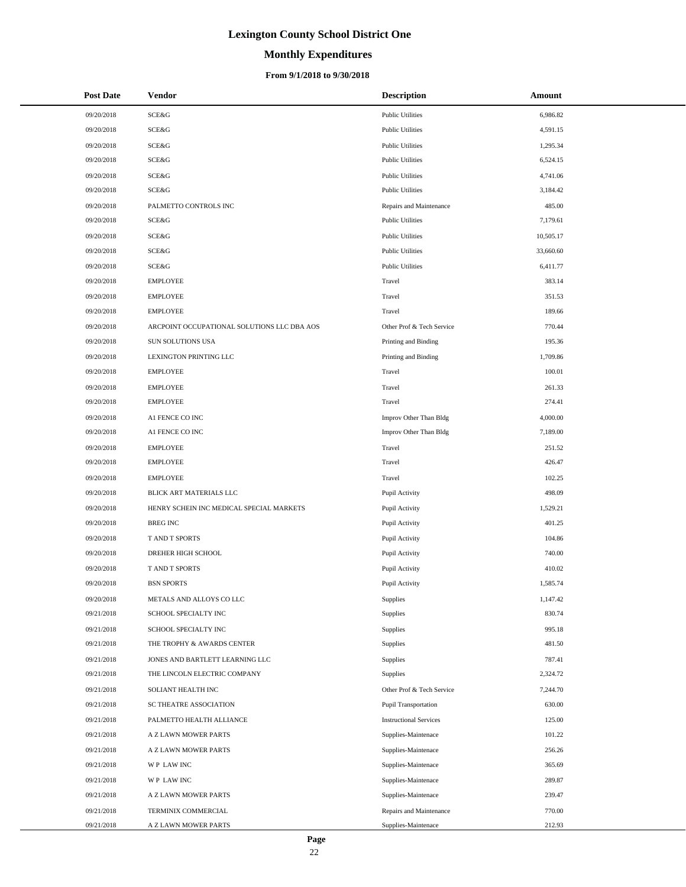# Lexington County School District One

## Monthly Expenditures

### From 9/1/2018 to 9/30/2018

| Post Date | Vendor | Description | Amount |
|---|---|---|---|
| 09/20/2018 | SCE&G | Public Utilities | 6,986.82 |
| 09/20/2018 | SCE&G | Public Utilities | 4,591.15 |
| 09/20/2018 | SCE&G | Public Utilities | 1,295.34 |
| 09/20/2018 | SCE&G | Public Utilities | 6,524.15 |
| 09/20/2018 | SCE&G | Public Utilities | 4,741.06 |
| 09/20/2018 | SCE&G | Public Utilities | 3,184.42 |
| 09/20/2018 | PALMETTO CONTROLS INC | Repairs and Maintenance | 485.00 |
| 09/20/2018 | SCE&G | Public Utilities | 7,179.61 |
| 09/20/2018 | SCE&G | Public Utilities | 10,505.17 |
| 09/20/2018 | SCE&G | Public Utilities | 33,660.60 |
| 09/20/2018 | SCE&G | Public Utilities | 6,411.77 |
| 09/20/2018 | EMPLOYEE | Travel | 383.14 |
| 09/20/2018 | EMPLOYEE | Travel | 351.53 |
| 09/20/2018 | EMPLOYEE | Travel | 189.66 |
| 09/20/2018 | ARCPOINT OCCUPATIONAL SOLUTIONS LLC DBA AOS | Other Prof & Tech Service | 770.44 |
| 09/20/2018 | SUN SOLUTIONS USA | Printing and Binding | 195.36 |
| 09/20/2018 | LEXINGTON PRINTING LLC | Printing and Binding | 1,709.86 |
| 09/20/2018 | EMPLOYEE | Travel | 100.01 |
| 09/20/2018 | EMPLOYEE | Travel | 261.33 |
| 09/20/2018 | EMPLOYEE | Travel | 274.41 |
| 09/20/2018 | A1 FENCE CO INC | Improv Other Than Bldg | 4,000.00 |
| 09/20/2018 | A1 FENCE CO INC | Improv Other Than Bldg | 7,189.00 |
| 09/20/2018 | EMPLOYEE | Travel | 251.52 |
| 09/20/2018 | EMPLOYEE | Travel | 426.47 |
| 09/20/2018 | EMPLOYEE | Travel | 102.25 |
| 09/20/2018 | BLICK ART MATERIALS LLC | Pupil Activity | 498.09 |
| 09/20/2018 | HENRY SCHEIN INC MEDICAL SPECIAL MARKETS | Pupil Activity | 1,529.21 |
| 09/20/2018 | BREG INC | Pupil Activity | 401.25 |
| 09/20/2018 | T AND T SPORTS | Pupil Activity | 104.86 |
| 09/20/2018 | DREHER HIGH SCHOOL | Pupil Activity | 740.00 |
| 09/20/2018 | T AND T SPORTS | Pupil Activity | 410.02 |
| 09/20/2018 | BSN SPORTS | Pupil Activity | 1,585.74 |
| 09/20/2018 | METALS AND ALLOYS CO LLC | Supplies | 1,147.42 |
| 09/21/2018 | SCHOOL SPECIALTY INC | Supplies | 830.74 |
| 09/21/2018 | SCHOOL SPECIALTY INC | Supplies | 995.18 |
| 09/21/2018 | THE TROPHY & AWARDS CENTER | Supplies | 481.50 |
| 09/21/2018 | JONES AND BARTLETT LEARNING LLC | Supplies | 787.41 |
| 09/21/2018 | THE LINCOLN ELECTRIC COMPANY | Supplies | 2,324.72 |
| 09/21/2018 | SOLIANT HEALTH INC | Other Prof & Tech Service | 7,244.70 |
| 09/21/2018 | SC THEATRE ASSOCIATION | Pupil Transportation | 630.00 |
| 09/21/2018 | PALMETTO HEALTH ALLIANCE | Instructional Services | 125.00 |
| 09/21/2018 | A Z LAWN MOWER PARTS | Supplies-Maintenace | 101.22 |
| 09/21/2018 | A Z LAWN MOWER PARTS | Supplies-Maintenace | 256.26 |
| 09/21/2018 | W P LAW INC | Supplies-Maintenace | 365.69 |
| 09/21/2018 | W P LAW INC | Supplies-Maintenace | 289.87 |
| 09/21/2018 | A Z LAWN MOWER PARTS | Supplies-Maintenace | 239.47 |
| 09/21/2018 | TERMINIX COMMERCIAL | Repairs and Maintenance | 770.00 |
| 09/21/2018 | A Z LAWN MOWER PARTS | Supplies-Maintenace | 212.93 |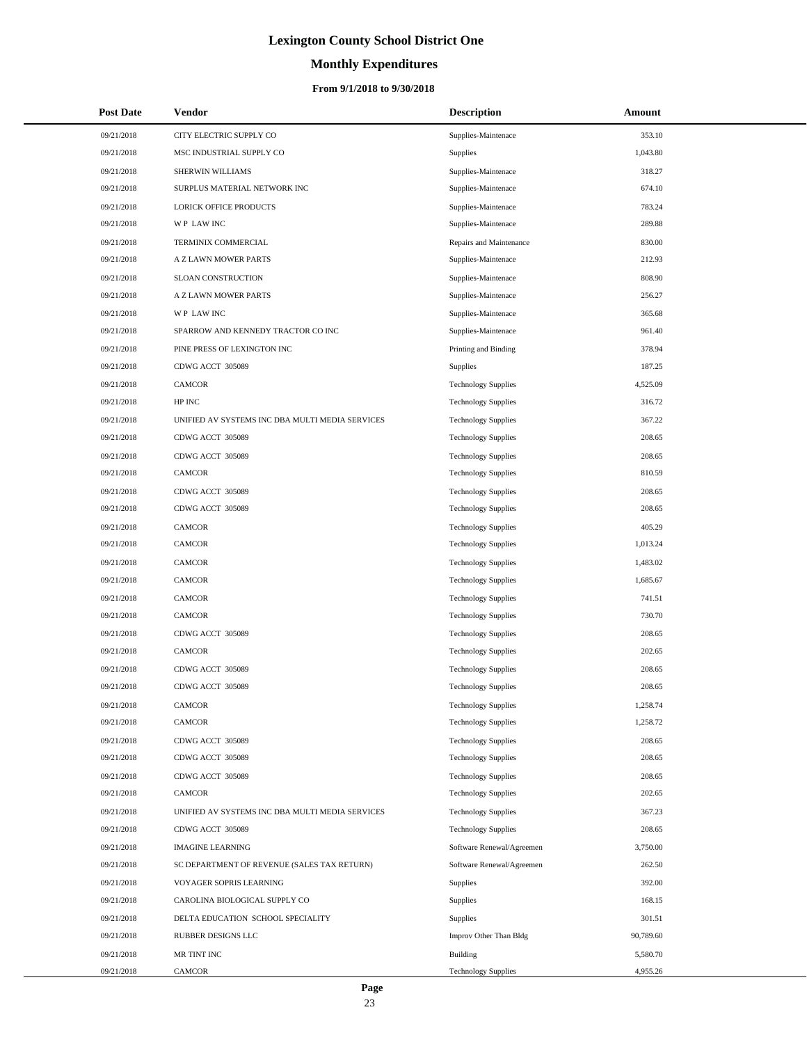# Lexington County School District One

## Monthly Expenditures

### From 9/1/2018 to 9/30/2018

| Post Date | Vendor | Description | Amount |
|---|---|---|---|
| 09/21/2018 | CITY ELECTRIC SUPPLY CO | Supplies-Maintenace | 353.10 |
| 09/21/2018 | MSC INDUSTRIAL SUPPLY CO | Supplies | 1,043.80 |
| 09/21/2018 | SHERWIN WILLIAMS | Supplies-Maintenace | 318.27 |
| 09/21/2018 | SURPLUS MATERIAL NETWORK INC | Supplies-Maintenace | 674.10 |
| 09/21/2018 | LORICK OFFICE PRODUCTS | Supplies-Maintenace | 783.24 |
| 09/21/2018 | W P LAW INC | Supplies-Maintenace | 289.88 |
| 09/21/2018 | TERMINIX COMMERCIAL | Repairs and Maintenance | 830.00 |
| 09/21/2018 | A Z LAWN MOWER PARTS | Supplies-Maintenace | 212.93 |
| 09/21/2018 | SLOAN CONSTRUCTION | Supplies-Maintenace | 808.90 |
| 09/21/2018 | A Z LAWN MOWER PARTS | Supplies-Maintenace | 256.27 |
| 09/21/2018 | W P LAW INC | Supplies-Maintenace | 365.68 |
| 09/21/2018 | SPARROW AND KENNEDY TRACTOR CO INC | Supplies-Maintenace | 961.40 |
| 09/21/2018 | PINE PRESS OF LEXINGTON INC | Printing and Binding | 378.94 |
| 09/21/2018 | CDWG ACCT 305089 | Supplies | 187.25 |
| 09/21/2018 | CAMCOR | Technology Supplies | 4,525.09 |
| 09/21/2018 | HP INC | Technology Supplies | 316.72 |
| 09/21/2018 | UNIFIED AV SYSTEMS INC DBA MULTI MEDIA SERVICES | Technology Supplies | 367.22 |
| 09/21/2018 | CDWG ACCT 305089 | Technology Supplies | 208.65 |
| 09/21/2018 | CDWG ACCT 305089 | Technology Supplies | 208.65 |
| 09/21/2018 | CAMCOR | Technology Supplies | 810.59 |
| 09/21/2018 | CDWG ACCT 305089 | Technology Supplies | 208.65 |
| 09/21/2018 | CDWG ACCT 305089 | Technology Supplies | 208.65 |
| 09/21/2018 | CAMCOR | Technology Supplies | 405.29 |
| 09/21/2018 | CAMCOR | Technology Supplies | 1,013.24 |
| 09/21/2018 | CAMCOR | Technology Supplies | 1,483.02 |
| 09/21/2018 | CAMCOR | Technology Supplies | 1,685.67 |
| 09/21/2018 | CAMCOR | Technology Supplies | 741.51 |
| 09/21/2018 | CAMCOR | Technology Supplies | 730.70 |
| 09/21/2018 | CDWG ACCT 305089 | Technology Supplies | 208.65 |
| 09/21/2018 | CAMCOR | Technology Supplies | 202.65 |
| 09/21/2018 | CDWG ACCT 305089 | Technology Supplies | 208.65 |
| 09/21/2018 | CDWG ACCT 305089 | Technology Supplies | 208.65 |
| 09/21/2018 | CAMCOR | Technology Supplies | 1,258.74 |
| 09/21/2018 | CAMCOR | Technology Supplies | 1,258.72 |
| 09/21/2018 | CDWG ACCT 305089 | Technology Supplies | 208.65 |
| 09/21/2018 | CDWG ACCT 305089 | Technology Supplies | 208.65 |
| 09/21/2018 | CDWG ACCT 305089 | Technology Supplies | 208.65 |
| 09/21/2018 | CAMCOR | Technology Supplies | 202.65 |
| 09/21/2018 | UNIFIED AV SYSTEMS INC DBA MULTI MEDIA SERVICES | Technology Supplies | 367.23 |
| 09/21/2018 | CDWG ACCT 305089 | Technology Supplies | 208.65 |
| 09/21/2018 | IMAGINE LEARNING | Software Renewal/Agreemen | 3,750.00 |
| 09/21/2018 | SC DEPARTMENT OF REVENUE (SALES TAX RETURN) | Software Renewal/Agreemen | 262.50 |
| 09/21/2018 | VOYAGER SOPRIS LEARNING | Supplies | 392.00 |
| 09/21/2018 | CAROLINA BIOLOGICAL SUPPLY CO | Supplies | 168.15 |
| 09/21/2018 | DELTA EDUCATION SCHOOL SPECIALITY | Supplies | 301.51 |
| 09/21/2018 | RUBBER DESIGNS LLC | Improv Other Than Bldg | 90,789.60 |
| 09/21/2018 | MR TINT INC | Building | 5,580.70 |
| 09/21/2018 | CAMCOR | Technology Supplies | 4,955.26 |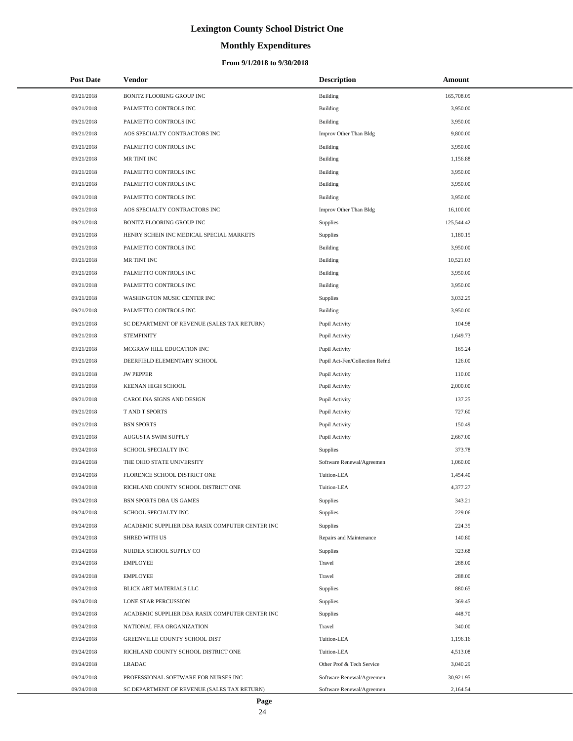# Lexington County School District One

## Monthly Expenditures

### From 9/1/2018 to 9/30/2018

| Post Date | Vendor | Description | Amount |
|---|---|---|---|
| 09/21/2018 | BONITZ FLOORING GROUP INC | Building | 165,708.05 |
| 09/21/2018 | PALMETTO CONTROLS INC | Building | 3,950.00 |
| 09/21/2018 | PALMETTO CONTROLS INC | Building | 3,950.00 |
| 09/21/2018 | AOS SPECIALTY CONTRACTORS INC | Improv Other Than Bldg | 9,800.00 |
| 09/21/2018 | PALMETTO CONTROLS INC | Building | 3,950.00 |
| 09/21/2018 | MR TINT INC | Building | 1,156.88 |
| 09/21/2018 | PALMETTO CONTROLS INC | Building | 3,950.00 |
| 09/21/2018 | PALMETTO CONTROLS INC | Building | 3,950.00 |
| 09/21/2018 | PALMETTO CONTROLS INC | Building | 3,950.00 |
| 09/21/2018 | AOS SPECIALTY CONTRACTORS INC | Improv Other Than Bldg | 16,100.00 |
| 09/21/2018 | BONITZ FLOORING GROUP INC | Supplies | 125,544.42 |
| 09/21/2018 | HENRY SCHEIN INC MEDICAL SPECIAL MARKETS | Supplies | 1,180.15 |
| 09/21/2018 | PALMETTO CONTROLS INC | Building | 3,950.00 |
| 09/21/2018 | MR TINT INC | Building | 10,521.03 |
| 09/21/2018 | PALMETTO CONTROLS INC | Building | 3,950.00 |
| 09/21/2018 | PALMETTO CONTROLS INC | Building | 3,950.00 |
| 09/21/2018 | WASHINGTON MUSIC CENTER INC | Supplies | 3,032.25 |
| 09/21/2018 | PALMETTO CONTROLS INC | Building | 3,950.00 |
| 09/21/2018 | SC DEPARTMENT OF REVENUE (SALES TAX RETURN) | Pupil Activity | 104.98 |
| 09/21/2018 | STEMFINITY | Pupil Activity | 1,649.73 |
| 09/21/2018 | MCGRAW HILL EDUCATION INC | Pupil Activity | 165.24 |
| 09/21/2018 | DEERFIELD ELEMENTARY SCHOOL | Pupil Act-Fee/Collection Refnd | 126.00 |
| 09/21/2018 | JW PEPPER | Pupil Activity | 110.00 |
| 09/21/2018 | KEENAN HIGH SCHOOL | Pupil Activity | 2,000.00 |
| 09/21/2018 | CAROLINA SIGNS AND DESIGN | Pupil Activity | 137.25 |
| 09/21/2018 | T AND T SPORTS | Pupil Activity | 727.60 |
| 09/21/2018 | BSN SPORTS | Pupil Activity | 150.49 |
| 09/21/2018 | AUGUSTA SWIM SUPPLY | Pupil Activity | 2,667.00 |
| 09/24/2018 | SCHOOL SPECIALTY INC | Supplies | 373.78 |
| 09/24/2018 | THE OHIO STATE UNIVERSITY | Software Renewal/Agreemen | 1,060.00 |
| 09/24/2018 | FLORENCE SCHOOL DISTRICT ONE | Tuition-LEA | 1,454.40 |
| 09/24/2018 | RICHLAND COUNTY SCHOOL DISTRICT ONE | Tuition-LEA | 4,377.27 |
| 09/24/2018 | BSN SPORTS DBA US GAMES | Supplies | 343.21 |
| 09/24/2018 | SCHOOL SPECIALTY INC | Supplies | 229.06 |
| 09/24/2018 | ACADEMIC SUPPLIER DBA RASIX COMPUTER CENTER INC | Supplies | 224.35 |
| 09/24/2018 | SHRED WITH US | Repairs and Maintenance | 140.80 |
| 09/24/2018 | NUIDEA SCHOOL SUPPLY CO | Supplies | 323.68 |
| 09/24/2018 | EMPLOYEE | Travel | 288.00 |
| 09/24/2018 | EMPLOYEE | Travel | 288.00 |
| 09/24/2018 | BLICK ART MATERIALS LLC | Supplies | 880.65 |
| 09/24/2018 | LONE STAR PERCUSSION | Supplies | 369.45 |
| 09/24/2018 | ACADEMIC SUPPLIER DBA RASIX COMPUTER CENTER INC | Supplies | 448.70 |
| 09/24/2018 | NATIONAL FFA ORGANIZATION | Travel | 340.00 |
| 09/24/2018 | GREENVILLE COUNTY SCHOOL DIST | Tuition-LEA | 1,196.16 |
| 09/24/2018 | RICHLAND COUNTY SCHOOL DISTRICT ONE | Tuition-LEA | 4,513.08 |
| 09/24/2018 | LRADAC | Other Prof & Tech Service | 3,040.29 |
| 09/24/2018 | PROFESSIONAL SOFTWARE FOR NURSES INC | Software Renewal/Agreemen | 30,921.95 |
| 09/24/2018 | SC DEPARTMENT OF REVENUE (SALES TAX RETURN) | Software Renewal/Agreemen | 2,164.54 |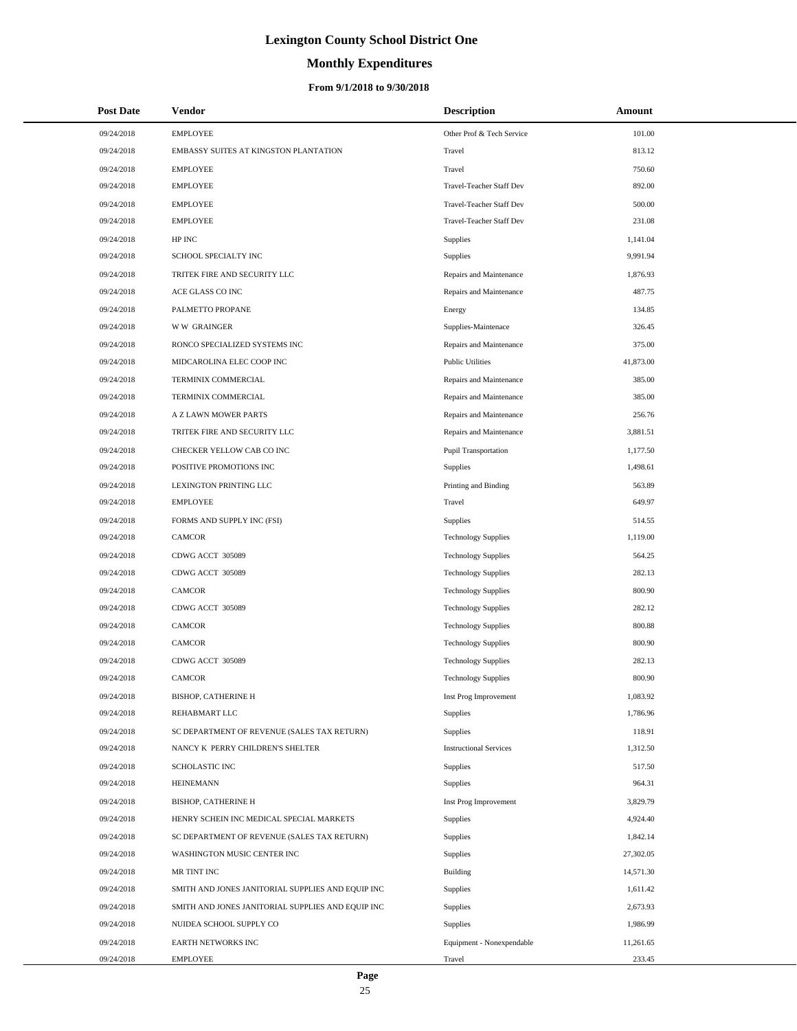# Lexington County School District One

## Monthly Expenditures

### From 9/1/2018 to 9/30/2018

| Post Date | Vendor | Description | Amount |
|---|---|---|---|
| 09/24/2018 | EMPLOYEE | Other Prof & Tech Service | 101.00 |
| 09/24/2018 | EMBASSY SUITES AT KINGSTON PLANTATION | Travel | 813.12 |
| 09/24/2018 | EMPLOYEE | Travel | 750.60 |
| 09/24/2018 | EMPLOYEE | Travel-Teacher Staff Dev | 892.00 |
| 09/24/2018 | EMPLOYEE | Travel-Teacher Staff Dev | 500.00 |
| 09/24/2018 | EMPLOYEE | Travel-Teacher Staff Dev | 231.08 |
| 09/24/2018 | HP INC | Supplies | 1,141.04 |
| 09/24/2018 | SCHOOL SPECIALTY INC | Supplies | 9,991.94 |
| 09/24/2018 | TRITEK FIRE AND SECURITY LLC | Repairs and Maintenance | 1,876.93 |
| 09/24/2018 | ACE GLASS CO INC | Repairs and Maintenance | 487.75 |
| 09/24/2018 | PALMETTO PROPANE | Energy | 134.85 |
| 09/24/2018 | W W GRAINGER | Supplies-Maintenace | 326.45 |
| 09/24/2018 | RONCO SPECIALIZED SYSTEMS INC | Repairs and Maintenance | 375.00 |
| 09/24/2018 | MIDCAROLINA ELEC COOP INC | Public Utilities | 41,873.00 |
| 09/24/2018 | TERMINIX COMMERCIAL | Repairs and Maintenance | 385.00 |
| 09/24/2018 | TERMINIX COMMERCIAL | Repairs and Maintenance | 385.00 |
| 09/24/2018 | A Z LAWN MOWER PARTS | Repairs and Maintenance | 256.76 |
| 09/24/2018 | TRITEK FIRE AND SECURITY LLC | Repairs and Maintenance | 3,881.51 |
| 09/24/2018 | CHECKER YELLOW CAB CO INC | Pupil Transportation | 1,177.50 |
| 09/24/2018 | POSITIVE PROMOTIONS INC | Supplies | 1,498.61 |
| 09/24/2018 | LEXINGTON PRINTING LLC | Printing and Binding | 563.89 |
| 09/24/2018 | EMPLOYEE | Travel | 649.97 |
| 09/24/2018 | FORMS AND SUPPLY INC (FSI) | Supplies | 514.55 |
| 09/24/2018 | CAMCOR | Technology Supplies | 1,119.00 |
| 09/24/2018 | CDWG ACCT 305089 | Technology Supplies | 564.25 |
| 09/24/2018 | CDWG ACCT 305089 | Technology Supplies | 282.13 |
| 09/24/2018 | CAMCOR | Technology Supplies | 800.90 |
| 09/24/2018 | CDWG ACCT 305089 | Technology Supplies | 282.12 |
| 09/24/2018 | CAMCOR | Technology Supplies | 800.88 |
| 09/24/2018 | CAMCOR | Technology Supplies | 800.90 |
| 09/24/2018 | CDWG ACCT 305089 | Technology Supplies | 282.13 |
| 09/24/2018 | CAMCOR | Technology Supplies | 800.90 |
| 09/24/2018 | BISHOP, CATHERINE H | Inst Prog Improvement | 1,083.92 |
| 09/24/2018 | REHABMART LLC | Supplies | 1,786.96 |
| 09/24/2018 | SC DEPARTMENT OF REVENUE (SALES TAX RETURN) | Supplies | 118.91 |
| 09/24/2018 | NANCY K PERRY CHILDREN'S SHELTER | Instructional Services | 1,312.50 |
| 09/24/2018 | SCHOLASTIC INC | Supplies | 517.50 |
| 09/24/2018 | HEINEMANN | Supplies | 964.31 |
| 09/24/2018 | BISHOP, CATHERINE H | Inst Prog Improvement | 3,829.79 |
| 09/24/2018 | HENRY SCHEIN INC MEDICAL SPECIAL MARKETS | Supplies | 4,924.40 |
| 09/24/2018 | SC DEPARTMENT OF REVENUE (SALES TAX RETURN) | Supplies | 1,842.14 |
| 09/24/2018 | WASHINGTON MUSIC CENTER INC | Supplies | 27,302.05 |
| 09/24/2018 | MR TINT INC | Building | 14,571.30 |
| 09/24/2018 | SMITH AND JONES JANITORIAL SUPPLIES AND EQUIP INC | Supplies | 1,611.42 |
| 09/24/2018 | SMITH AND JONES JANITORIAL SUPPLIES AND EQUIP INC | Supplies | 2,673.93 |
| 09/24/2018 | NUIDEA SCHOOL SUPPLY CO | Supplies | 1,986.99 |
| 09/24/2018 | EARTH NETWORKS INC | Equipment - Nonexpendable | 11,261.65 |
| 09/24/2018 | EMPLOYEE | Travel | 233.45 |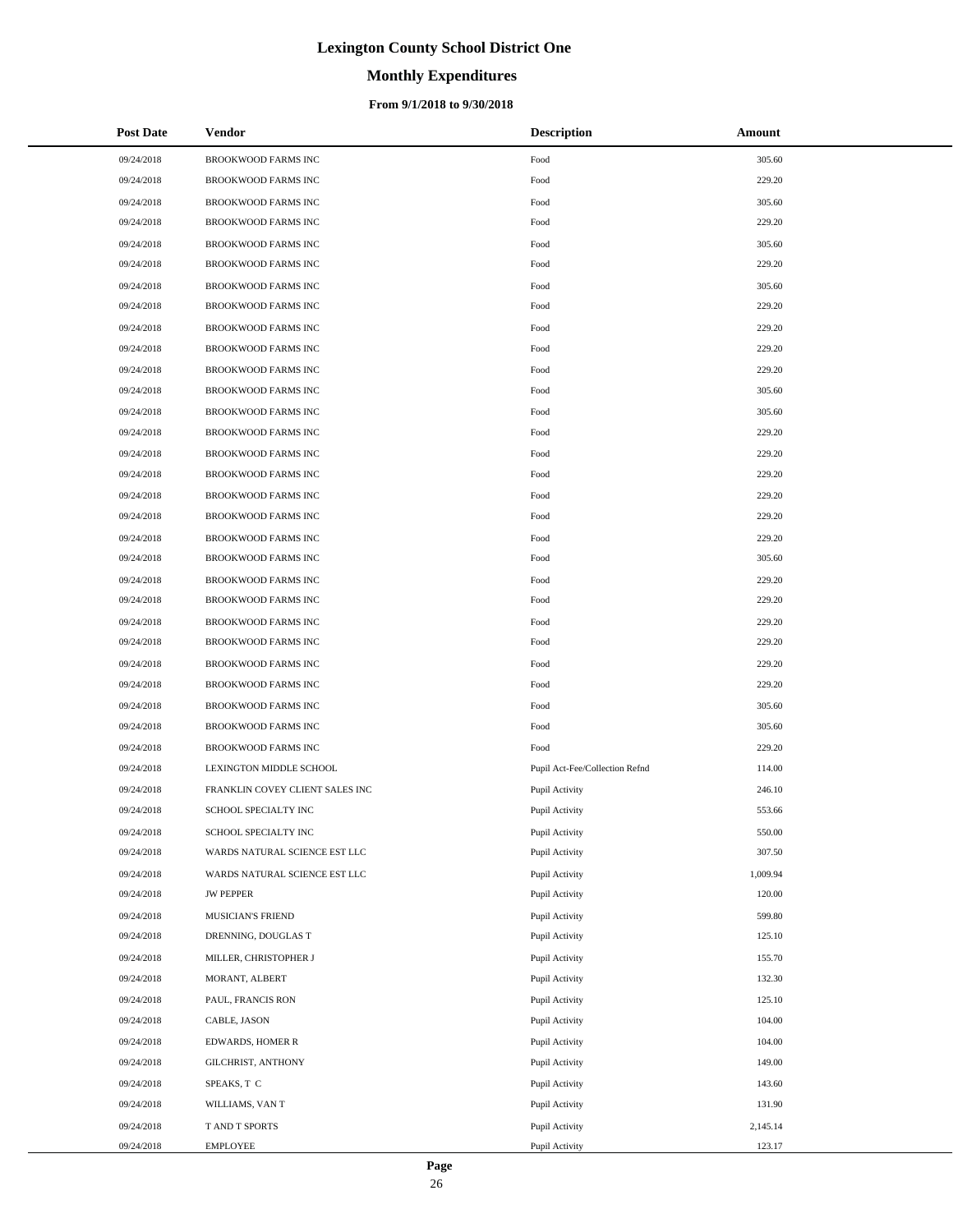# Lexington County School District One

## Monthly Expenditures

### From 9/1/2018 to 9/30/2018

| Post Date | Vendor | Description | Amount |
|---|---|---|---|
| 09/24/2018 | BROOKWOOD FARMS INC | Food | 305.60 |
| 09/24/2018 | BROOKWOOD FARMS INC | Food | 229.20 |
| 09/24/2018 | BROOKWOOD FARMS INC | Food | 305.60 |
| 09/24/2018 | BROOKWOOD FARMS INC | Food | 229.20 |
| 09/24/2018 | BROOKWOOD FARMS INC | Food | 305.60 |
| 09/24/2018 | BROOKWOOD FARMS INC | Food | 229.20 |
| 09/24/2018 | BROOKWOOD FARMS INC | Food | 305.60 |
| 09/24/2018 | BROOKWOOD FARMS INC | Food | 229.20 |
| 09/24/2018 | BROOKWOOD FARMS INC | Food | 229.20 |
| 09/24/2018 | BROOKWOOD FARMS INC | Food | 229.20 |
| 09/24/2018 | BROOKWOOD FARMS INC | Food | 229.20 |
| 09/24/2018 | BROOKWOOD FARMS INC | Food | 305.60 |
| 09/24/2018 | BROOKWOOD FARMS INC | Food | 305.60 |
| 09/24/2018 | BROOKWOOD FARMS INC | Food | 229.20 |
| 09/24/2018 | BROOKWOOD FARMS INC | Food | 229.20 |
| 09/24/2018 | BROOKWOOD FARMS INC | Food | 229.20 |
| 09/24/2018 | BROOKWOOD FARMS INC | Food | 229.20 |
| 09/24/2018 | BROOKWOOD FARMS INC | Food | 229.20 |
| 09/24/2018 | BROOKWOOD FARMS INC | Food | 229.20 |
| 09/24/2018 | BROOKWOOD FARMS INC | Food | 305.60 |
| 09/24/2018 | BROOKWOOD FARMS INC | Food | 229.20 |
| 09/24/2018 | BROOKWOOD FARMS INC | Food | 229.20 |
| 09/24/2018 | BROOKWOOD FARMS INC | Food | 229.20 |
| 09/24/2018 | BROOKWOOD FARMS INC | Food | 229.20 |
| 09/24/2018 | BROOKWOOD FARMS INC | Food | 229.20 |
| 09/24/2018 | BROOKWOOD FARMS INC | Food | 229.20 |
| 09/24/2018 | BROOKWOOD FARMS INC | Food | 305.60 |
| 09/24/2018 | BROOKWOOD FARMS INC | Food | 305.60 |
| 09/24/2018 | BROOKWOOD FARMS INC | Food | 229.20 |
| 09/24/2018 | LEXINGTON MIDDLE SCHOOL | Pupil Act-Fee/Collection Refnd | 114.00 |
| 09/24/2018 | FRANKLIN COVEY CLIENT SALES INC | Pupil Activity | 246.10 |
| 09/24/2018 | SCHOOL SPECIALTY INC | Pupil Activity | 553.66 |
| 09/24/2018 | SCHOOL SPECIALTY INC | Pupil Activity | 550.00 |
| 09/24/2018 | WARDS NATURAL SCIENCE EST LLC | Pupil Activity | 307.50 |
| 09/24/2018 | WARDS NATURAL SCIENCE EST LLC | Pupil Activity | 1,009.94 |
| 09/24/2018 | JW PEPPER | Pupil Activity | 120.00 |
| 09/24/2018 | MUSICIAN'S FRIEND | Pupil Activity | 599.80 |
| 09/24/2018 | DRENNING, DOUGLAS T | Pupil Activity | 125.10 |
| 09/24/2018 | MILLER, CHRISTOPHER J | Pupil Activity | 155.70 |
| 09/24/2018 | MORANT, ALBERT | Pupil Activity | 132.30 |
| 09/24/2018 | PAUL, FRANCIS RON | Pupil Activity | 125.10 |
| 09/24/2018 | CABLE, JASON | Pupil Activity | 104.00 |
| 09/24/2018 | EDWARDS, HOMER R | Pupil Activity | 104.00 |
| 09/24/2018 | GILCHRIST, ANTHONY | Pupil Activity | 149.00 |
| 09/24/2018 | SPEAKS, T C | Pupil Activity | 143.60 |
| 09/24/2018 | WILLIAMS, VAN T | Pupil Activity | 131.90 |
| 09/24/2018 | T AND T SPORTS | Pupil Activity | 2,145.14 |
| 09/24/2018 | EMPLOYEE | Pupil Activity | 123.17 |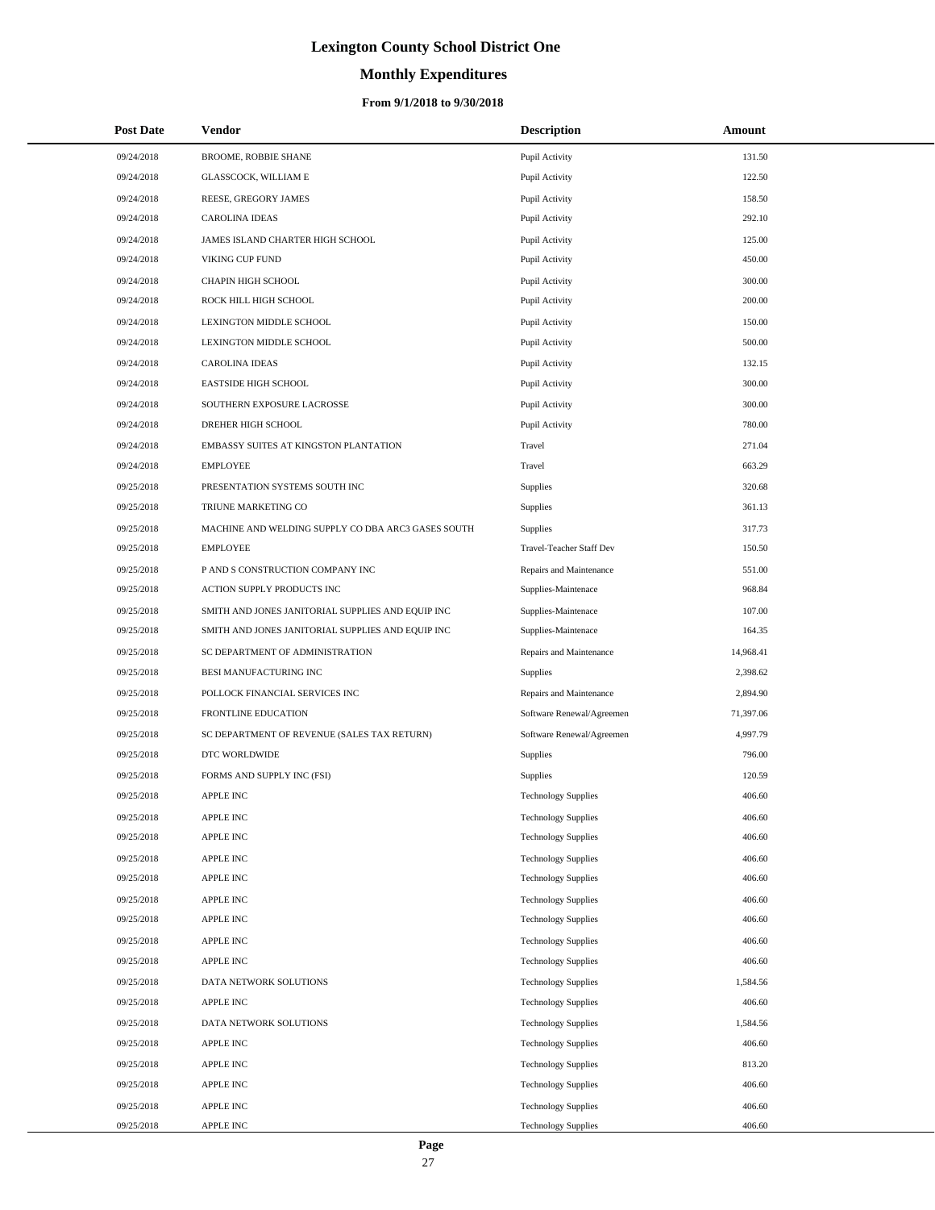# Lexington County School District One

## Monthly Expenditures

### From 9/1/2018 to 9/30/2018

| Post Date | Vendor | Description | Amount |
|---|---|---|---|
| 09/24/2018 | BROOME, ROBBIE SHANE | Pupil Activity | 131.50 |
| 09/24/2018 | GLASSCOCK, WILLIAM E | Pupil Activity | 122.50 |
| 09/24/2018 | REESE, GREGORY JAMES | Pupil Activity | 158.50 |
| 09/24/2018 | CAROLINA IDEAS | Pupil Activity | 292.10 |
| 09/24/2018 | JAMES ISLAND CHARTER HIGH SCHOOL | Pupil Activity | 125.00 |
| 09/24/2018 | VIKING CUP FUND | Pupil Activity | 450.00 |
| 09/24/2018 | CHAPIN HIGH SCHOOL | Pupil Activity | 300.00 |
| 09/24/2018 | ROCK HILL HIGH SCHOOL | Pupil Activity | 200.00 |
| 09/24/2018 | LEXINGTON MIDDLE SCHOOL | Pupil Activity | 150.00 |
| 09/24/2018 | LEXINGTON MIDDLE SCHOOL | Pupil Activity | 500.00 |
| 09/24/2018 | CAROLINA IDEAS | Pupil Activity | 132.15 |
| 09/24/2018 | EASTSIDE HIGH SCHOOL | Pupil Activity | 300.00 |
| 09/24/2018 | SOUTHERN EXPOSURE LACROSSE | Pupil Activity | 300.00 |
| 09/24/2018 | DREHER HIGH SCHOOL | Pupil Activity | 780.00 |
| 09/24/2018 | EMBASSY SUITES AT KINGSTON PLANTATION | Travel | 271.04 |
| 09/24/2018 | EMPLOYEE | Travel | 663.29 |
| 09/25/2018 | PRESENTATION SYSTEMS SOUTH INC | Supplies | 320.68 |
| 09/25/2018 | TRIUNE MARKETING CO | Supplies | 361.13 |
| 09/25/2018 | MACHINE AND WELDING SUPPLY CO DBA ARC3 GASES SOUTH | Supplies | 317.73 |
| 09/25/2018 | EMPLOYEE | Travel-Teacher Staff Dev | 150.50 |
| 09/25/2018 | P AND S CONSTRUCTION COMPANY INC | Repairs and Maintenance | 551.00 |
| 09/25/2018 | ACTION SUPPLY PRODUCTS INC | Supplies-Maintenace | 968.84 |
| 09/25/2018 | SMITH AND JONES JANITORIAL SUPPLIES AND EQUIP INC | Supplies-Maintenace | 107.00 |
| 09/25/2018 | SMITH AND JONES JANITORIAL SUPPLIES AND EQUIP INC | Supplies-Maintenace | 164.35 |
| 09/25/2018 | SC DEPARTMENT OF ADMINISTRATION | Repairs and Maintenance | 14,968.41 |
| 09/25/2018 | BESI MANUFACTURING INC | Supplies | 2,398.62 |
| 09/25/2018 | POLLOCK FINANCIAL SERVICES INC | Repairs and Maintenance | 2,894.90 |
| 09/25/2018 | FRONTLINE EDUCATION | Software Renewal/Agreemen | 71,397.06 |
| 09/25/2018 | SC DEPARTMENT OF REVENUE (SALES TAX RETURN) | Software Renewal/Agreemen | 4,997.79 |
| 09/25/2018 | DTC WORLDWIDE | Supplies | 796.00 |
| 09/25/2018 | FORMS AND SUPPLY INC (FSI) | Supplies | 120.59 |
| 09/25/2018 | APPLE INC | Technology Supplies | 406.60 |
| 09/25/2018 | APPLE INC | Technology Supplies | 406.60 |
| 09/25/2018 | APPLE INC | Technology Supplies | 406.60 |
| 09/25/2018 | APPLE INC | Technology Supplies | 406.60 |
| 09/25/2018 | APPLE INC | Technology Supplies | 406.60 |
| 09/25/2018 | APPLE INC | Technology Supplies | 406.60 |
| 09/25/2018 | APPLE INC | Technology Supplies | 406.60 |
| 09/25/2018 | APPLE INC | Technology Supplies | 406.60 |
| 09/25/2018 | APPLE INC | Technology Supplies | 406.60 |
| 09/25/2018 | DATA NETWORK SOLUTIONS | Technology Supplies | 1,584.56 |
| 09/25/2018 | APPLE INC | Technology Supplies | 406.60 |
| 09/25/2018 | DATA NETWORK SOLUTIONS | Technology Supplies | 1,584.56 |
| 09/25/2018 | APPLE INC | Technology Supplies | 406.60 |
| 09/25/2018 | APPLE INC | Technology Supplies | 813.20 |
| 09/25/2018 | APPLE INC | Technology Supplies | 406.60 |
| 09/25/2018 | APPLE INC | Technology Supplies | 406.60 |
| 09/25/2018 | APPLE INC | Technology Supplies | 406.60 |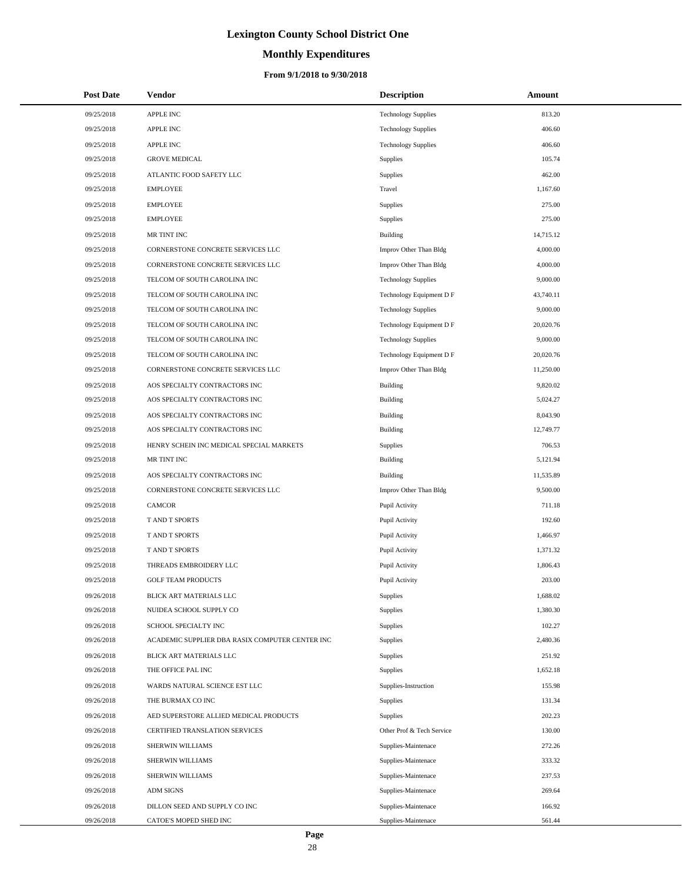# Lexington County School District One

## Monthly Expenditures

### From 9/1/2018 to 9/30/2018

| Post Date | Vendor | Description | Amount |
|---|---|---|---|
| 09/25/2018 | APPLE INC | Technology Supplies | 813.20 |
| 09/25/2018 | APPLE INC | Technology Supplies | 406.60 |
| 09/25/2018 | APPLE INC | Technology Supplies | 406.60 |
| 09/25/2018 | GROVE MEDICAL | Supplies | 105.74 |
| 09/25/2018 | ATLANTIC FOOD SAFETY LLC | Supplies | 462.00 |
| 09/25/2018 | EMPLOYEE | Travel | 1,167.60 |
| 09/25/2018 | EMPLOYEE | Supplies | 275.00 |
| 09/25/2018 | EMPLOYEE | Supplies | 275.00 |
| 09/25/2018 | MR TINT INC | Building | 14,715.12 |
| 09/25/2018 | CORNERSTONE CONCRETE SERVICES LLC | Improv Other Than Bldg | 4,000.00 |
| 09/25/2018 | CORNERSTONE CONCRETE SERVICES LLC | Improv Other Than Bldg | 4,000.00 |
| 09/25/2018 | TELCOM OF SOUTH CAROLINA INC | Technology Supplies | 9,000.00 |
| 09/25/2018 | TELCOM OF SOUTH CAROLINA INC | Technology Equipment D F | 43,740.11 |
| 09/25/2018 | TELCOM OF SOUTH CAROLINA INC | Technology Supplies | 9,000.00 |
| 09/25/2018 | TELCOM OF SOUTH CAROLINA INC | Technology Equipment D F | 20,020.76 |
| 09/25/2018 | TELCOM OF SOUTH CAROLINA INC | Technology Supplies | 9,000.00 |
| 09/25/2018 | TELCOM OF SOUTH CAROLINA INC | Technology Equipment D F | 20,020.76 |
| 09/25/2018 | CORNERSTONE CONCRETE SERVICES LLC | Improv Other Than Bldg | 11,250.00 |
| 09/25/2018 | AOS SPECIALTY CONTRACTORS INC | Building | 9,820.02 |
| 09/25/2018 | AOS SPECIALTY CONTRACTORS INC | Building | 5,024.27 |
| 09/25/2018 | AOS SPECIALTY CONTRACTORS INC | Building | 8,043.90 |
| 09/25/2018 | AOS SPECIALTY CONTRACTORS INC | Building | 12,749.77 |
| 09/25/2018 | HENRY SCHEIN INC MEDICAL SPECIAL MARKETS | Supplies | 706.53 |
| 09/25/2018 | MR TINT INC | Building | 5,121.94 |
| 09/25/2018 | AOS SPECIALTY CONTRACTORS INC | Building | 11,535.89 |
| 09/25/2018 | CORNERSTONE CONCRETE SERVICES LLC | Improv Other Than Bldg | 9,500.00 |
| 09/25/2018 | CAMCOR | Pupil Activity | 711.18 |
| 09/25/2018 | T AND T SPORTS | Pupil Activity | 192.60 |
| 09/25/2018 | T AND T SPORTS | Pupil Activity | 1,466.97 |
| 09/25/2018 | T AND T SPORTS | Pupil Activity | 1,371.32 |
| 09/25/2018 | THREADS EMBROIDERY LLC | Pupil Activity | 1,806.43 |
| 09/25/2018 | GOLF TEAM PRODUCTS | Pupil Activity | 203.00 |
| 09/26/2018 | BLICK ART MATERIALS LLC | Supplies | 1,688.02 |
| 09/26/2018 | NUIDEA SCHOOL SUPPLY CO | Supplies | 1,380.30 |
| 09/26/2018 | SCHOOL SPECIALTY INC | Supplies | 102.27 |
| 09/26/2018 | ACADEMIC SUPPLIER DBA RASIX COMPUTER CENTER INC | Supplies | 2,480.36 |
| 09/26/2018 | BLICK ART MATERIALS LLC | Supplies | 251.92 |
| 09/26/2018 | THE OFFICE PAL INC | Supplies | 1,652.18 |
| 09/26/2018 | WARDS NATURAL SCIENCE EST LLC | Supplies-Instruction | 155.98 |
| 09/26/2018 | THE BURMAX CO INC | Supplies | 131.34 |
| 09/26/2018 | AED SUPERSTORE ALLIED MEDICAL PRODUCTS | Supplies | 202.23 |
| 09/26/2018 | CERTIFIED TRANSLATION SERVICES | Other Prof & Tech Service | 130.00 |
| 09/26/2018 | SHERWIN WILLIAMS | Supplies-Maintenace | 272.26 |
| 09/26/2018 | SHERWIN WILLIAMS | Supplies-Maintenace | 333.32 |
| 09/26/2018 | SHERWIN WILLIAMS | Supplies-Maintenace | 237.53 |
| 09/26/2018 | ADM SIGNS | Supplies-Maintenace | 269.64 |
| 09/26/2018 | DILLON SEED AND SUPPLY CO INC | Supplies-Maintenace | 166.92 |
| 09/26/2018 | CATOE'S MOPED SHED INC | Supplies-Maintenace | 561.44 |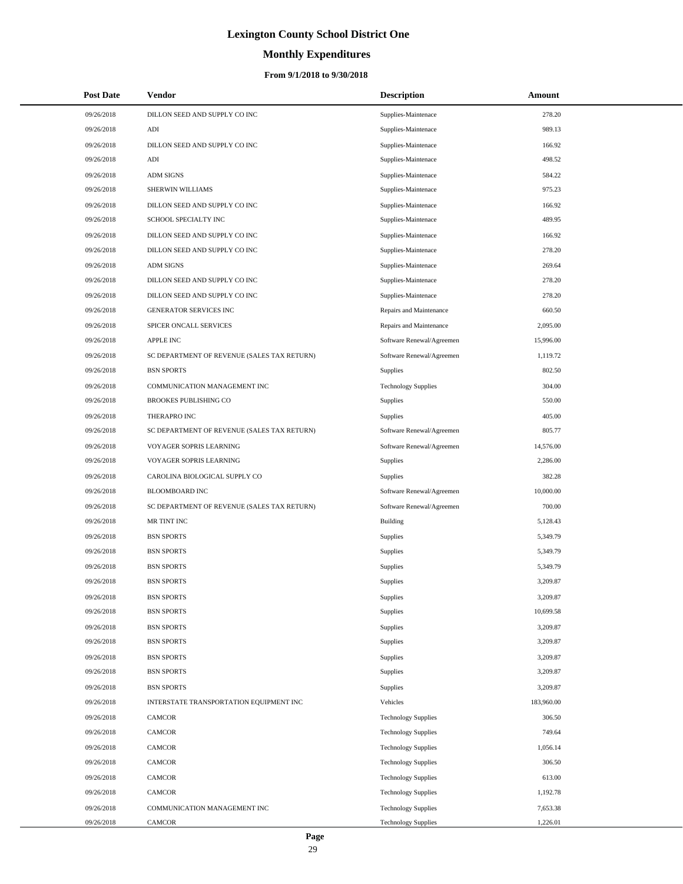# Lexington County School District One

## Monthly Expenditures

### From 9/1/2018 to 9/30/2018

| Post Date | Vendor | Description | Amount |
|---|---|---|---|
| 09/26/2018 | DILLON SEED AND SUPPLY CO INC | Supplies-Maintenace | 278.20 |
| 09/26/2018 | ADI | Supplies-Maintenace | 989.13 |
| 09/26/2018 | DILLON SEED AND SUPPLY CO INC | Supplies-Maintenace | 166.92 |
| 09/26/2018 | ADI | Supplies-Maintenace | 498.52 |
| 09/26/2018 | ADM SIGNS | Supplies-Maintenace | 584.22 |
| 09/26/2018 | SHERWIN WILLIAMS | Supplies-Maintenace | 975.23 |
| 09/26/2018 | DILLON SEED AND SUPPLY CO INC | Supplies-Maintenace | 166.92 |
| 09/26/2018 | SCHOOL SPECIALTY INC | Supplies-Maintenace | 489.95 |
| 09/26/2018 | DILLON SEED AND SUPPLY CO INC | Supplies-Maintenace | 166.92 |
| 09/26/2018 | DILLON SEED AND SUPPLY CO INC | Supplies-Maintenace | 278.20 |
| 09/26/2018 | ADM SIGNS | Supplies-Maintenace | 269.64 |
| 09/26/2018 | DILLON SEED AND SUPPLY CO INC | Supplies-Maintenace | 278.20 |
| 09/26/2018 | DILLON SEED AND SUPPLY CO INC | Supplies-Maintenace | 278.20 |
| 09/26/2018 | GENERATOR SERVICES INC | Repairs and Maintenance | 660.50 |
| 09/26/2018 | SPICER ONCALL SERVICES | Repairs and Maintenance | 2,095.00 |
| 09/26/2018 | APPLE INC | Software Renewal/Agreemen | 15,996.00 |
| 09/26/2018 | SC DEPARTMENT OF REVENUE (SALES TAX RETURN) | Software Renewal/Agreemen | 1,119.72 |
| 09/26/2018 | BSN SPORTS | Supplies | 802.50 |
| 09/26/2018 | COMMUNICATION MANAGEMENT INC | Technology Supplies | 304.00 |
| 09/26/2018 | BROOKES PUBLISHING CO | Supplies | 550.00 |
| 09/26/2018 | THERAPRO INC | Supplies | 405.00 |
| 09/26/2018 | SC DEPARTMENT OF REVENUE (SALES TAX RETURN) | Software Renewal/Agreemen | 805.77 |
| 09/26/2018 | VOYAGER SOPRIS LEARNING | Software Renewal/Agreemen | 14,576.00 |
| 09/26/2018 | VOYAGER SOPRIS LEARNING | Supplies | 2,286.00 |
| 09/26/2018 | CAROLINA BIOLOGICAL SUPPLY CO | Supplies | 382.28 |
| 09/26/2018 | BLOOMBOARD INC | Software Renewal/Agreemen | 10,000.00 |
| 09/26/2018 | SC DEPARTMENT OF REVENUE (SALES TAX RETURN) | Software Renewal/Agreemen | 700.00 |
| 09/26/2018 | MR TINT INC | Building | 5,128.43 |
| 09/26/2018 | BSN SPORTS | Supplies | 5,349.79 |
| 09/26/2018 | BSN SPORTS | Supplies | 5,349.79 |
| 09/26/2018 | BSN SPORTS | Supplies | 5,349.79 |
| 09/26/2018 | BSN SPORTS | Supplies | 3,209.87 |
| 09/26/2018 | BSN SPORTS | Supplies | 3,209.87 |
| 09/26/2018 | BSN SPORTS | Supplies | 10,699.58 |
| 09/26/2018 | BSN SPORTS | Supplies | 3,209.87 |
| 09/26/2018 | BSN SPORTS | Supplies | 3,209.87 |
| 09/26/2018 | BSN SPORTS | Supplies | 3,209.87 |
| 09/26/2018 | BSN SPORTS | Supplies | 3,209.87 |
| 09/26/2018 | BSN SPORTS | Supplies | 3,209.87 |
| 09/26/2018 | INTERSTATE TRANSPORTATION EQUIPMENT INC | Vehicles | 183,960.00 |
| 09/26/2018 | CAMCOR | Technology Supplies | 306.50 |
| 09/26/2018 | CAMCOR | Technology Supplies | 749.64 |
| 09/26/2018 | CAMCOR | Technology Supplies | 1,056.14 |
| 09/26/2018 | CAMCOR | Technology Supplies | 306.50 |
| 09/26/2018 | CAMCOR | Technology Supplies | 613.00 |
| 09/26/2018 | CAMCOR | Technology Supplies | 1,192.78 |
| 09/26/2018 | COMMUNICATION MANAGEMENT INC | Technology Supplies | 7,653.38 |
| 09/26/2018 | CAMCOR | Technology Supplies | 1,226.01 |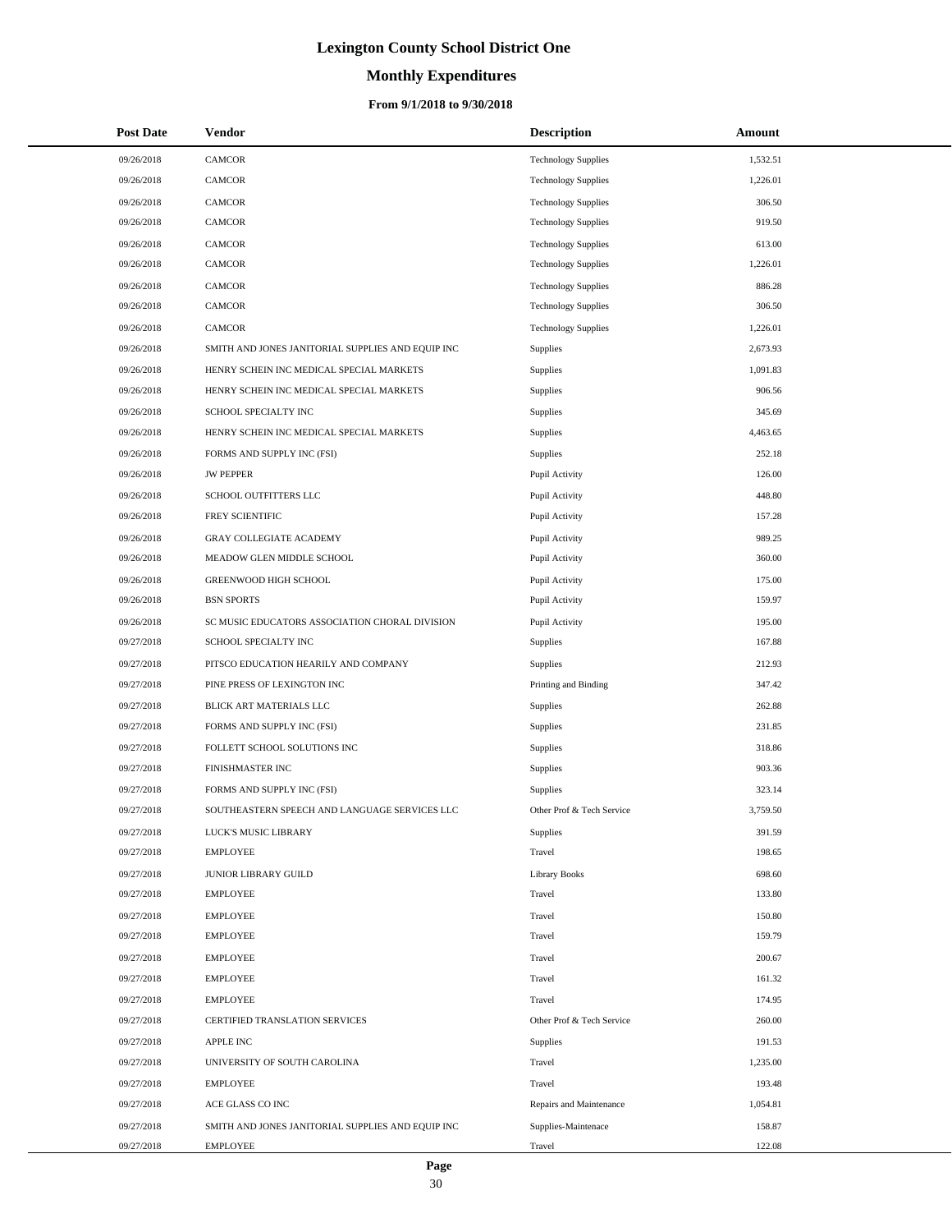# Lexington County School District One

## Monthly Expenditures

### From 9/1/2018 to 9/30/2018

| Post Date | Vendor | Description | Amount |
|---|---|---|---|
| 09/26/2018 | CAMCOR | Technology Supplies | 1,532.51 |
| 09/26/2018 | CAMCOR | Technology Supplies | 1,226.01 |
| 09/26/2018 | CAMCOR | Technology Supplies | 306.50 |
| 09/26/2018 | CAMCOR | Technology Supplies | 919.50 |
| 09/26/2018 | CAMCOR | Technology Supplies | 613.00 |
| 09/26/2018 | CAMCOR | Technology Supplies | 1,226.01 |
| 09/26/2018 | CAMCOR | Technology Supplies | 886.28 |
| 09/26/2018 | CAMCOR | Technology Supplies | 306.50 |
| 09/26/2018 | CAMCOR | Technology Supplies | 1,226.01 |
| 09/26/2018 | SMITH AND JONES JANITORIAL SUPPLIES AND EQUIP INC | Supplies | 2,673.93 |
| 09/26/2018 | HENRY SCHEIN INC MEDICAL SPECIAL MARKETS | Supplies | 1,091.83 |
| 09/26/2018 | HENRY SCHEIN INC MEDICAL SPECIAL MARKETS | Supplies | 906.56 |
| 09/26/2018 | SCHOOL SPECIALTY INC | Supplies | 345.69 |
| 09/26/2018 | HENRY SCHEIN INC MEDICAL SPECIAL MARKETS | Supplies | 4,463.65 |
| 09/26/2018 | FORMS AND SUPPLY INC (FSI) | Supplies | 252.18 |
| 09/26/2018 | JW PEPPER | Pupil Activity | 126.00 |
| 09/26/2018 | SCHOOL OUTFITTERS LLC | Pupil Activity | 448.80 |
| 09/26/2018 | FREY SCIENTIFIC | Pupil Activity | 157.28 |
| 09/26/2018 | GRAY COLLEGIATE ACADEMY | Pupil Activity | 989.25 |
| 09/26/2018 | MEADOW GLEN MIDDLE SCHOOL | Pupil Activity | 360.00 |
| 09/26/2018 | GREENWOOD HIGH SCHOOL | Pupil Activity | 175.00 |
| 09/26/2018 | BSN SPORTS | Pupil Activity | 159.97 |
| 09/26/2018 | SC MUSIC EDUCATORS ASSOCIATION CHORAL DIVISION | Pupil Activity | 195.00 |
| 09/27/2018 | SCHOOL SPECIALTY INC | Supplies | 167.88 |
| 09/27/2018 | PITSCO EDUCATION HEARILY AND COMPANY | Supplies | 212.93 |
| 09/27/2018 | PINE PRESS OF LEXINGTON INC | Printing and Binding | 347.42 |
| 09/27/2018 | BLICK ART MATERIALS LLC | Supplies | 262.88 |
| 09/27/2018 | FORMS AND SUPPLY INC (FSI) | Supplies | 231.85 |
| 09/27/2018 | FOLLETT SCHOOL SOLUTIONS INC | Supplies | 318.86 |
| 09/27/2018 | FINISHMASTER INC | Supplies | 903.36 |
| 09/27/2018 | FORMS AND SUPPLY INC (FSI) | Supplies | 323.14 |
| 09/27/2018 | SOUTHEASTERN SPEECH AND LANGUAGE SERVICES LLC | Other Prof & Tech Service | 3,759.50 |
| 09/27/2018 | LUCK'S MUSIC LIBRARY | Supplies | 391.59 |
| 09/27/2018 | EMPLOYEE | Travel | 198.65 |
| 09/27/2018 | JUNIOR LIBRARY GUILD | Library Books | 698.60 |
| 09/27/2018 | EMPLOYEE | Travel | 133.80 |
| 09/27/2018 | EMPLOYEE | Travel | 150.80 |
| 09/27/2018 | EMPLOYEE | Travel | 159.79 |
| 09/27/2018 | EMPLOYEE | Travel | 200.67 |
| 09/27/2018 | EMPLOYEE | Travel | 161.32 |
| 09/27/2018 | EMPLOYEE | Travel | 174.95 |
| 09/27/2018 | CERTIFIED TRANSLATION SERVICES | Other Prof & Tech Service | 260.00 |
| 09/27/2018 | APPLE INC | Supplies | 191.53 |
| 09/27/2018 | UNIVERSITY OF SOUTH CAROLINA | Travel | 1,235.00 |
| 09/27/2018 | EMPLOYEE | Travel | 193.48 |
| 09/27/2018 | ACE GLASS CO INC | Repairs and Maintenance | 1,054.81 |
| 09/27/2018 | SMITH AND JONES JANITORIAL SUPPLIES AND EQUIP INC | Supplies-Maintenace | 158.87 |
| 09/27/2018 | EMPLOYEE | Travel | 122.08 |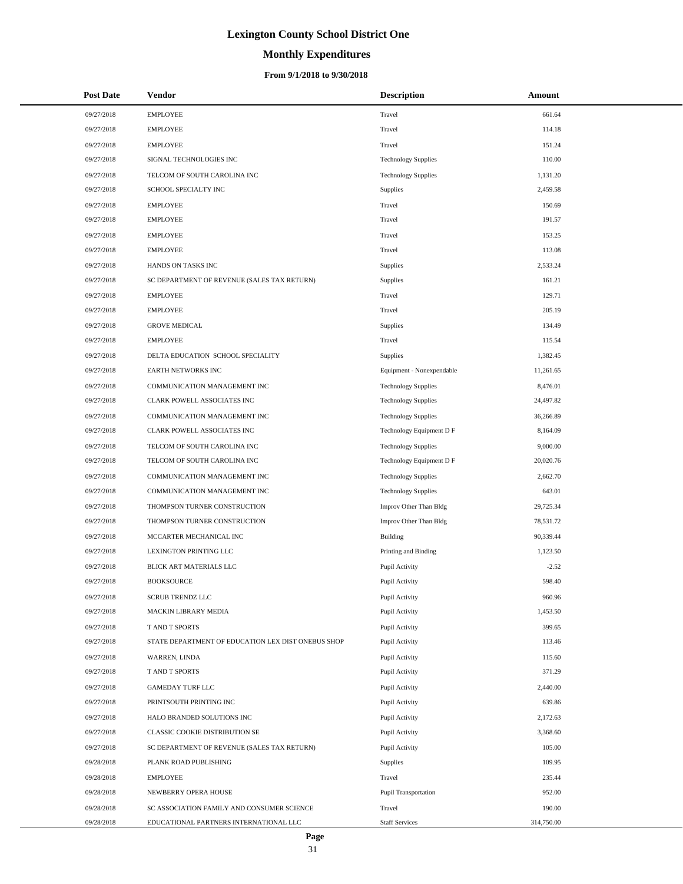# Lexington County School District One

## Monthly Expenditures

### From 9/1/2018 to 9/30/2018

| Post Date | Vendor | Description | Amount |
|---|---|---|---|
| 09/27/2018 | EMPLOYEE | Travel | 661.64 |
| 09/27/2018 | EMPLOYEE | Travel | 114.18 |
| 09/27/2018 | EMPLOYEE | Travel | 151.24 |
| 09/27/2018 | SIGNAL TECHNOLOGIES INC | Technology Supplies | 110.00 |
| 09/27/2018 | TELCOM OF SOUTH CAROLINA INC | Technology Supplies | 1,131.20 |
| 09/27/2018 | SCHOOL SPECIALTY INC | Supplies | 2,459.58 |
| 09/27/2018 | EMPLOYEE | Travel | 150.69 |
| 09/27/2018 | EMPLOYEE | Travel | 191.57 |
| 09/27/2018 | EMPLOYEE | Travel | 153.25 |
| 09/27/2018 | EMPLOYEE | Travel | 113.08 |
| 09/27/2018 | HANDS ON TASKS INC | Supplies | 2,533.24 |
| 09/27/2018 | SC DEPARTMENT OF REVENUE (SALES TAX RETURN) | Supplies | 161.21 |
| 09/27/2018 | EMPLOYEE | Travel | 129.71 |
| 09/27/2018 | EMPLOYEE | Travel | 205.19 |
| 09/27/2018 | GROVE MEDICAL | Supplies | 134.49 |
| 09/27/2018 | EMPLOYEE | Travel | 115.54 |
| 09/27/2018 | DELTA EDUCATION SCHOOL SPECIALITY | Supplies | 1,382.45 |
| 09/27/2018 | EARTH NETWORKS INC | Equipment - Nonexpendable | 11,261.65 |
| 09/27/2018 | COMMUNICATION MANAGEMENT INC | Technology Supplies | 8,476.01 |
| 09/27/2018 | CLARK POWELL ASSOCIATES INC | Technology Supplies | 24,497.82 |
| 09/27/2018 | COMMUNICATION MANAGEMENT INC | Technology Supplies | 36,266.89 |
| 09/27/2018 | CLARK POWELL ASSOCIATES INC | Technology Equipment D F | 8,164.09 |
| 09/27/2018 | TELCOM OF SOUTH CAROLINA INC | Technology Supplies | 9,000.00 |
| 09/27/2018 | TELCOM OF SOUTH CAROLINA INC | Technology Equipment D F | 20,020.76 |
| 09/27/2018 | COMMUNICATION MANAGEMENT INC | Technology Supplies | 2,662.70 |
| 09/27/2018 | COMMUNICATION MANAGEMENT INC | Technology Supplies | 643.01 |
| 09/27/2018 | THOMPSON TURNER CONSTRUCTION | Improv Other Than Bldg | 29,725.34 |
| 09/27/2018 | THOMPSON TURNER CONSTRUCTION | Improv Other Than Bldg | 78,531.72 |
| 09/27/2018 | MCCARTER MECHANICAL INC | Building | 90,339.44 |
| 09/27/2018 | LEXINGTON PRINTING LLC | Printing and Binding | 1,123.50 |
| 09/27/2018 | BLICK ART MATERIALS LLC | Pupil Activity | -2.52 |
| 09/27/2018 | BOOKSOURCE | Pupil Activity | 598.40 |
| 09/27/2018 | SCRUB TRENDZ LLC | Pupil Activity | 960.96 |
| 09/27/2018 | MACKIN LIBRARY MEDIA | Pupil Activity | 1,453.50 |
| 09/27/2018 | T AND T SPORTS | Pupil Activity | 399.65 |
| 09/27/2018 | STATE DEPARTMENT OF EDUCATION LEX DIST ONEBUS SHOP | Pupil Activity | 113.46 |
| 09/27/2018 | WARREN, LINDA | Pupil Activity | 115.60 |
| 09/27/2018 | T AND T SPORTS | Pupil Activity | 371.29 |
| 09/27/2018 | GAMEDAY TURF LLC | Pupil Activity | 2,440.00 |
| 09/27/2018 | PRINTSOUTH PRINTING INC | Pupil Activity | 639.86 |
| 09/27/2018 | HALO BRANDED SOLUTIONS INC | Pupil Activity | 2,172.63 |
| 09/27/2018 | CLASSIC COOKIE DISTRIBUTION SE | Pupil Activity | 3,368.60 |
| 09/27/2018 | SC DEPARTMENT OF REVENUE (SALES TAX RETURN) | Pupil Activity | 105.00 |
| 09/28/2018 | PLANK ROAD PUBLISHING | Supplies | 109.95 |
| 09/28/2018 | EMPLOYEE | Travel | 235.44 |
| 09/28/2018 | NEWBERRY OPERA HOUSE | Pupil Transportation | 952.00 |
| 09/28/2018 | SC ASSOCIATION FAMILY AND CONSUMER SCIENCE | Travel | 190.00 |
| 09/28/2018 | EDUCATIONAL PARTNERS INTERNATIONAL LLC | Staff Services | 314,750.00 |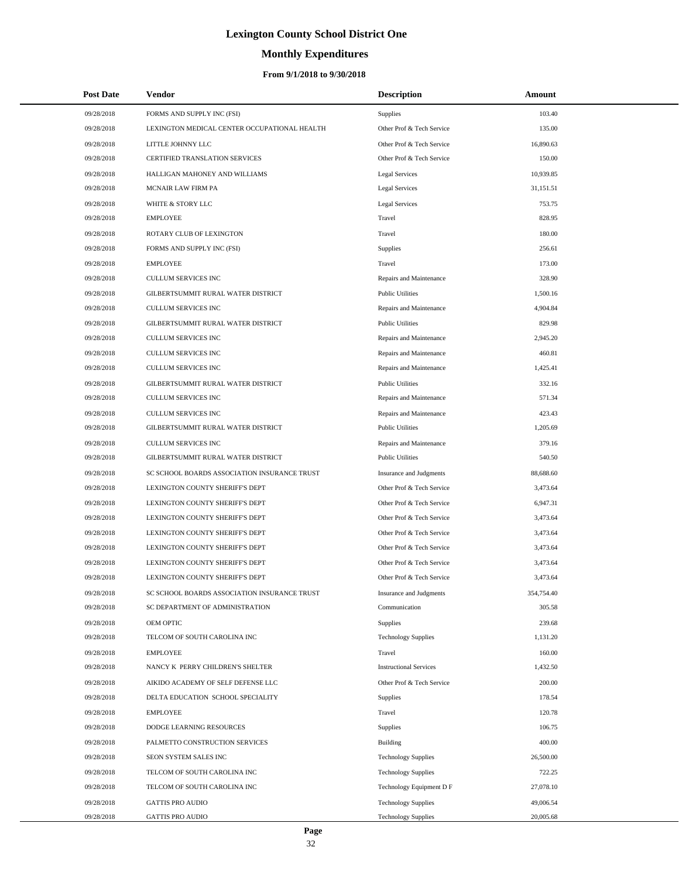# Lexington County School District One

## Monthly Expenditures

### From 9/1/2018 to 9/30/2018

| Post Date | Vendor | Description | Amount |
|---|---|---|---|
| 09/28/2018 | FORMS AND SUPPLY INC (FSI) | Supplies | 103.40 |
| 09/28/2018 | LEXINGTON MEDICAL CENTER OCCUPATIONAL HEALTH | Other Prof & Tech Service | 135.00 |
| 09/28/2018 | LITTLE JOHNNY LLC | Other Prof & Tech Service | 16,890.63 |
| 09/28/2018 | CERTIFIED TRANSLATION SERVICES | Other Prof & Tech Service | 150.00 |
| 09/28/2018 | HALLIGAN MAHONEY AND WILLIAMS | Legal Services | 10,939.85 |
| 09/28/2018 | MCNAIR LAW FIRM PA | Legal Services | 31,151.51 |
| 09/28/2018 | WHITE & STORY LLC | Legal Services | 753.75 |
| 09/28/2018 | EMPLOYEE | Travel | 828.95 |
| 09/28/2018 | ROTARY CLUB OF LEXINGTON | Travel | 180.00 |
| 09/28/2018 | FORMS AND SUPPLY INC (FSI) | Supplies | 256.61 |
| 09/28/2018 | EMPLOYEE | Travel | 173.00 |
| 09/28/2018 | CULLUM SERVICES INC | Repairs and Maintenance | 328.90 |
| 09/28/2018 | GILBERTSUMMIT RURAL WATER DISTRICT | Public Utilities | 1,500.16 |
| 09/28/2018 | CULLUM SERVICES INC | Repairs and Maintenance | 4,904.84 |
| 09/28/2018 | GILBERTSUMMIT RURAL WATER DISTRICT | Public Utilities | 829.98 |
| 09/28/2018 | CULLUM SERVICES INC | Repairs and Maintenance | 2,945.20 |
| 09/28/2018 | CULLUM SERVICES INC | Repairs and Maintenance | 460.81 |
| 09/28/2018 | CULLUM SERVICES INC | Repairs and Maintenance | 1,425.41 |
| 09/28/2018 | GILBERTSUMMIT RURAL WATER DISTRICT | Public Utilities | 332.16 |
| 09/28/2018 | CULLUM SERVICES INC | Repairs and Maintenance | 571.34 |
| 09/28/2018 | CULLUM SERVICES INC | Repairs and Maintenance | 423.43 |
| 09/28/2018 | GILBERTSUMMIT RURAL WATER DISTRICT | Public Utilities | 1,205.69 |
| 09/28/2018 | CULLUM SERVICES INC | Repairs and Maintenance | 379.16 |
| 09/28/2018 | GILBERTSUMMIT RURAL WATER DISTRICT | Public Utilities | 540.50 |
| 09/28/2018 | SC SCHOOL BOARDS ASSOCIATION INSURANCE TRUST | Insurance and Judgments | 88,688.60 |
| 09/28/2018 | LEXINGTON COUNTY SHERIFF'S DEPT | Other Prof & Tech Service | 3,473.64 |
| 09/28/2018 | LEXINGTON COUNTY SHERIFF'S DEPT | Other Prof & Tech Service | 6,947.31 |
| 09/28/2018 | LEXINGTON COUNTY SHERIFF'S DEPT | Other Prof & Tech Service | 3,473.64 |
| 09/28/2018 | LEXINGTON COUNTY SHERIFF'S DEPT | Other Prof & Tech Service | 3,473.64 |
| 09/28/2018 | LEXINGTON COUNTY SHERIFF'S DEPT | Other Prof & Tech Service | 3,473.64 |
| 09/28/2018 | LEXINGTON COUNTY SHERIFF'S DEPT | Other Prof & Tech Service | 3,473.64 |
| 09/28/2018 | LEXINGTON COUNTY SHERIFF'S DEPT | Other Prof & Tech Service | 3,473.64 |
| 09/28/2018 | SC SCHOOL BOARDS ASSOCIATION INSURANCE TRUST | Insurance and Judgments | 354,754.40 |
| 09/28/2018 | SC DEPARTMENT OF ADMINISTRATION | Communication | 305.58 |
| 09/28/2018 | OEM OPTIC | Supplies | 239.68 |
| 09/28/2018 | TELCOM OF SOUTH CAROLINA INC | Technology Supplies | 1,131.20 |
| 09/28/2018 | EMPLOYEE | Travel | 160.00 |
| 09/28/2018 | NANCY K PERRY CHILDREN'S SHELTER | Instructional Services | 1,432.50 |
| 09/28/2018 | AIKIDO ACADEMY OF SELF DEFENSE LLC | Other Prof & Tech Service | 200.00 |
| 09/28/2018 | DELTA EDUCATION SCHOOL SPECIALITY | Supplies | 178.54 |
| 09/28/2018 | EMPLOYEE | Travel | 120.78 |
| 09/28/2018 | DODGE LEARNING RESOURCES | Supplies | 106.75 |
| 09/28/2018 | PALMETTO CONSTRUCTION SERVICES | Building | 400.00 |
| 09/28/2018 | SEON SYSTEM SALES INC | Technology Supplies | 26,500.00 |
| 09/28/2018 | TELCOM OF SOUTH CAROLINA INC | Technology Supplies | 722.25 |
| 09/28/2018 | TELCOM OF SOUTH CAROLINA INC | Technology Equipment D F | 27,078.10 |
| 09/28/2018 | GATTIS PRO AUDIO | Technology Supplies | 49,006.54 |
| 09/28/2018 | GATTIS PRO AUDIO | Technology Supplies | 20,005.68 |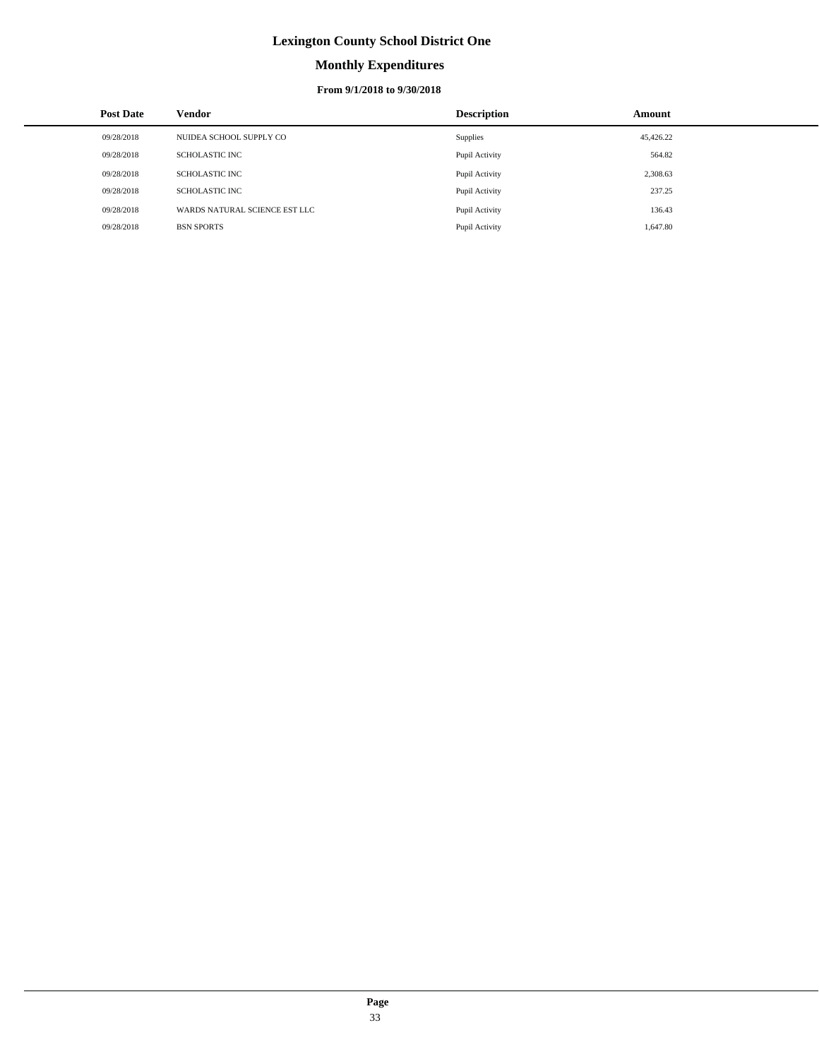# Lexington County School District One

## Monthly Expenditures

### From 9/1/2018 to 9/30/2018

| Post Date | Vendor | Description | Amount |
|---|---|---|---|
| 09/28/2018 | NUIDEA SCHOOL SUPPLY CO | Supplies | 45,426.22 |
| 09/28/2018 | SCHOLASTIC INC | Pupil Activity | 564.82 |
| 09/28/2018 | SCHOLASTIC INC | Pupil Activity | 2,308.63 |
| 09/28/2018 | SCHOLASTIC INC | Pupil Activity | 237.25 |
| 09/28/2018 | WARDS NATURAL SCIENCE EST LLC | Pupil Activity | 136.43 |
| 09/28/2018 | BSN SPORTS | Pupil Activity | 1,647.80 |